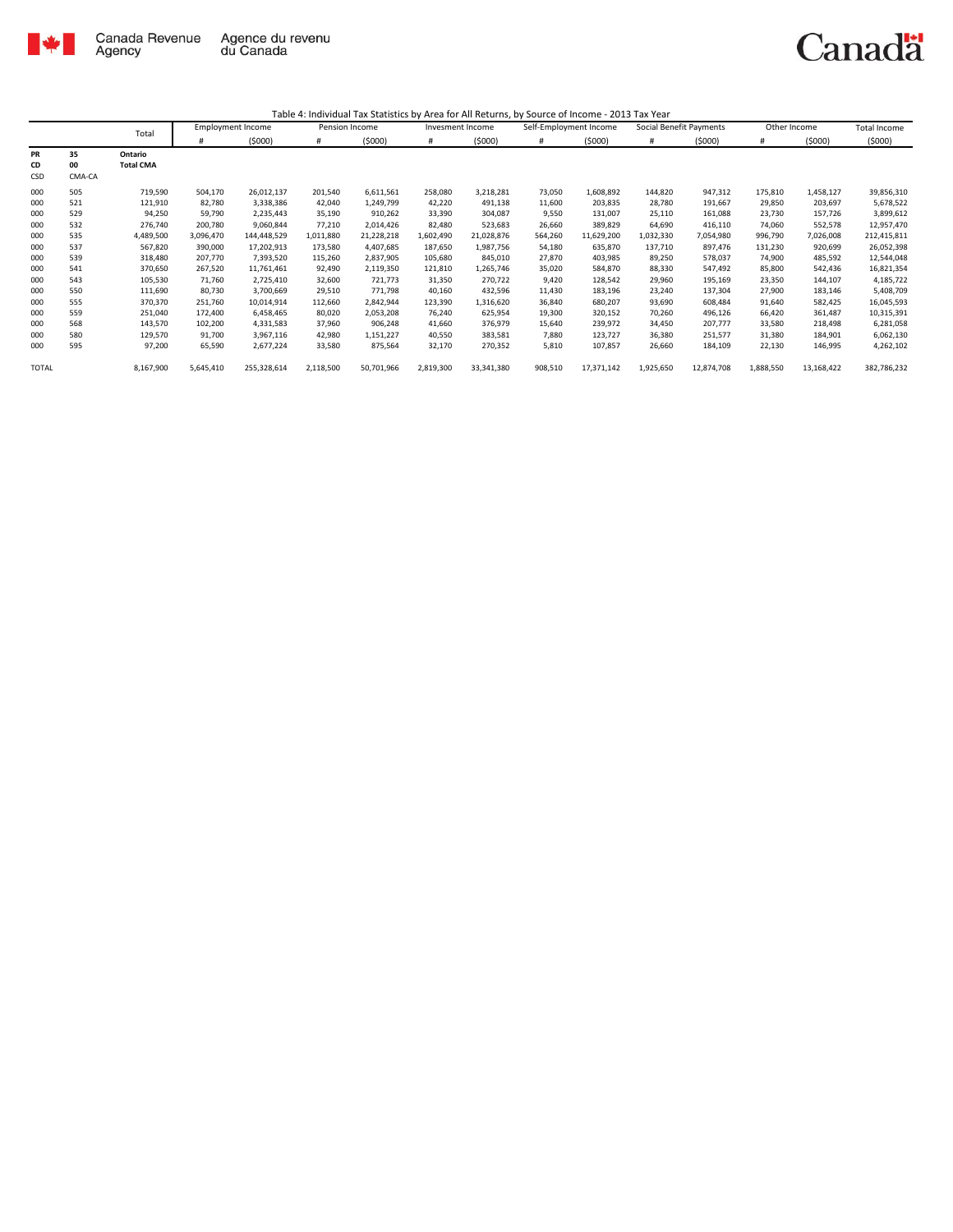Canada Revenue Agency | Agence du revenu du Canada

Canada

Table 4: Individual Tax Statistics by Area for All Returns, by Source of Income - 2013 Tax Year

| | | Total | Employment Income | | Pension Income | | Invesment Income | | Self-Employment Income | | Social Benefit Payments | | Other Income | | Total Income |
|---|---|---|---|---|---|---|---|---|---|---|---|---|---|---|---|
| | | | # | ($000) | # | ($000) | # | ($000) | # | ($000) | # | ($000) | # | ($000) | ($000) |
| **PR** | **35** | **Ontario** | | | | | | | | | | | | | |
| **CD** | **00** | **Total CMA** | | | | | | | | | | | | | |
| CSD | CMA-CA | | | | | | | | | | | | | | |
| 000 | 505 | 719,590 | 504,170 | 26,012,137 | 201,540 | 6,611,561 | 258,080 | 3,218,281 | 73,050 | 1,608,892 | 144,820 | 947,312 | 175,810 | 1,458,127 | 39,856,310 |
| 000 | 521 | 121,910 | 82,780 | 3,338,386 | 42,040 | 1,249,799 | 42,220 | 491,138 | 11,600 | 203,835 | 28,780 | 191,667 | 29,850 | 203,697 | 5,678,522 |
| 000 | 529 | 94,250 | 59,790 | 2,235,443 | 35,190 | 910,262 | 33,390 | 304,087 | 9,550 | 131,007 | 25,110 | 161,088 | 23,730 | 157,726 | 3,899,612 |
| 000 | 532 | 276,740 | 200,780 | 9,060,844 | 77,210 | 2,014,426 | 82,480 | 523,683 | 26,660 | 389,829 | 64,690 | 416,110 | 74,060 | 552,578 | 12,957,470 |
| 000 | 535 | 4,489,500 | 3,096,470 | 144,448,529 | 1,011,880 | 21,228,218 | 1,602,490 | 21,028,876 | 564,260 | 11,629,200 | 1,032,330 | 7,054,980 | 996,790 | 7,026,008 | 212,415,811 |
| 000 | 537 | 567,820 | 390,000 | 17,202,913 | 173,580 | 4,407,685 | 187,650 | 1,987,756 | 54,180 | 635,870 | 137,710 | 897,476 | 131,230 | 920,699 | 26,052,398 |
| 000 | 539 | 318,480 | 207,770 | 7,393,520 | 115,260 | 2,837,905 | 105,680 | 845,010 | 27,870 | 403,985 | 89,250 | 578,037 | 74,900 | 485,592 | 12,544,048 |
| 000 | 541 | 370,650 | 267,520 | 11,761,461 | 92,490 | 2,119,350 | 121,810 | 1,265,746 | 35,020 | 584,870 | 88,330 | 547,492 | 85,800 | 542,436 | 16,821,354 |
| 000 | 543 | 105,530 | 71,760 | 2,725,410 | 32,600 | 721,773 | 31,350 | 270,722 | 9,420 | 128,542 | 29,960 | 195,169 | 23,350 | 144,107 | 4,185,722 |
| 000 | 550 | 111,690 | 80,730 | 3,700,669 | 29,510 | 771,798 | 40,160 | 432,596 | 11,430 | 183,196 | 23,240 | 137,304 | 27,900 | 183,146 | 5,408,709 |
| 000 | 555 | 370,370 | 251,760 | 10,014,914 | 112,660 | 2,842,944 | 123,390 | 1,316,620 | 36,840 | 680,207 | 93,690 | 608,484 | 91,640 | 582,425 | 16,045,593 |
| 000 | 559 | 251,040 | 172,400 | 6,458,465 | 80,020 | 2,053,208 | 76,240 | 625,954 | 19,300 | 320,152 | 70,260 | 496,126 | 66,420 | 361,487 | 10,315,391 |
| 000 | 568 | 143,570 | 102,200 | 4,331,583 | 37,960 | 906,248 | 41,660 | 376,979 | 15,640 | 239,972 | 34,450 | 207,777 | 33,580 | 218,498 | 6,281,058 |
| 000 | 580 | 129,570 | 91,700 | 3,967,116 | 42,980 | 1,151,227 | 40,550 | 383,581 | 7,880 | 123,727 | 36,380 | 251,577 | 31,380 | 184,901 | 6,062,130 |
| 000 | 595 | 97,200 | 65,590 | 2,677,224 | 33,580 | 875,564 | 32,170 | 270,352 | 5,810 | 107,857 | 26,660 | 184,109 | 22,130 | 146,995 | 4,262,102 |
| TOTAL | | 8,167,900 | 5,645,410 | 255,328,614 | 2,118,500 | 50,701,966 | 2,819,300 | 33,341,380 | 908,510 | 17,371,142 | 1,925,650 | 12,874,708 | 1,888,550 | 13,168,422 | 382,786,232 |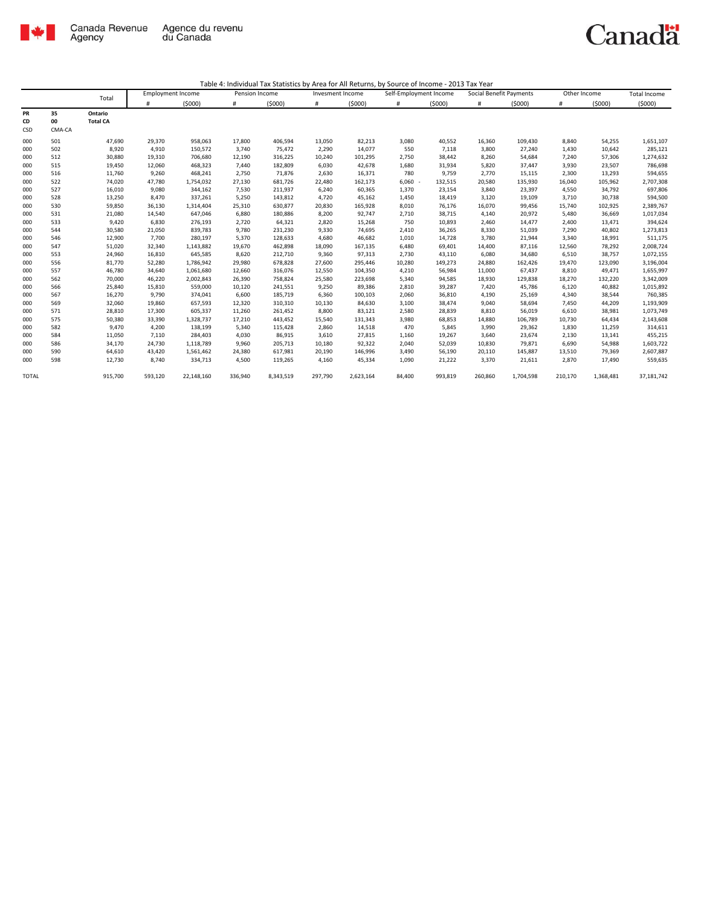Table 4: Individual Tax Statistics by Area for All Returns, by Source of Income - 2013 Tax Year

| | | Total | Employment Income | | Pension Income | | Invesment Income | | Self-Employment Income | | Social Benefit Payments | | Other Income | | Total Income |
|---|---|---|---|---|---|---|---|---|---|---|---|---|---|---|---|
| | | | # | ($000) | # | ($000) | # | ($000) | # | ($000) | # | ($000) | # | ($000) | ($000) |
| **PR** | **35** | **Ontario** | | | | | | | | | | | | | |
| **CD** | **00** | **Total CA** | | | | | | | | | | | | | |
| CSD | CMA-CA | | | | | | | | | | | | | | |
| 000 | 501 | 47,690 | 29,370 | 958,063 | 17,800 | 406,594 | 13,050 | 82,213 | 3,080 | 40,552 | 16,360 | 109,430 | 8,840 | 54,255 | 1,651,107 |
| 000 | 502 | 8,920 | 4,910 | 150,572 | 3,740 | 75,472 | 2,290 | 14,077 | 550 | 7,118 | 3,800 | 27,240 | 1,430 | 10,642 | 285,121 |
| 000 | 512 | 30,880 | 19,310 | 706,680 | 12,190 | 316,225 | 10,240 | 101,295 | 2,750 | 38,442 | 8,260 | 54,684 | 7,240 | 57,306 | 1,274,632 |
| 000 | 515 | 19,450 | 12,060 | 468,323 | 7,440 | 182,809 | 6,030 | 42,678 | 1,680 | 31,934 | 5,820 | 37,447 | 3,930 | 23,507 | 786,698 |
| 000 | 516 | 11,760 | 9,260 | 468,241 | 2,750 | 71,876 | 2,630 | 16,371 | 780 | 9,759 | 2,770 | 15,115 | 2,300 | 13,293 | 594,655 |
| 000 | 522 | 74,020 | 47,780 | 1,754,032 | 27,130 | 681,726 | 22,480 | 162,173 | 6,060 - | 132,515 | 20,580 | 135,930 | 16,040 | 105,962 | 2,707,308 |
| 000 | 527 | 16,010 | 9,080 | 344,162 | 7,530 | 211,937 | 6,240 | 60,365 | 1,370 | 23,154 | 3,840 | 23,397 | 4,550 | 34,792 | 697,806 |
| 000 | 528 | 13,250 | 8,470 | 337,261 | 5,250 | 143,812 | 4,720 | 45,162 | 1,450 | 18,419 | 3,120 | 19,109 | 3,710 | 30,738 | 594,500 |
| 000 | 530 | 59,850 | 36,130 | 1,314,404 | 25,310 | 630,877 | 20,830 | 165,928 | 8,010 | 76,176 | 16,070 | 99,456 | 15,740 | 102,925 | 2,389,767 |
| 000 | 531 | 21,080 | 14,540 | 647,046 | 6,880 | 180,886 | 8,200 | 92,747 | 2,710 | 38,715 | 4,140 | 20,972 | 5,480 | 36,669 | 1,017,034 |
| 000 | 533 | 9,420 | 6,830 | 276,193 | 2,720 | 64,321 | 2,820 | 15,268 | 750 | 10,893 | 2,460 | 14,477 | 2,400 | 13,471 | 394,624 |
| 000 | 544 | 30,580 | 21,050 | 839,783 | 9,780 | 231,230 | 9,330 | 74,695 | 2,410 | 36,265 | 8,330 | 51,039 | 7,290 | 40,802 | 1,273,813 |
| 000 | 546 | 12,900 | 7,700 | 280,197 | 5,370 | 128,633 | 4,680 | 46,682 | 1,010 | 14,728 | 3,780 | 21,944 | 3,340 | 18,991 | 511,175 |
| 000 | 547 | 51,020 | 32,340 | 1,143,882 | 19,670 | 462,898 | 18,090 | 167,135 | 6,480 | 69,401 | 14,400 | 87,116 | 12,560 | 78,292 | 2,008,724 |
| 000 | 553 | 24,960 | 16,810 | 645,585 | 8,620 | 212,710 | 9,360 | 97,313 | 2,730 | 43,110 | 6,080 | 34,680 | 6,510 | 38,757 | 1,072,155 |
| 000 | 556 | 81,770 | 52,280 | 1,786,942 | 29,980 | 678,828 | 27,600 | 295,446 | 10,280 | 149,273 | 24,880 | 162,426 | 19,470 | 123,090 | 3,196,004 |
| 000 | 557 | 46,780 | 34,640 | 1,061,680 | 12,660 | 316,076 | 12,550 | 104,350 | 4,210 | 56,984 | 11,000 | 67,437 | 8,810 | 49,471 | 1,655,997 |
| 000 | 562 | 70,000 | 46,220 | 2,002,843 | 26,390 | 758,824 | 25,580 | 223,698 | 5,340 | 94,585 | 18,930 | 129,838 | 18,270 | 132,220 | 3,342,009 |
| 000 | 566 | 25,840 | 15,810 | 559,000 | 10,120 | 241,551 | 9,250 | 89,386 | 2,810 | 39,287 | 7,420 | 45,786 | 6,120 | 40,882 | 1,015,892 |
| 000 | 567 | 16,270 | 9,790 | 374,041 | 6,600 | 185,719 | 6,360 | 100,103 | 2,060 | 36,810 | 4,190 | 25,169 | 4,340 | 38,544 | 760,385 |
| 000 | 569 | 32,060 | 19,860 | 657,593 | 12,320 | 310,310 | 10,130 | 84,630 | 3,100 | 38,474 | 9,040 | 58,694 | 7,450 | 44,209 | 1,193,909 |
| 000 | 571 | 28,810 | 17,300 | 605,337 | 11,260 | 261,452 | 8,800 | 83,121 | 2,580 | 28,839 | 8,810 | 56,019 | 6,610 | 38,981 | 1,073,749 |
| 000 | 575 | 50,380 | 33,390 | 1,328,737 | 17,210 | 443,452 | 15,540 | 131,343 | 3,980 | 68,853 | 14,880 | 106,789 | 10,730 | 64,434 | 2,143,608 |
| 000 | 582 | 9,470 | 4,200 | 138,199 | 5,340 | 115,428 | 2,860 | 14,518 | 470 | 5,845 | 3,990 | 29,362 | 1,830 | 11,259 | 314,611 |
| 000 | 584 | 11,050 | 7,110 | 284,403 | 4,030 | 86,915 | 3,610 | 27,815 | 1,160 | 19,267 | 3,640 | 23,674 | 2,130 | 13,141 | 455,215 |
| 000 | 586 | 34,170 | 24,730 | 1,118,789 | 9,960 | 205,713 | 10,180 | 92,322 | 2,040 | 52,039 | 10,830 | 79,871 | 6,690 | 54,988 | 1,603,722 |
| 000 | 590 | 64,610 | 43,420 | 1,561,462 | 24,380 | 617,981 | 20,190 | 146,996 | 3,490 | 56,190 | 20,110 | 145,887 | 13,510 | 79,369 | 2,607,887 |
| 000 | 598 | 12,730 | 8,740 | 334,713 | 4,500 | 119,265 | 4,160 | 45,334 | 1,090 | 21,222 | 3,370 | 21,611 | 2,870 | 17,490 | 559,635 |
| TOTAL | | 915,700 | 593,120 | 22,148,160 | 336,940 | 8,343,519 | 297,790 | 2,623,164 | 84,400 | 993,819 | 260,860 | 1,704,598 | 210,170 | 1,368,481 | 37,181,742 |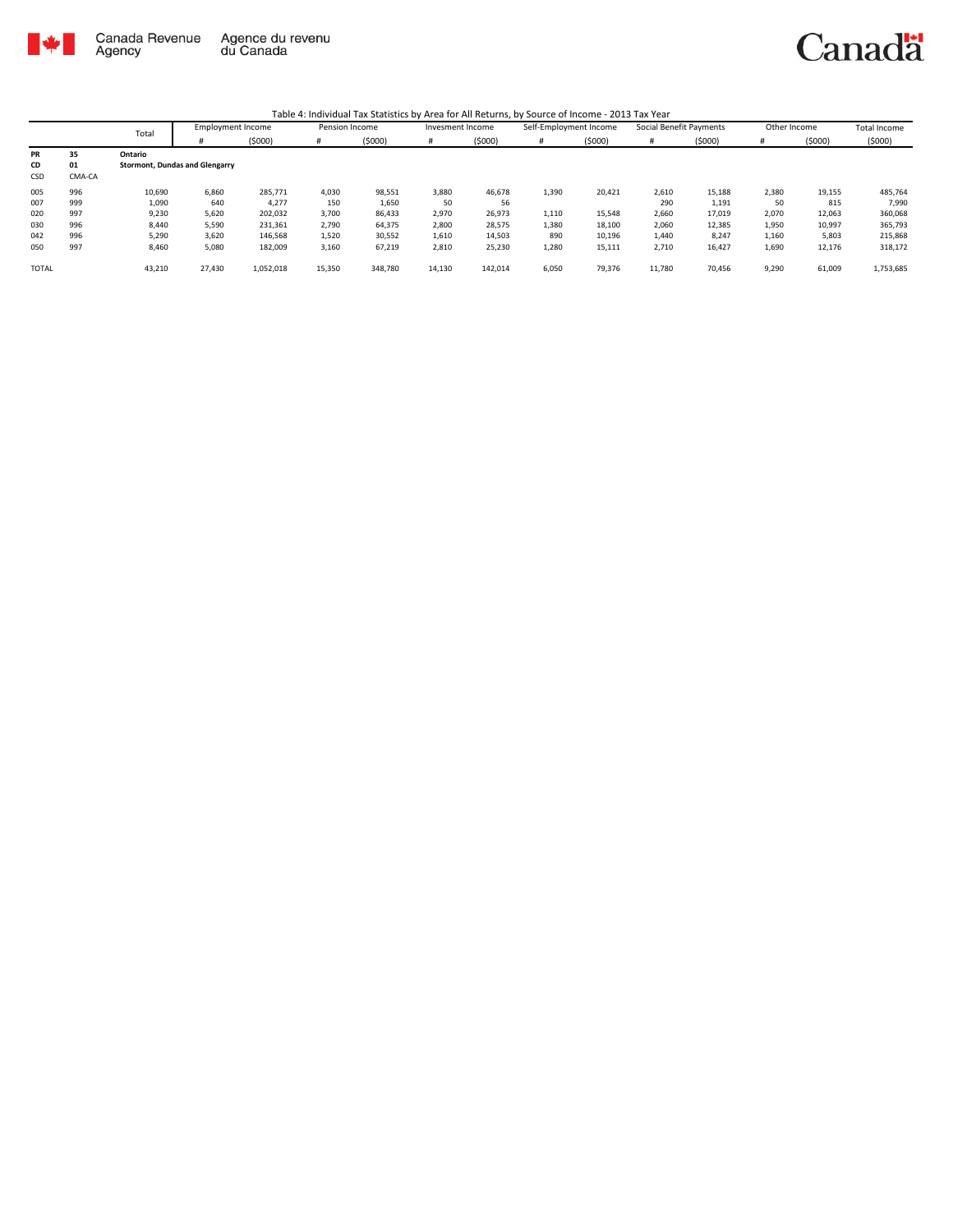Table 4: Individual Tax Statistics by Area for All Returns, by Source of Income - 2013 Tax Year

| | | Total | Employment Income | | Pension Income | | Invesment Income | | Self-Employment Income | | Social Benefit Payments | | Other Income | | Total Income |
|---|---|---|---|---|---|---|---|---|---|---|---|---|---|---|---|
| | | | # | ($000) | # | ($000) | # | ($000) | # | ($000) | # | ($000) | # | ($000) | ($000) |
| **PR** | **35** | **Ontario** | | | | | | | | | | | | | |
| **CD** | **01** | **Stormont, Dundas and Glengarry** | | | | | | | | | | | | | |
| CSD | CMA-CA | | | | | | | | | | | | | | |
| 005 | 996 | 10,690 | 6,860 | 285,771 | 4,030 | 98,551 | 3,880 | 46,678 | 1,390 | 20,421 | 2,610 | 15,188 | 2,380 | 19,155 | 485,764 |
| 007 | 999 | 1,090 | 640 | 4,277 | 150 | 1,650 | 50 | 56 | | | 290 | 1,191 | 50 | 815 | 7,990 |
| 020 | 997 | 9,230 | 5,620 | 202,032 | 3,700 | 86,433 | 2,970 | 26,973 | 1,110 | 15,548 | 2,660 | 17,019 | 2,070 | 12,063 | 360,068 |
| 030 | 996 | 8,440 | 5,590 | 231,361 | 2,790 | 64,375 | 2,800 | 28,575 | 1,380 | 18,100 | 2,060 | 12,385 | 1,950 | 10,997 | 365,793 |
| 042 | 996 | 5,290 | 3,620 | 146,568 | 1,520 | 30,552 | 1,610 | 14,503 | 890 | 10,196 | 1,440 | 8,247 | 1,160 | 5,803 | 215,868 |
| 050 | 997 | 8,460 | 5,080 | 182,009 | 3,160 | 67,219 | 2,810 | 25,230 | 1,280 | 15,111 | 2,710 | 16,427 | 1,690 | 12,176 | 318,172 |
| TOTAL | | 43,210 | 27,430 | 1,052,018 | 15,350 | 348,780 | 14,130 | 142,014 | 6,050 | 79,376 | 11,780 | 70,456 | 9,290 | 61,009 | 1,753,685 |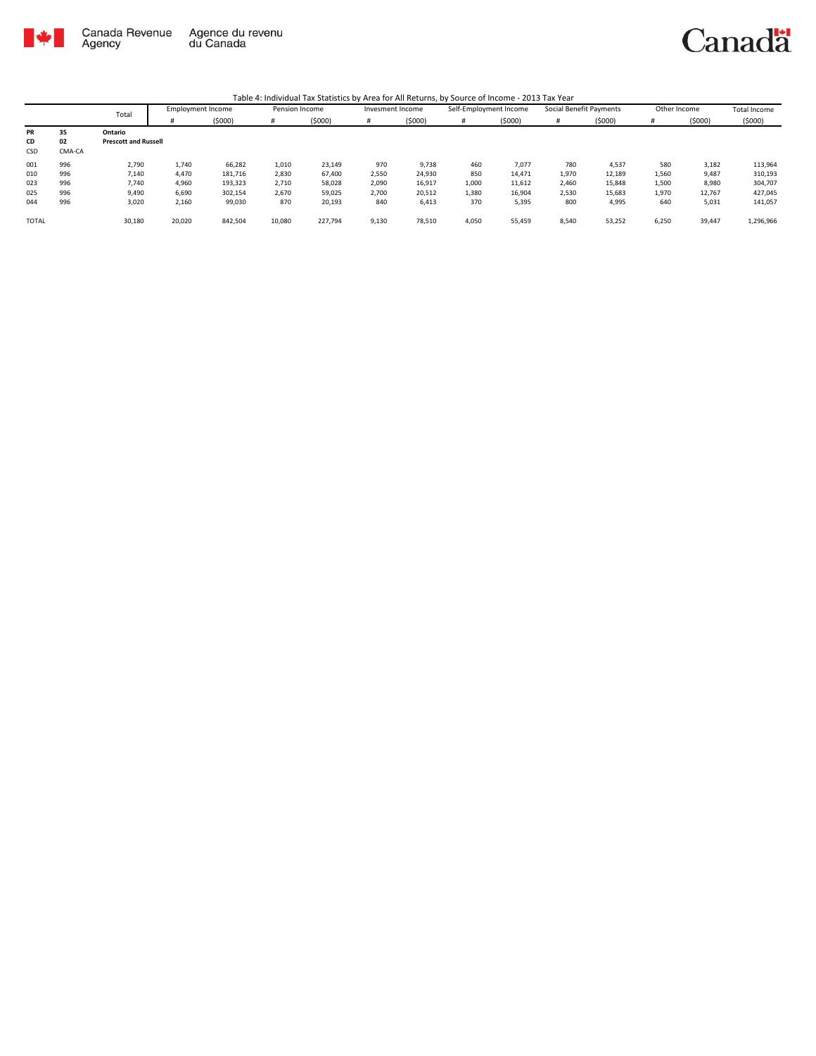Canada Revenue Agency | Agence du revenu du Canada

Table 4: Individual Tax Statistics by Area for All Returns, by Source of Income - 2013 Tax Year

| | | Total | Employment Income | | Pension Income | | Invesment Income | | Self-Employment Income | | Social Benefit Payments | | Other Income | | Total Income |
|---|---|---|---|---|---|---|---|---|---|---|---|---|---|---|---|
| | | | # | ($000) | # | ($000) | # | ($000) | # | ($000) | # | ($000) | # | ($000) | ($000) |
| **PR** | **35** | **Ontario** | | | | | | | | | | | | | |
| **CD** | **02** | **Prescott and Russell** | | | | | | | | | | | | | |
| CSD | CMA-CA | | | | | | | | | | | | | | |
| 001 | 996 | 2,790 | 1,740 | 66,282 | 1,010 | 23,149 | 970 | 9,738 | 460 | 7,077 | 780 | 4,537 | 580 | 3,182 | 113,964 |
| 010 | 996 | 7,140 | 4,470 | 181,716 | 2,830 | 67,400 | 2,550 | 24,930 | 850 | 14,471 | 1,970 | 12,189 | 1,560 | 9,487 | 310,193 |
| 023 | 996 | 7,740 | 4,960 | 193,323 | 2,710 | 58,028 | 2,090 | 16,917 | 1,000 | 11,612 | 2,460 | 15,848 | 1,500 | 8,980 | 304,707 |
| 025 | 996 | 9,490 | 6,690 | 302,154 | 2,670 | 59,025 | 2,700 | 20,512 | 1,380 | 16,904 | 2,530 | 15,683 | 1,970 | 12,767 | 427,045 |
| 044 | 996 | 3,020 | 2,160 | 99,030 | 870 | 20,193 | 840 | 6,413 | 370 | 5,395 | 800 | 4,995 | 640 | 5,031 | 141,057 |
| TOTAL | | 30,180 | 20,020 | 842,504 | 10,080 | 227,794 | 9,130 | 78,510 | 4,050 | 55,459 | 8,540 | 53,252 | 6,250 | 39,447 | 1,296,966 |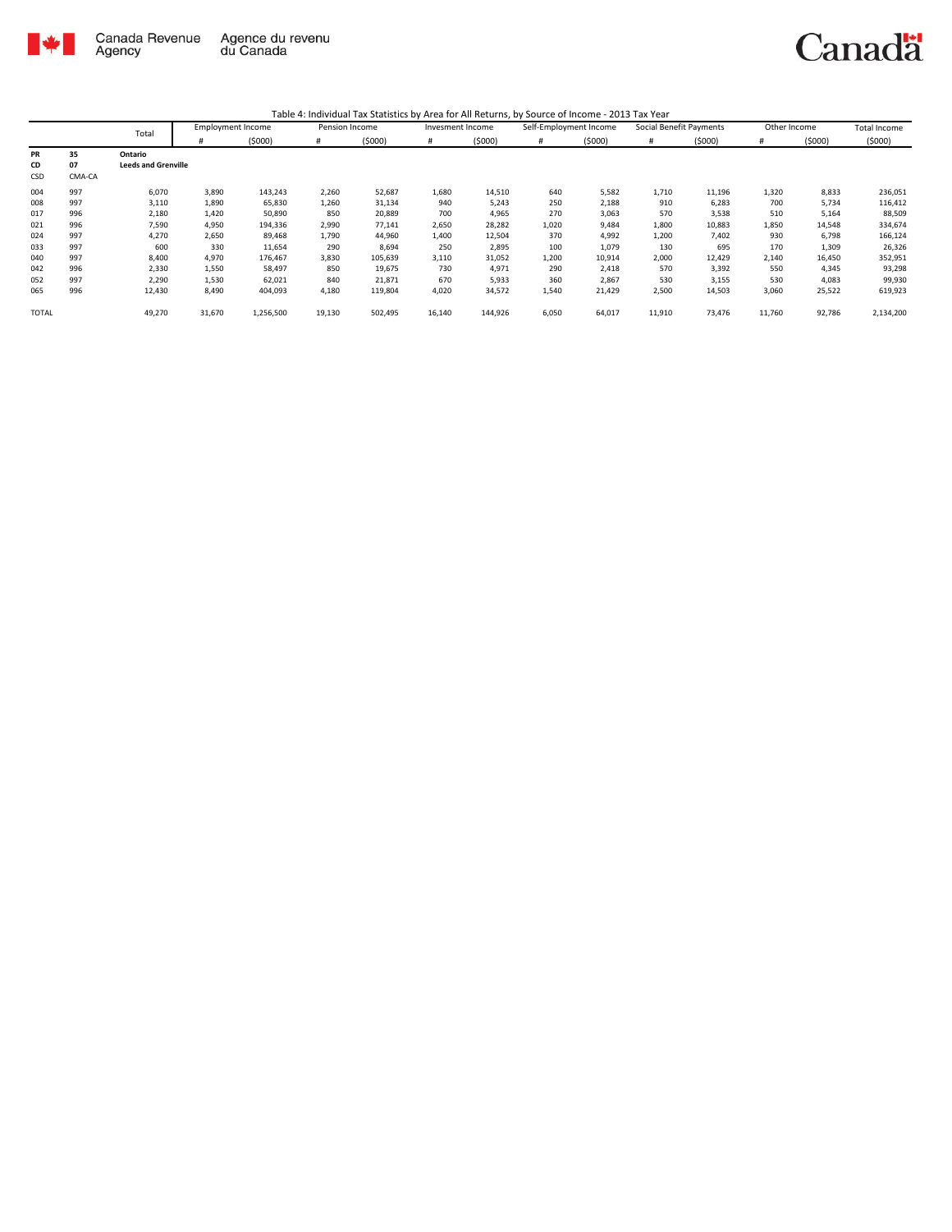Canada Revenue Agency / Agence du revenu du Canada

Canada

Table 4: Individual Tax Statistics by Area for All Returns, by Source of Income - 2013 Tax Year

| | | Total | Employment Income | | Pension Income | | Invesment Income | | Self-Employment Income | | Social Benefit Payments | | Other Income | | Total Income |
|---|---|---|---|---|---|---|---|---|---|---|---|---|---|---|---|
| | | | # | ($000) | # | ($000) | # | ($000) | # | ($000) | # | ($000) | # | ($000) | ($000) |
| **PR** | **35** | **Ontario** | | | | | | | | | | | | | |
| **CD** | **07** | **Leeds and Grenville** | | | | | | | | | | | | | |
| CSD | CMA-CA | | | | | | | | | | | | | | |
| 004 | 997 | 6,070 | 3,890 | 143,243 | 2,260 | 52,687 | 1,680 | 14,510 | 640 | 5,582 | 1,710 | 11,196 | 1,320 | 8,833 | 236,051 |
| 008 | 997 | 3,110 | 1,890 | 65,830 | 1,260 | 31,134 | 940 | 5,243 | 250 | 2,188 | 910 | 6,283 | 700 | 5,734 | 116,412 |
| 017 | 996 | 2,180 | 1,420 | 50,890 | 850 | 20,889 | 700 | 4,965 | 270 | 3,063 | 570 | 3,538 | 510 | 5,164 | 88,509 |
| 021 | 996 | 7,590 | 4,950 | 194,336 | 2,990 | 77,141 | 2,650 | 28,282 | 1,020 | 9,484 | 1,800 | 10,883 | 1,850 | 14,548 | 334,674 |
| 024 | 997 | 4,270 | 2,650 | 89,468 | 1,790 | 44,960 | 1,400 | 12,504 | 370 | 4,992 | 1,200 | 7,402 | 930 | 6,798 | 166,124 |
| 033 | 997 | 600 | 330 | 11,654 | 290 | 8,694 | 250 | 2,895 | 100 | 1,079 | 130 | 695 | 170 | 1,309 | 26,326 |
| 040 | 997 | 8,400 | 4,970 | 176,467 | 3,830 | 105,639 | 3,110 | 31,052 | 1,200 | 10,914 | 2,000 | 12,429 | 2,140 | 16,450 | 352,951 |
| 042 | 996 | 2,330 | 1,550 | 58,497 | 850 | 19,675 | 730 | 4,971 | 290 | 2,418 | 570 | 3,392 | 550 | 4,345 | 93,298 |
| 052 | 997 | 2,290 | 1,530 | 62,021 | 840 | 21,871 | 670 | 5,933 | 360 | 2,867 | 530 | 3,155 | 530 | 4,083 | 99,930 |
| 065 | 996 | 12,430 | 8,490 | 404,093 | 4,180 | 119,804 | 4,020 | 34,572 | 1,540 | 21,429 | 2,500 | 14,503 | 3,060 | 25,522 | 619,923 |
| TOTAL | | 49,270 | 31,670 | 1,256,500 | 19,130 | 502,495 | 16,140 | 144,926 | 6,050 | 64,017 | 11,910 | 73,476 | 11,760 | 92,786 | 2,134,200 |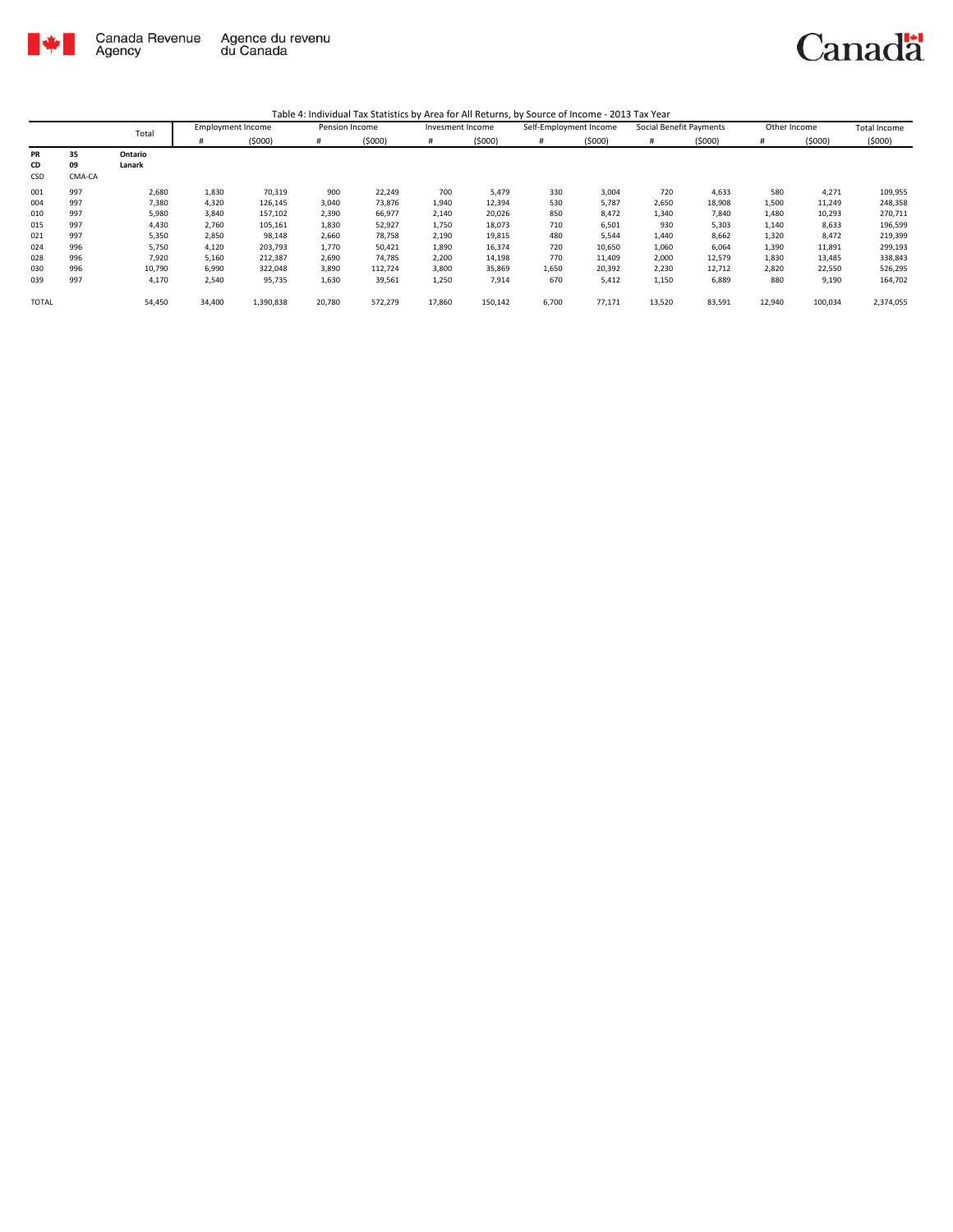Canada Revenue Agency | Agence du revenu du Canada

Table 4: Individual Tax Statistics by Area for All Returns, by Source of Income - 2013 Tax Year

| | | Total | Employment Income | | Pension Income | | Invesment Income | | Self-Employment Income | | Social Benefit Payments | | Other Income | | Total Income |
|---|---|---|---|---|---|---|---|---|---|---|---|---|---|---|---|
| | | | # | ($000) | # | ($000) | # | ($000) | # | ($000) | # | ($000) | # | ($000) | ($000) |
| **PR** | **35** | **Ontario** | | | | | | | | | | | | | |
| **CD** | **09** | **Lanark** | | | | | | | | | | | | | |
| CSD | CMA-CA | | | | | | | | | | | | | | |
| 001 | 997 | 2,680 | 1,830 | 70,319 | 900 | 22,249 | 700 | 5,479 | 330 | 3,004 | 720 | 4,633 | 580 | 4,271 | 109,955 |
| 004 | 997 | 7,380 | 4,320 | 126,145 | 3,040 | 73,876 | 1,940 | 12,394 | 530 | 5,787 | 2,650 | 18,908 | 1,500 | 11,249 | 248,358 |
| 010 | 997 | 5,980 | 3,840 | 157,102 | 2,390 | 66,977 | 2,140 | 20,026 | 850 | 8,472 | 1,340 | 7,840 | 1,480 | 10,293 | 270,711 |
| 015 | 997 | 4,430 | 2,760 | 105,161 | 1,830 | 52,927 | 1,750 | 18,073 | 710 | 6,501 | 930 | 5,303 | 1,140 | 8,633 | 196,599 |
| 021 | 997 | 5,350 | 2,850 | 98,148 | 2,660 | 78,758 | 2,190 | 19,815 | 480 | 5,544 | 1,440 | 8,662 | 1,320 | 8,472 | 219,399 |
| 024 | 996 | 5,750 | 4,120 | 203,793 | 1,770 | 50,421 | 1,890 | 16,374 | 720 | 10,650 | 1,060 | 6,064 | 1,390 | 11,891 | 299,193 |
| 028 | 996 | 7,920 | 5,160 | 212,387 | 2,690 | 74,785 | 2,200 | 14,198 | 770 | 11,409 | 2,000 | 12,579 | 1,830 | 13,485 | 338,843 |
| 030 | 996 | 10,790 | 6,990 | 322,048 | 3,890 | 112,724 | 3,800 | 35,869 | 1,650 | 20,392 | 2,230 | 12,712 | 2,820 | 22,550 | 526,295 |
| 039 | 997 | 4,170 | 2,540 | 95,735 | 1,630 | 39,561 | 1,250 | 7,914 | 670 | 5,412 | 1,150 | 6,889 | 880 | 9,190 | 164,702 |
| TOTAL | | 54,450 | 34,400 | 1,390,838 | 20,780 | 572,279 | 17,860 | 150,142 | 6,700 | 77,171 | 13,520 | 83,591 | 12,940 | 100,034 | 2,374,055 |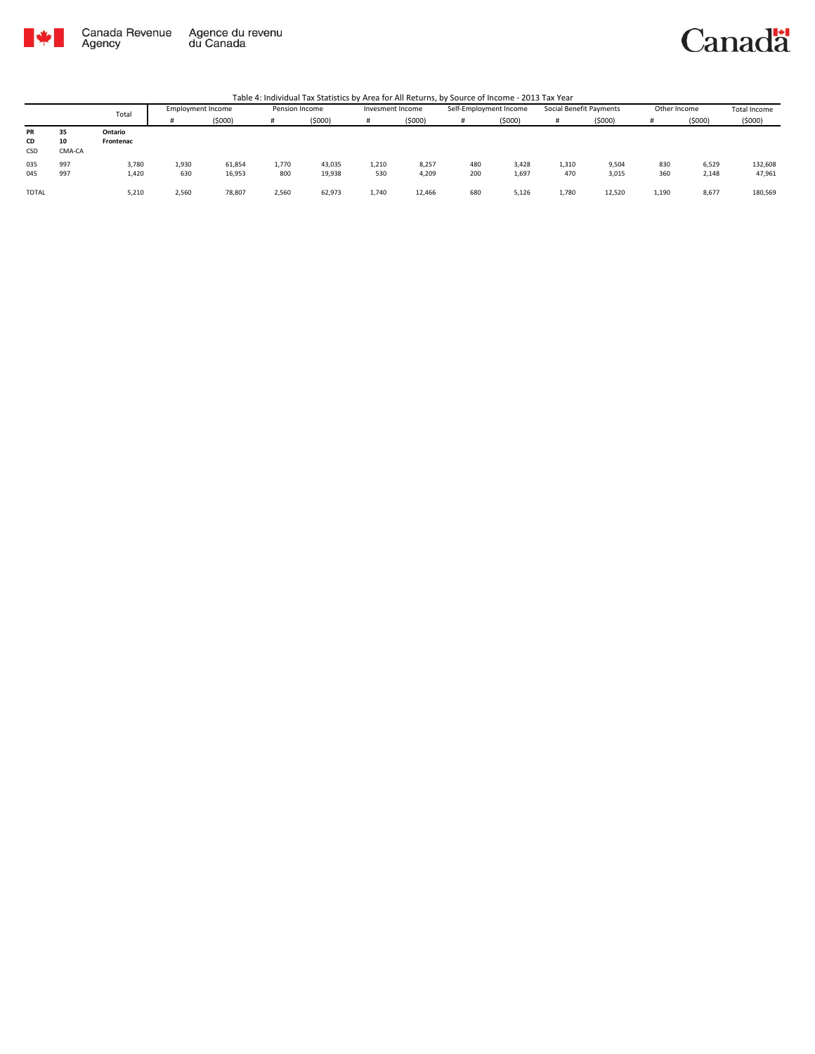Canada Revenue Agency | Agence du revenu du Canada

Table 4: Individual Tax Statistics by Area for All Returns, by Source of Income - 2013 Tax Year

| | | Total | Employment Income | | Pension Income | | Invesment Income | | Self-Employment Income | | Social Benefit Payments | | Other Income | | Total Income |
|---|---|---|---|---|---|---|---|---|---|---|---|---|---|---|---|
| | | | # | ($000) | # | ($000) | # | ($000) | # | ($000) | # | ($000) | # | ($000) | ($000) |
| **PR** | **35** | **Ontario** | | | | | | | | | | | | | |
| **CD** | **10** | **Frontenac** | | | | | | | | | | | | | |
| CSD | CMA-CA | | | | | | | | | | | | | | |
| 035 | 997 | 3,780 | 1,930 | 61,854 | 1,770 | 43,035 | 1,210 | 8,257 | 480 | 3,428 | 1,310 | 9,504 | 830 | 6,529 | 132,608 |
| 045 | 997 | 1,420 | 630 | 16,953 | 800 | 19,938 | 530 | 4,209 | 200 | 1,697 | 470 | 3,015 | 360 | 2,148 | 47,961 |
| TOTAL | | 5,210 | 2,560 | 78,807 | 2,560 | 62,973 | 1,740 | 12,466 | 680 | 5,126 | 1,780 | 12,520 | 1,190 | 8,677 | 180,569 |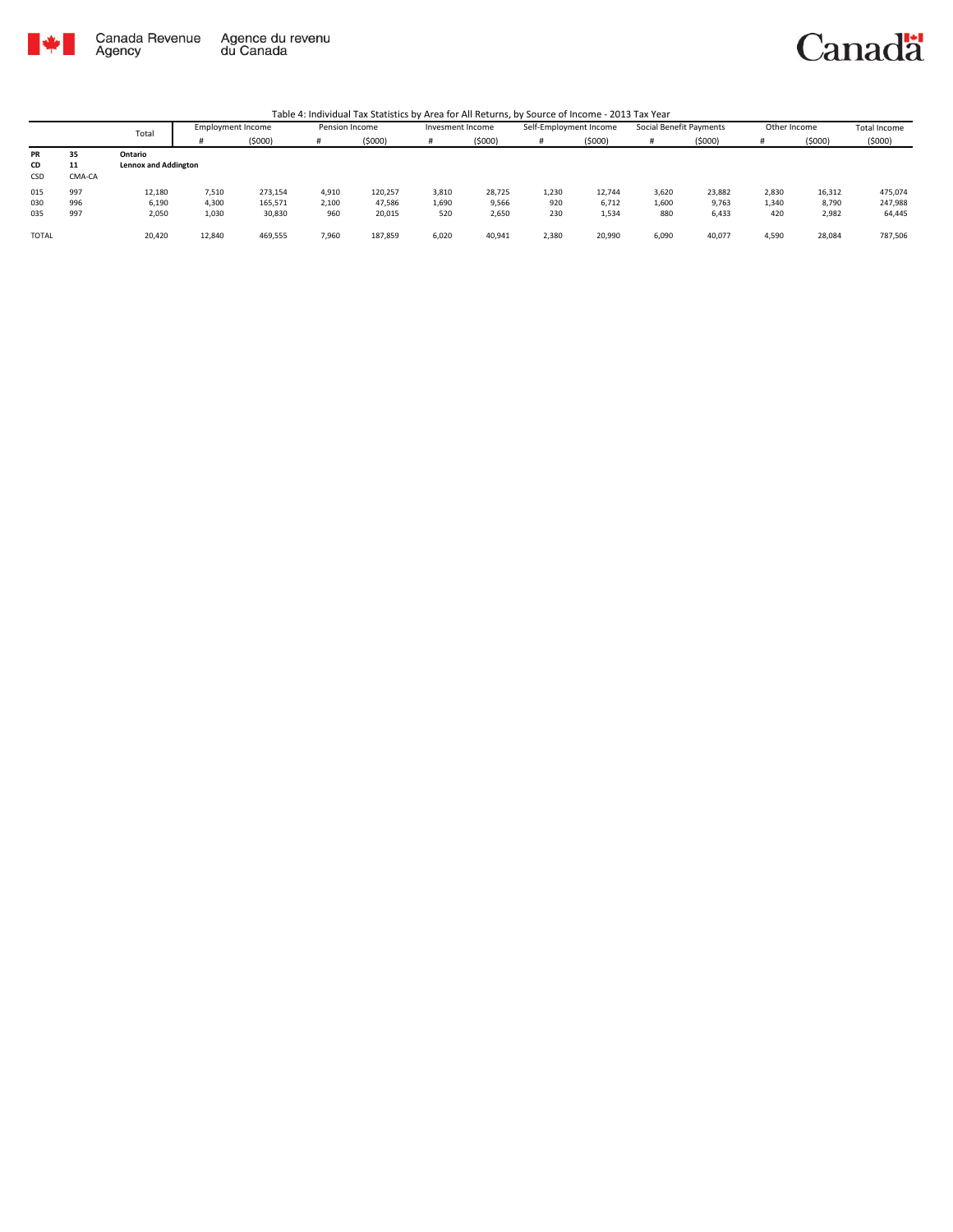Canada Revenue Agency / Agence du revenu du Canada

Canada

Table 4: Individual Tax Statistics by Area for All Returns, by Source of Income - 2013 Tax Year

| | | Total | Employment Income | | Pension Income | | Invesment Income | | Self-Employment Income | | Social Benefit Payments | | Other Income | | Total Income |
|---|---|---|---|---|---|---|---|---|---|---|---|---|---|---|---|
| | | | # | ($000) | # | ($000) | # | ($000) | # | ($000) | # | ($000) | # | ($000) | ($000) |
| **PR** | **35** | **Ontario** | | | | | | | | | | | | | |
| **CD** | **11** | **Lennox and Addington** | | | | | | | | | | | | | |
| CSD | CMA-CA | | | | | | | | | | | | | | |
| 015 | 997 | 12,180 | 7,510 | 273,154 | 4,910 | 120,257 | 3,810 | 28,725 | 1,230 | 12,744 | 3,620 | 23,882 | 2,830 | 16,312 | 475,074 |
| 030 | 996 | 6,190 | 4,300 | 165,571 | 2,100 | 47,586 | 1,690 | 9,566 | 920 | 6,712 | 1,600 | 9,763 | 1,340 | 8,790 | 247,988 |
| 035 | 997 | 2,050 | 1,030 | 30,830 | 960 | 20,015 | 520 | 2,650 | 230 | 1,534 | 880 | 6,433 | 420 | 2,982 | 64,445 |
| TOTAL | | 20,420 | 12,840 | 469,555 | 7,960 | 187,859 | 6,020 | 40,941 | 2,380 | 20,990 | 6,090 | 40,077 | 4,590 | 28,084 | 787,506 |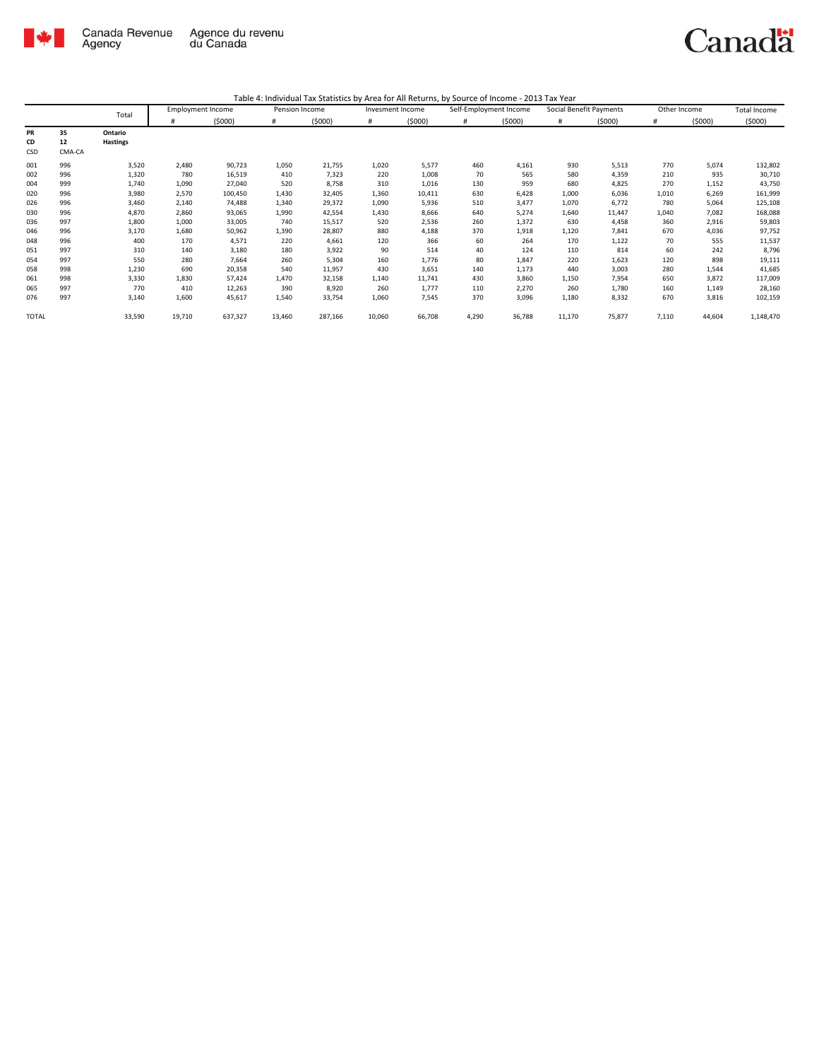Canada Revenue Agency | Agence du revenu du Canada

Canada

Table 4: Individual Tax Statistics by Area for All Returns, by Source of Income - 2013 Tax Year

| | | Total | Employment Income | | Pension Income | | Invesment Income | | Self-Employment Income | | Social Benefit Payments | | Other Income | | Total Income |
|---|---|---|---|---|---|---|---|---|---|---|---|---|---|---|---|
| | | | # | ($000) | # | ($000) | # | ($000) | # | ($000) | # | ($000) | # | ($000) | ($000) |
| **PR** | **35** | **Ontario** | | | | | | | | | | | | | |
| **CD** | **12** | **Hastings** | | | | | | | | | | | | | |
| CSD | CMA-CA | | | | | | | | | | | | | | |
| 001 | 996 | 3,520 | 2,480 | 90,723 | 1,050 | 21,755 | 1,020 | 5,577 | 460 | 4,161 | 930 | 5,513 | 770 | 5,074 | 132,802 |
| 002 | 996 | 1,320 | 780 | 16,519 | 410 | 7,323 | 220 | 1,008 | 70 | 565 | 580 | 4,359 | 210 | 935 | 30,710 |
| 004 | 999 | 1,740 | 1,090 | 27,040 | 520 | 8,758 | 310 | 1,016 | 130 | 959 | 680 | 4,825 | 270 | 1,152 | 43,750 |
| 020 | 996 | 3,980 | 2,570 | 100,450 | 1,430 | 32,405 | 1,360 | 10,411 | 630 | 6,428 | 1,000 | 6,036 | 1,010 | 6,269 | 161,999 |
| 026 | 996 | 3,460 | 2,140 | 74,488 | 1,340 | 29,372 | 1,090 | 5,936 | 510 | 3,477 | 1,070 | 6,772 | 780 | 5,064 | 125,108 |
| 030 | 996 | 4,870 | 2,860 | 93,065 | 1,990 | 42,554 | 1,430 | 8,666 | 640 | 5,274 | 1,640 | 11,447 | 1,040 | 7,082 | 168,088 |
| 036 | 997 | 1,800 | 1,000 | 33,005 | 740 | 15,517 | 520 | 2,536 | 260 | 1,372 | 630 | 4,458 | 360 | 2,916 | 59,803 |
| 046 | 996 | 3,170 | 1,680 | 50,962 | 1,390 | 28,807 | 880 | 4,188 | 370 | 1,918 | 1,120 | 7,841 | 670 | 4,036 | 97,752 |
| 048 | 996 | 400 | 170 | 4,571 | 220 | 4,661 | 120 | 366 | 60 | 264 | 170 | 1,122 | 70 | 555 | 11,537 |
| 051 | 997 | 310 | 140 | 3,180 | 180 | 3,922 | 90 | 514 | 40 | 124 | 110 | 814 | 60 | 242 | 8,796 |
| 054 | 997 | 550 | 280 | 7,664 | 260 | 5,304 | 160 | 1,776 | 80 | 1,847 | 220 | 1,623 | 120 | 898 | 19,111 |
| 058 | 998 | 1,230 | 690 | 20,358 | 540 | 11,957 | 430 | 3,651 | 140 | 1,173 | 440 | 3,003 | 280 | 1,544 | 41,685 |
| 061 | 998 | 3,330 | 1,830 | 57,424 | 1,470 | 32,158 | 1,140 | 11,741 | 430 | 3,860 | 1,150 | 7,954 | 650 | 3,872 | 117,009 |
| 065 | 997 | 770 | 410 | 12,263 | 390 | 8,920 | 260 | 1,777 | 110 | 2,270 | 260 | 1,780 | 160 | 1,149 | 28,160 |
| 076 | 997 | 3,140 | 1,600 | 45,617 | 1,540 | 33,754 | 1,060 | 7,545 | 370 | 3,096 | 1,180 | 8,332 | 670 | 3,816 | 102,159 |
| TOTAL | | 33,590 | 19,710 | 637,327 | 13,460 | 287,166 | 10,060 | 66,708 | 4,290 | 36,788 | 11,170 | 75,877 | 7,110 | 44,604 | 1,148,470 |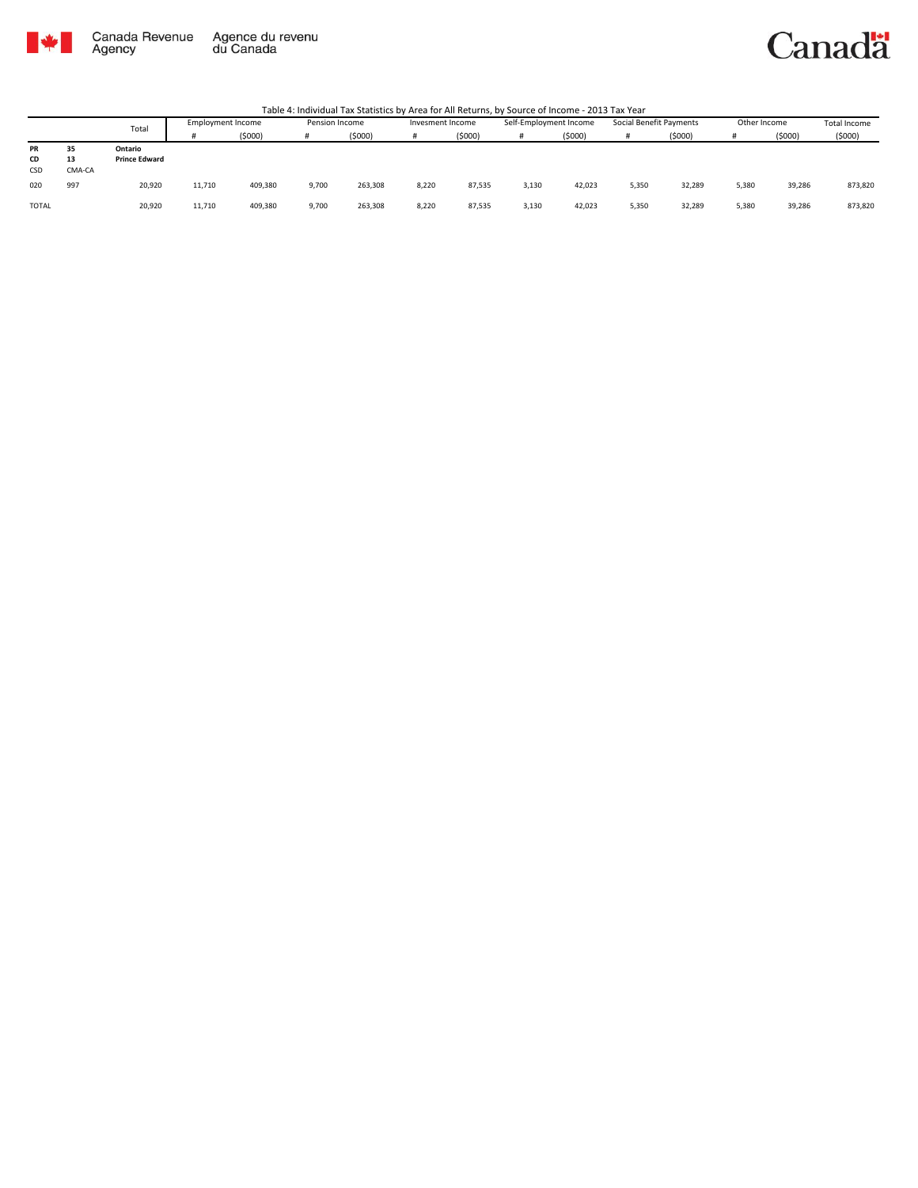Canada Revenue Agency | Agence du revenu du Canada

Table 4: Individual Tax Statistics by Area for All Returns, by Source of Income - 2013 Tax Year

| | | Total | Employment Income | | Pension Income | | Invesment Income | | Self-Employment Income | | Social Benefit Payments | | Other Income | | Total Income |
|---|---|---|---|---|---|---|---|---|---|---|---|---|---|---|---|
| | | | # | ($000) | # | ($000) | # | ($000) | # | ($000) | # | ($000) | # | ($000) | ($000) |
| **PR** | **35** | **Ontario** | | | | | | | | | | | | | |
| **CD** | **13** | **Prince Edward** | | | | | | | | | | | | | |
| CSD | CMA-CA | | | | | | | | | | | | | | |
| 020 | 997 | 20,920 | 11,710 | 409,380 | 9,700 | 263,308 | 8,220 | 87,535 | 3,130 | 42,023 | 5,350 | 32,289 | 5,380 | 39,286 | 873,820 |
| TOTAL | | 20,920 | 11,710 | 409,380 | 9,700 | 263,308 | 8,220 | 87,535 | 3,130 | 42,023 | 5,350 | 32,289 | 5,380 | 39,286 | 873,820 |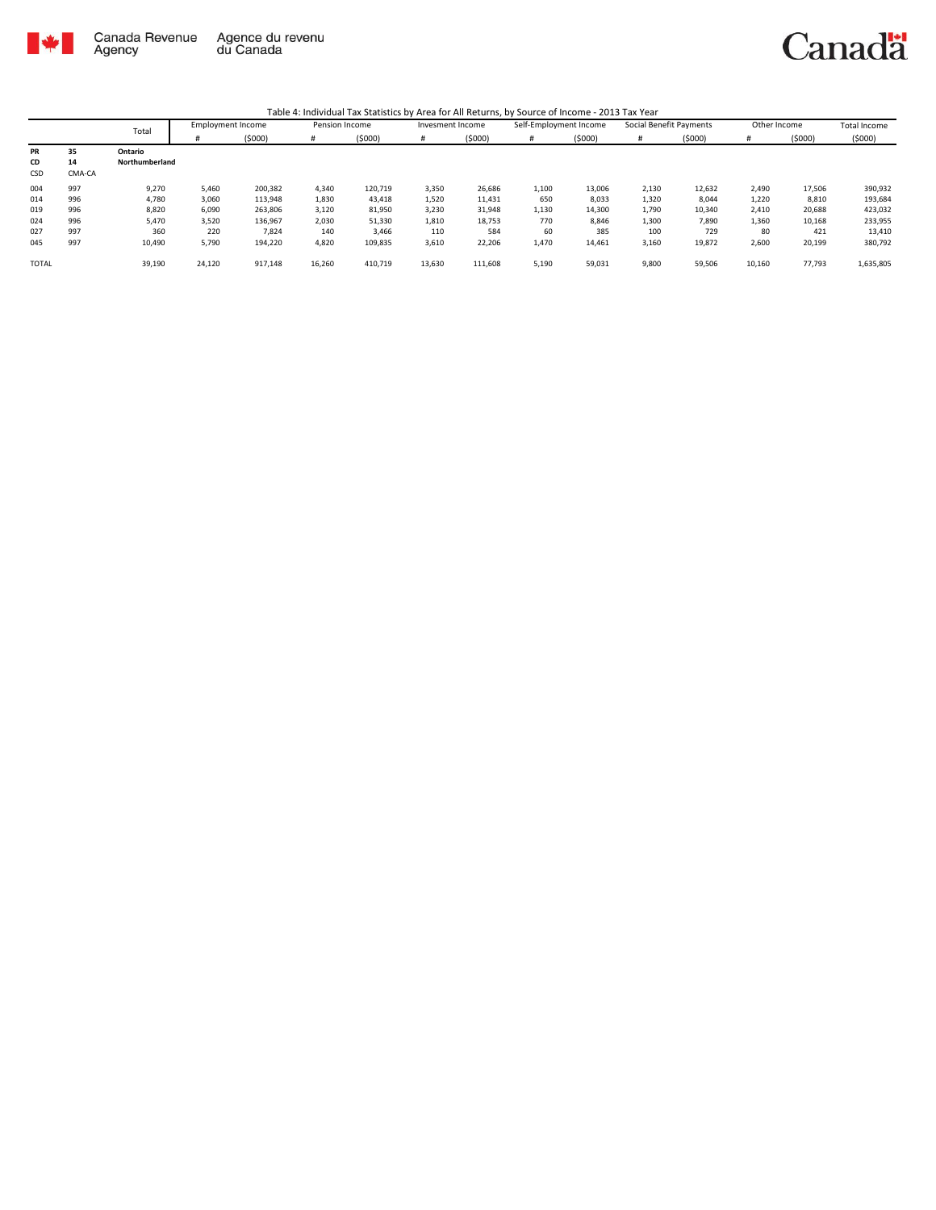Canada Revenue Agency / Agence du revenu du Canada

Table 4: Individual Tax Statistics by Area for All Returns, by Source of Income - 2013 Tax Year

| | | Total | Employment Income | | Pension Income | | Invesment Income | | Self-Employment Income | | Social Benefit Payments | | Other Income | | Total Income |
|---|---|---|---|---|---|---|---|---|---|---|---|---|---|---|---|
| | | | # | ($000) | # | ($000) | # | ($000) | # | ($000) | # | ($000) | # | ($000) | ($000) |
| PR | 35 | Ontario | | | | | | | | | | | | | |
| CD | 14 | Northumberland | | | | | | | | | | | | | |
| CSD | CMA-CA | | | | | | | | | | | | | | |
| 004 | 997 | 9,270 | 5,460 | 200,382 | 4,340 | 120,719 | 3,350 | 26,686 | 1,100 | 13,006 | 2,130 | 12,632 | 2,490 | 17,506 | 390,932 |
| 014 | 996 | 4,780 | 3,060 | 113,948 | 1,830 | 43,418 | 1,520 | 11,431 | 650 | 8,033 | 1,320 | 8,044 | 1,220 | 8,810 | 193,684 |
| 019 | 996 | 8,820 | 6,090 | 263,806 | 3,120 | 81,950 | 3,230 | 31,948 | 1,130 | 14,300 | 1,790 | 10,340 | 2,410 | 20,688 | 423,032 |
| 024 | 996 | 5,470 | 3,520 | 136,967 | 2,030 | 51,330 | 1,810 | 18,753 | 770 | 8,846 | 1,300 | 7,890 | 1,360 | 10,168 | 233,955 |
| 027 | 997 | 360 | 220 | 7,824 | 140 | 3,466 | 110 | 584 | 60 | 385 | 100 | 729 | 80 | 421 | 13,410 |
| 045 | 997 | 10,490 | 5,790 | 194,220 | 4,820 | 109,835 | 3,610 | 22,206 | 1,470 | 14,461 | 3,160 | 19,872 | 2,600 | 20,199 | 380,792 |
| TOTAL | | 39,190 | 24,120 | 917,148 | 16,260 | 410,719 | 13,630 | 111,608 | 5,190 | 59,031 | 9,800 | 59,506 | 10,160 | 77,793 | 1,635,805 |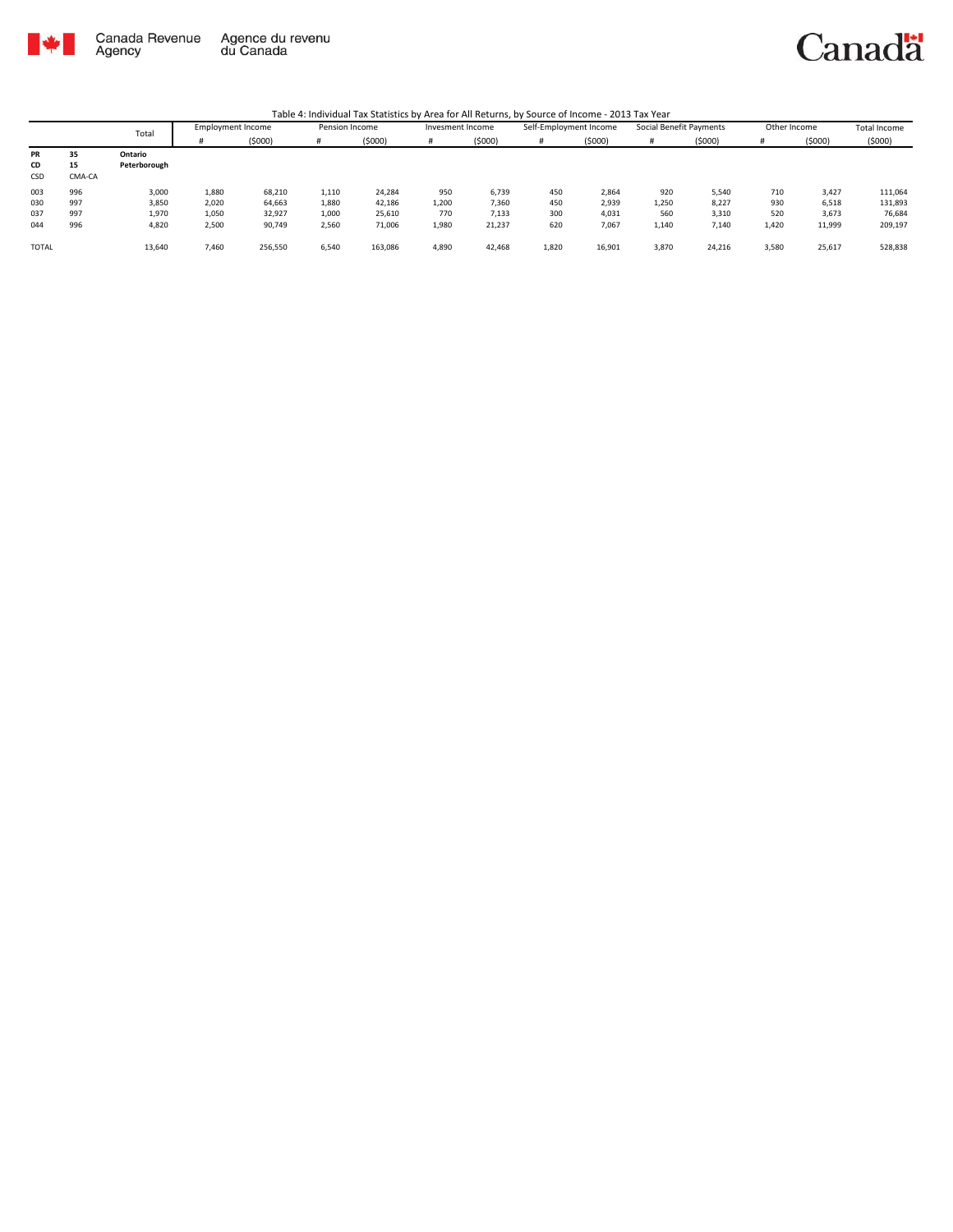Canada Revenue Agency / Agence du revenu du Canada

Table 4: Individual Tax Statistics by Area for All Returns, by Source of Income - 2013 Tax Year

| | | Total | Employment Income | | Pension Income | | Invesment Income | | Self-Employment Income | | Social Benefit Payments | | Other Income | | Total Income |
|---|---|---|---|---|---|---|---|---|---|---|---|---|---|---|---|
| | | | # | ($000) | # | ($000) | # | ($000) | # | ($000) | # | ($000) | # | ($000) | ($000) |
| **PR** | **35** | **Ontario** | | | | | | | | | | | | | |
| **CD** | **15** | **Peterborough** | | | | | | | | | | | | | |
| CSD | CMA-CA | | | | | | | | | | | | | | |
| 003 | 996 | 3,000 | 1,880 | 68,210 | 1,110 | 24,284 | 950 | 6,739 | 450 | 2,864 | 920 | 5,540 | 710 | 3,427 | 111,064 |
| 030 | 997 | 3,850 | 2,020 | 64,663 | 1,880 | 42,186 | 1,200 | 7,360 | 450 | 2,939 | 1,250 | 8,227 | 930 | 6,518 | 131,893 |
| 037 | 997 | 1,970 | 1,050 | 32,927 | 1,000 | 25,610 | 770 | 7,133 | 300 | 4,031 | 560 | 3,310 | 520 | 3,673 | 76,684 |
| 044 | 996 | 4,820 | 2,500 | 90,749 | 2,560 | 71,006 | 1,980 | 21,237 | 620 | 7,067 | 1,140 | 7,140 | 1,420 | 11,999 | 209,197 |
| TOTAL | | 13,640 | 7,460 | 256,550 | 6,540 | 163,086 | 4,890 | 42,468 | 1,820 | 16,901 | 3,870 | 24,216 | 3,580 | 25,617 | 528,838 |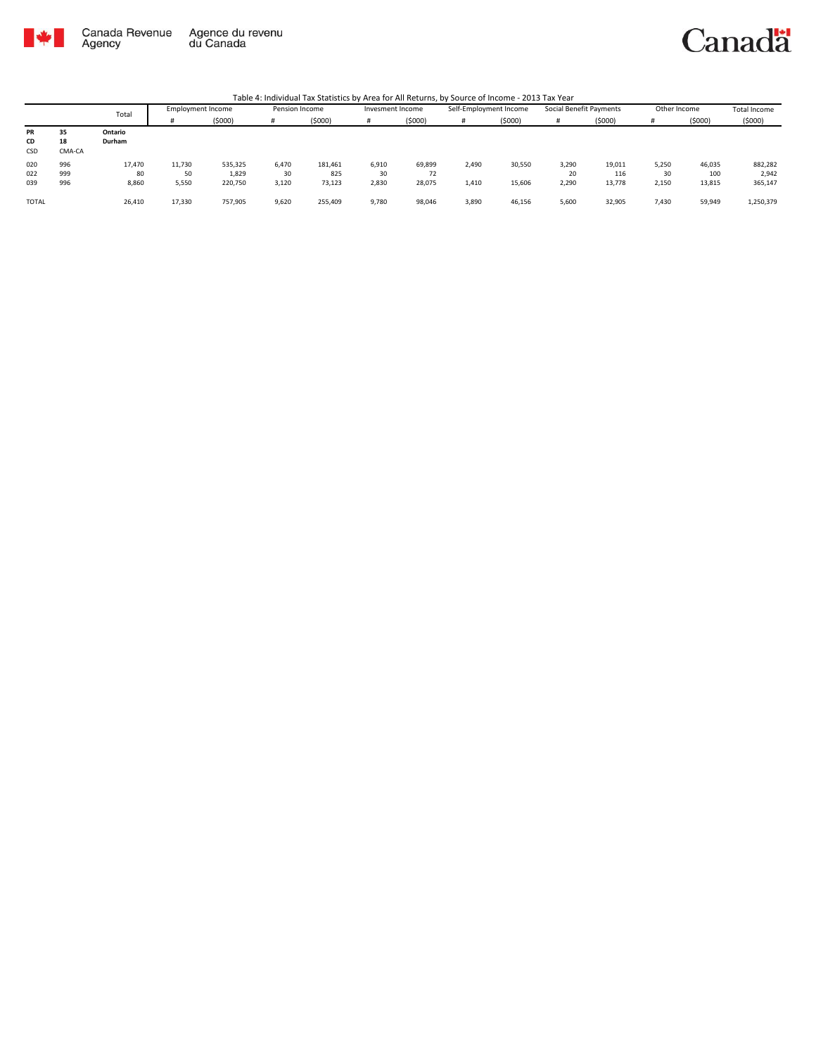Table 4: Individual Tax Statistics by Area for All Returns, by Source of Income - 2013 Tax Year

| | | Total | Employment Income | | Pension Income | | Invesment Income | | Self-Employment Income | | Social Benefit Payments | | Other Income | | Total Income |
|---|---|---|---|---|---|---|---|---|---|---|---|---|---|---|---|
| | | | # | ($000) | # | ($000) | # | ($000) | # | ($000) | # | ($000) | # | ($000) | ($000) |
| **PR** | **35** | **Ontario** | | | | | | | | | | | | | |
| **CD** | **18** | **Durham** | | | | | | | | | | | | | |
| CSD | CMA-CA | | | | | | | | | | | | | | |
| 020 | 996 | 17,470 | 11,730 | 535,325 | 6,470 | 181,461 | 6,910 | 69,899 | 2,490 | 30,550 | 3,290 | 19,011 | 5,250 | 46,035 | 882,282 |
| 022 | 999 | 80 | 50 | 1,829 | 30 | 825 | 30 | 72 | | | 20 | 116 | 30 | 100 | 2,942 |
| 039 | 996 | 8,860 | 5,550 | 220,750 | 3,120 | 73,123 | 2,830 | 28,075 | 1,410 | 15,606 | 2,290 | 13,778 | 2,150 | 13,815 | 365,147 |
| TOTAL | | 26,410 | 17,330 | 757,905 | 9,620 | 255,409 | 9,780 | 98,046 | 3,890 | 46,156 | 5,600 | 32,905 | 7,430 | 59,949 | 1,250,379 |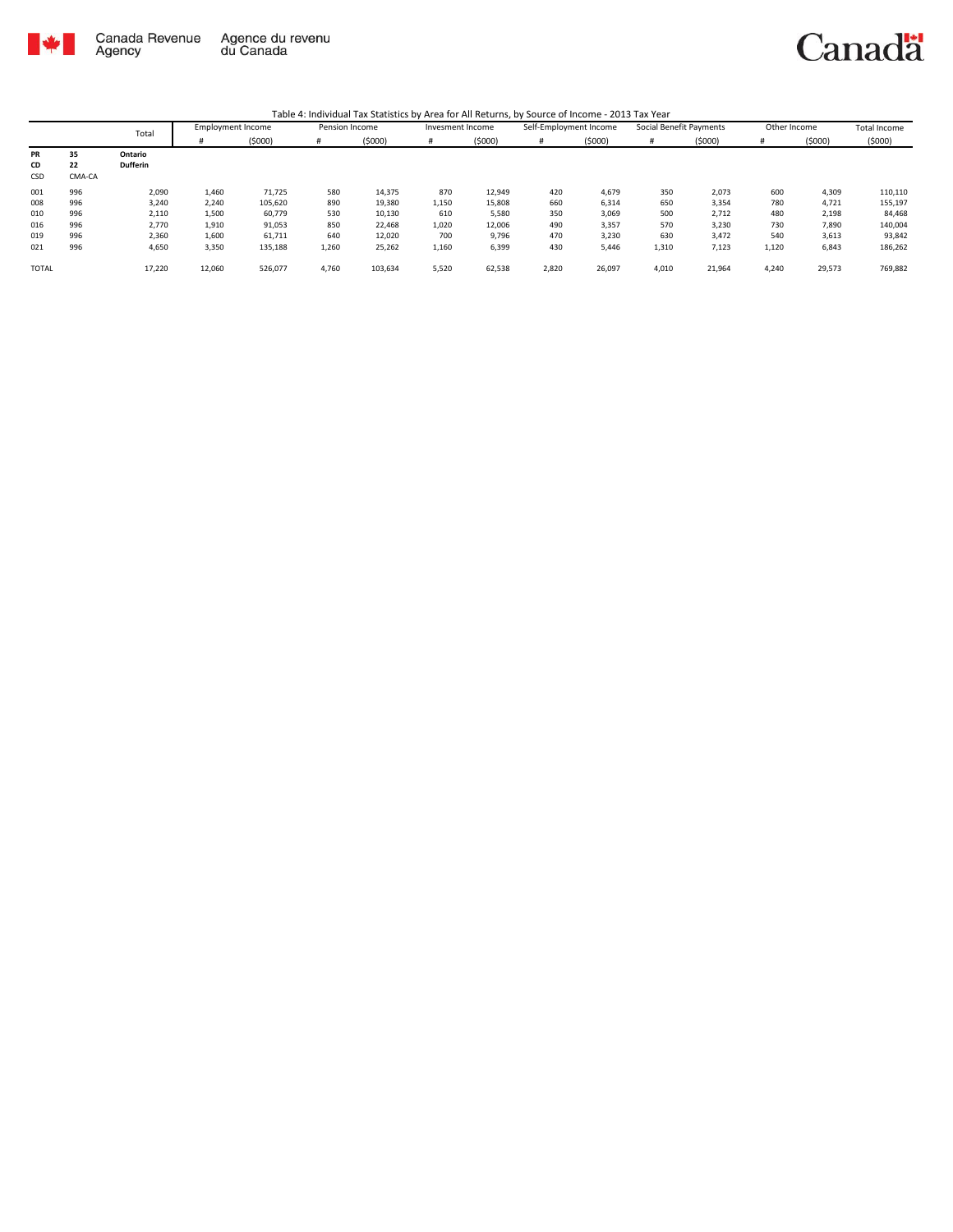Table 4: Individual Tax Statistics by Area for All Returns, by Source of Income - 2013 Tax Year

| | | Total | Employment Income | | Pension Income | | Invesment Income | | Self-Employment Income | | Social Benefit Payments | | Other Income | | Total Income |
|---|---|---|---|---|---|---|---|---|---|---|---|---|---|---|---|
| | | | # | ($000) | # | ($000) | # | ($000) | # | ($000) | # | ($000) | # | ($000) | ($000) |
| **PR** | **35** | **Ontario** | | | | | | | | | | | | | |
| **CD** | **22** | **Dufferin** | | | | | | | | | | | | | |
| CSD | CMA-CA | | | | | | | | | | | | | | |
| 001 | 996 | 2,090 | 1,460 | 71,725 | 580 | 14,375 | 870 | 12,949 | 420 | 4,679 | 350 | 2,073 | 600 | 4,309 | 110,110 |
| 008 | 996 | 3,240 | 2,240 | 105,620 | 890 | 19,380 | 1,150 | 15,808 | 660 | 6,314 | 650 | 3,354 | 780 | 4,721 | 155,197 |
| 010 | 996 | 2,110 | 1,500 | 60,779 | 530 | 10,130 | 610 | 5,580 | 350 | 3,069 | 500 | 2,712 | 480 | 2,198 | 84,468 |
| 016 | 996 | 2,770 | 1,910 | 91,053 | 850 | 22,468 | 1,020 | 12,006 | 490 | 3,357 | 570 | 3,230 | 730 | 7,890 | 140,004 |
| 019 | 996 | 2,360 | 1,600 | 61,711 | 640 | 12,020 | 700 | 9,796 | 470 | 3,230 | 630 | 3,472 | 540 | 3,613 | 93,842 |
| 021 | 996 | 4,650 | 3,350 | 135,188 | 1,260 | 25,262 | 1,160 | 6,399 | 430 | 5,446 | 1,310 | 7,123 | 1,120 | 6,843 | 186,262 |
| TOTAL | | 17,220 | 12,060 | 526,077 | 4,760 | 103,634 | 5,520 | 62,538 | 2,820 | 26,097 | 4,010 | 21,964 | 4,240 | 29,573 | 769,882 |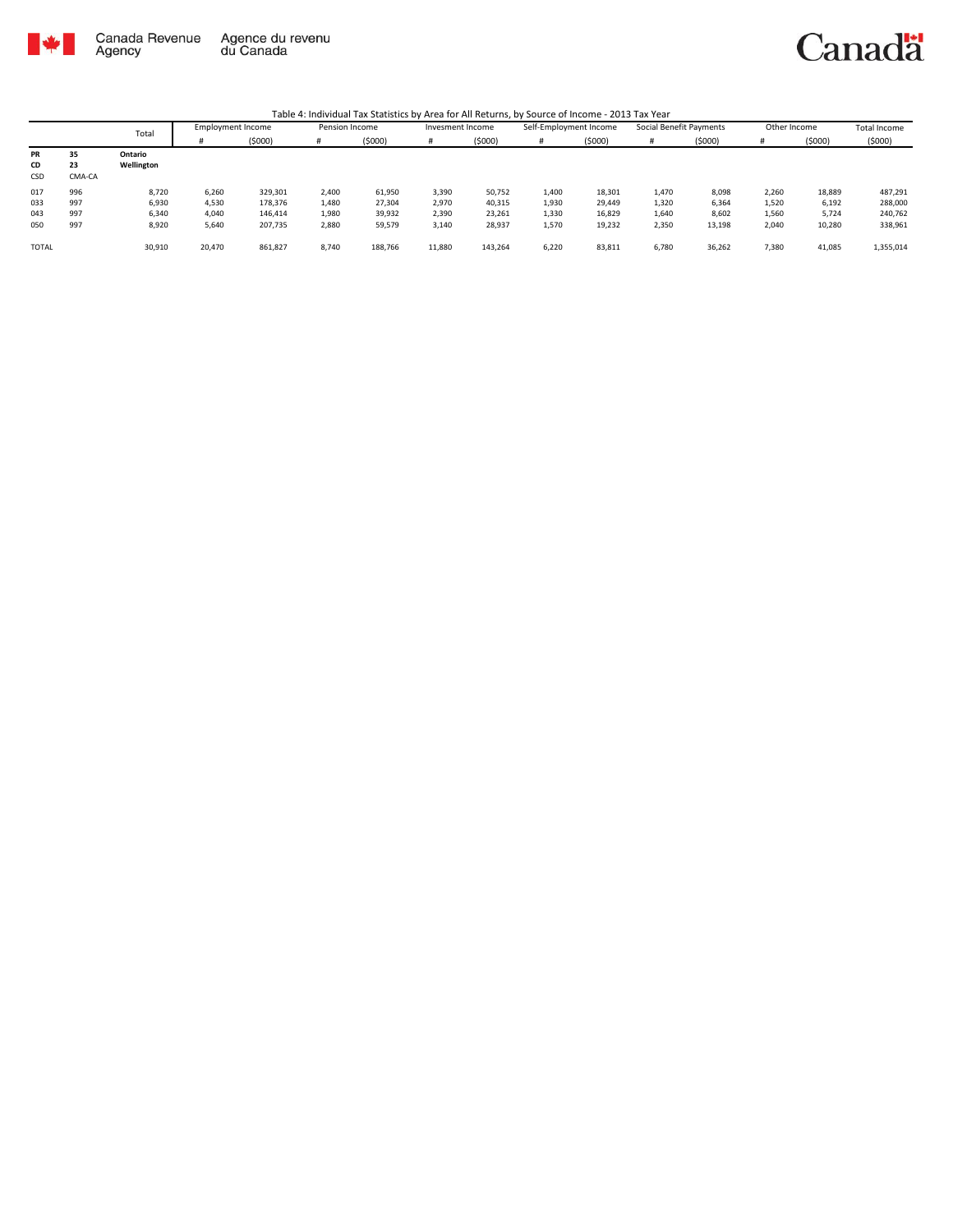Canada Revenue Agency | Agence du revenu du Canada

Canada

Table 4: Individual Tax Statistics by Area for All Returns, by Source of Income - 2013 Tax Year

| | | Total | Employment Income | | Pension Income | | Invesment Income | | Self-Employment Income | | Social Benefit Payments | | Other Income | | Total Income |
|---|---|---|---|---|---|---|---|---|---|---|---|---|---|---|---|
| | | | # | ($000) | # | ($000) | # | ($000) | # | ($000) | # | ($000) | # | ($000) | ($000) |
| **PR** | **35** | **Ontario** | | | | | | | | | | | | | |
| **CD** | **23** | **Wellington** | | | | | | | | | | | | | |
| CSD | CMA-CA | | | | | | | | | | | | | | |
| 017 | 996 | 8,720 | 6,260 | 329,301 | 2,400 | 61,950 | 3,390 | 50,752 | 1,400 | 18,301 | 1,470 | 8,098 | 2,260 | 18,889 | 487,291 |
| 033 | 997 | 6,930 | 4,530 | 178,376 | 1,480 | 27,304 | 2,970 | 40,315 | 1,930 | 29,449 | 1,320 | 6,364 | 1,520 | 6,192 | 288,000 |
| 043 | 997 | 6,340 | 4,040 | 146,414 | 1,980 | 39,932 | 2,390 | 23,261 | 1,330 | 16,829 | 1,640 | 8,602 | 1,560 | 5,724 | 240,762 |
| 050 | 997 | 8,920 | 5,640 | 207,735 | 2,880 | 59,579 | 3,140 | 28,937 | 1,570 | 19,232 | 2,350 | 13,198 | 2,040 | 10,280 | 338,961 |
| TOTAL | | 30,910 | 20,470 | 861,827 | 8,740 | 188,766 | 11,880 | 143,264 | 6,220 | 83,811 | 6,780 | 36,262 | 7,380 | 41,085 | 1,355,014 |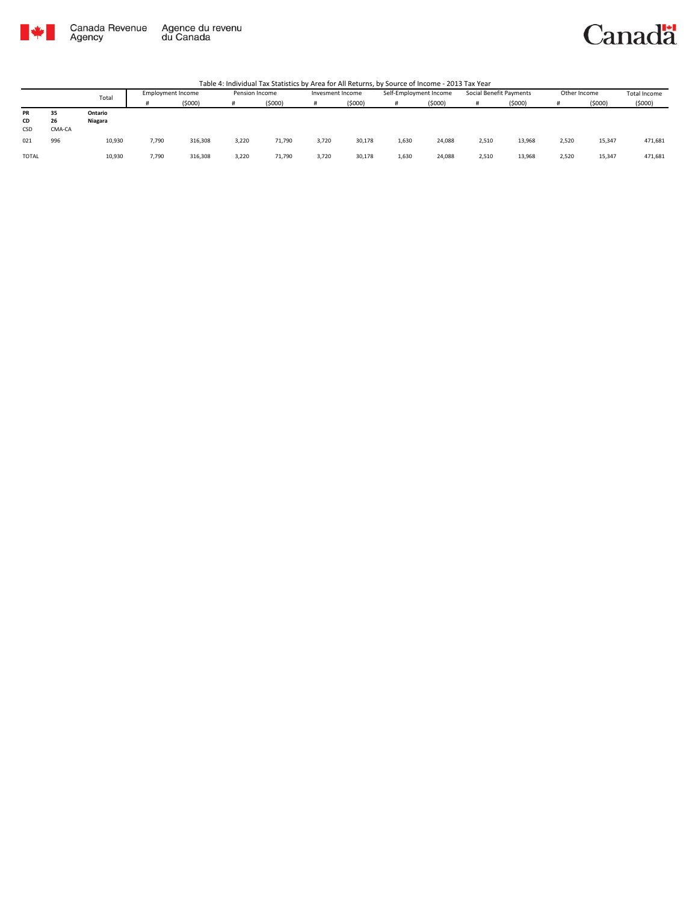Canada Revenue Agency | Agence du revenu du Canada

Canada

Table 4: Individual Tax Statistics by Area for All Returns, by Source of Income - 2013 Tax Year

| | | Total | Employment Income | | Pension Income | | Invesment Income | | Self-Employment Income | | Social Benefit Payments | | Other Income | | Total Income |
|---|---|---|---|---|---|---|---|---|---|---|---|---|---|---|---|
| | | | # | ($000) | # | ($000) | # | ($000) | # | ($000) | # | ($000) | # | ($000) | ($000) |
| **PR** | **35** | **Ontario** | | | | | | | | | | | | | |
| **CD** | **26** | **Niagara** | | | | | | | | | | | | | |
| CSD | CMA-CA | | | | | | | | | | | | | | |
| 021 | 996 | 10,930 | 7,790 | 316,308 | 3,220 | 71,790 | 3,720 | 30,178 | 1,630 | 24,088 | 2,510 | 13,968 | 2,520 | 15,347 | 471,681 |
| TOTAL | | 10,930 | 7,790 | 316,308 | 3,220 | 71,790 | 3,720 | 30,178 | 1,630 | 24,088 | 2,510 | 13,968 | 2,520 | 15,347 | 471,681 |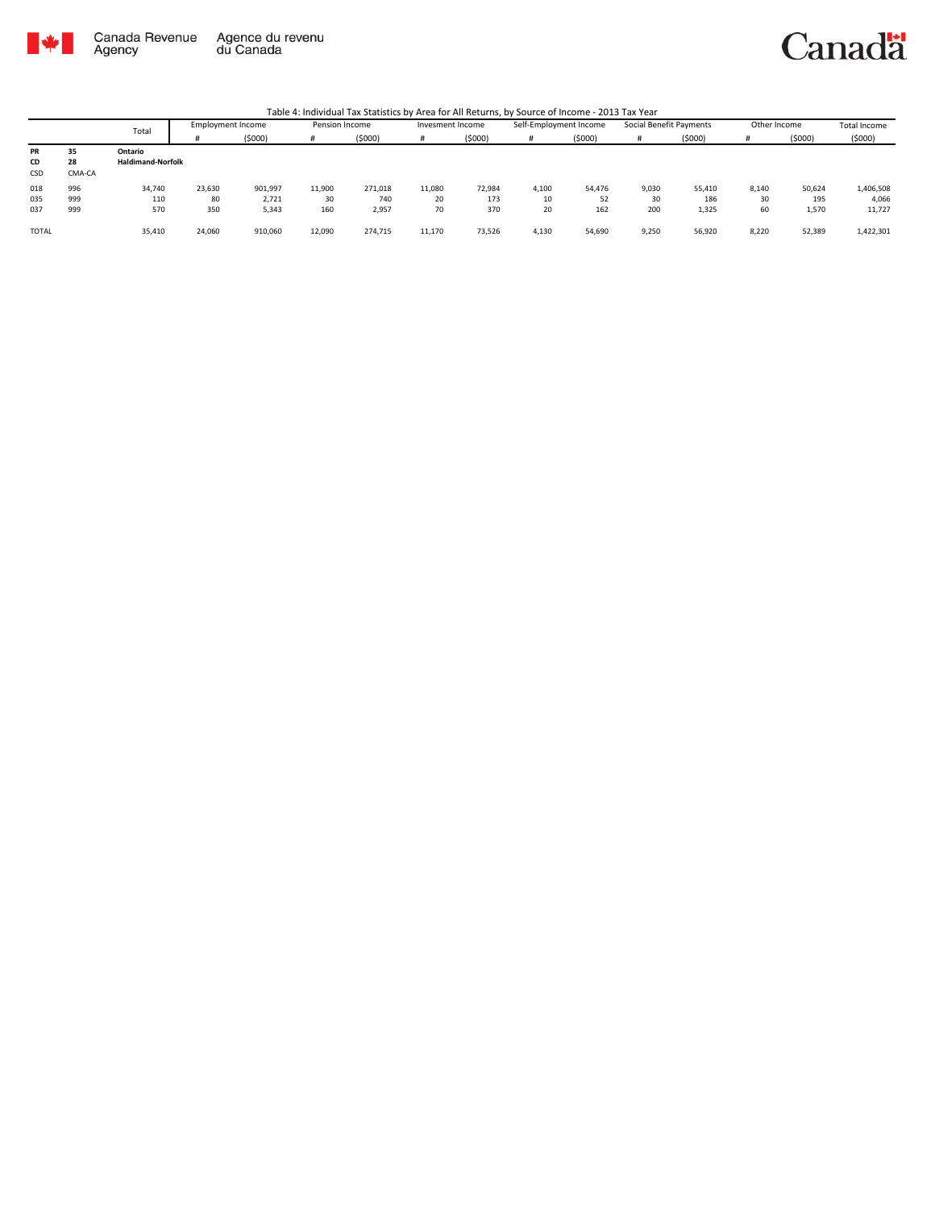Canada Revenue Agency | Agence du revenu du Canada

Table 4: Individual Tax Statistics by Area for All Returns, by Source of Income - 2013 Tax Year

| | | Total | Employment Income | | Pension Income | | Invesment Income | | Self-Employment Income | | Social Benefit Payments | | Other Income | | Total Income |
|---|---|---|---|---|---|---|---|---|---|---|---|---|---|---|---|
| | | | # | ($000) | # | ($000) | # | ($000) | # | ($000) | # | ($000) | # | ($000) | ($000) |
| **PR** | **35** | **Ontario** | | | | | | | | | | | | | |
| **CD** | **28** | **Haldimand-Norfolk** | | | | | | | | | | | | | |
| CSD | CMA-CA | | | | | | | | | | | | | | |
| 018 | 996 | 34,740 | 23,630 | 901,997 | 11,900 | 271,018 | 11,080 | 72,984 | 4,100 | 54,476 | 9,030 | 55,410 | 8,140 | 50,624 | 1,406,508 |
| 035 | 999 | 110 | 80 | 2,721 | 30 | 740 | 20 | 173 | 10 | 52 | 30 | 186 | 30 | 195 | 4,066 |
| 037 | 999 | 570 | 350 | 5,343 | 160 | 2,957 | 70 | 370 | 20 | 162 | 200 | 1,325 | 60 | 1,570 | 11,727 |
| TOTAL | | 35,410 | 24,060 | 910,060 | 12,090 | 274,715 | 11,170 | 73,526 | 4,130 | 54,690 | 9,250 | 56,920 | 8,220 | 52,389 | 1,422,301 |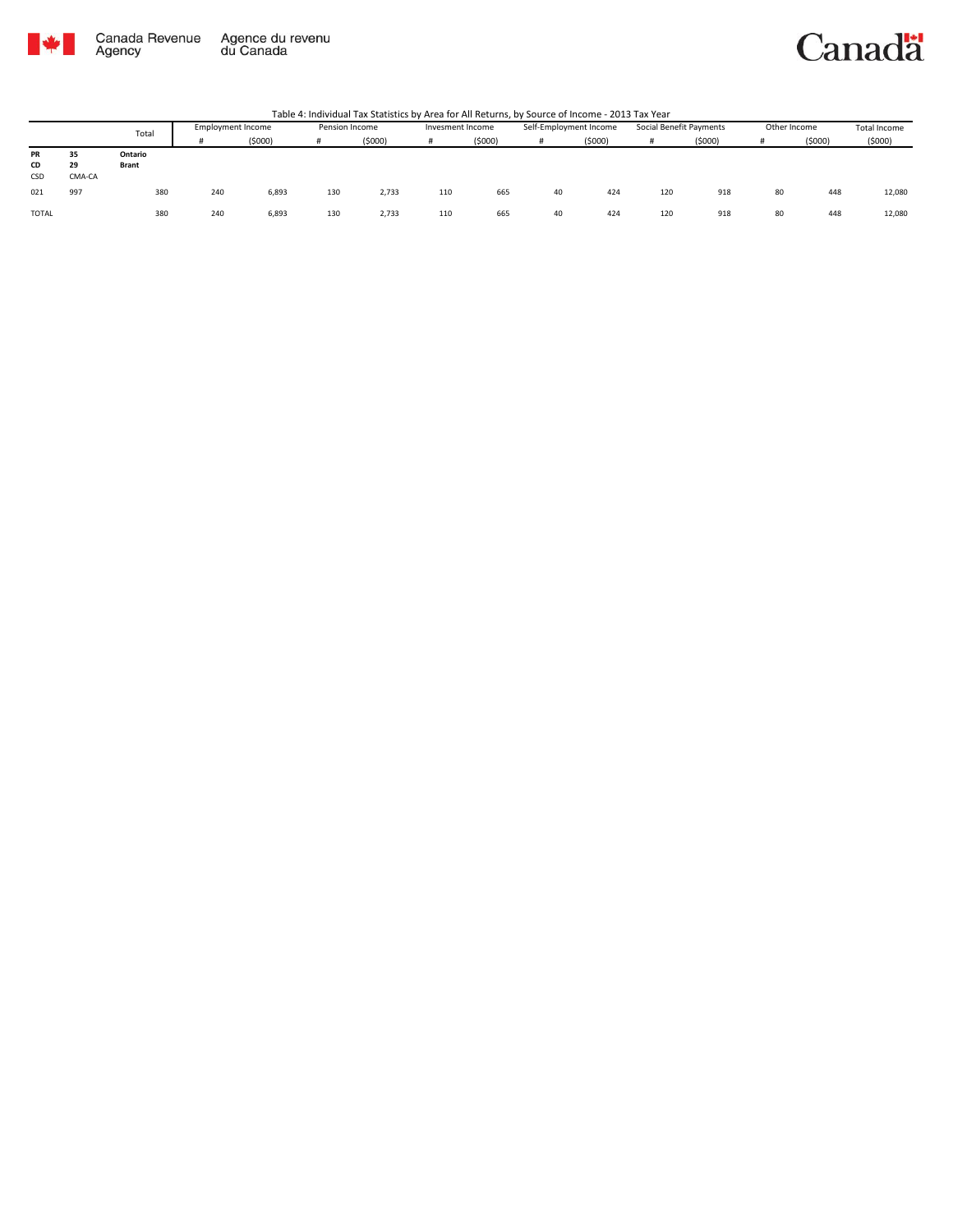Table 4: Individual Tax Statistics by Area for All Returns, by Source of Income - 2013 Tax Year

| | | Total | Employment Income | | Pension Income | | Invesment Income | | Self-Employment Income | | Social Benefit Payments | | Other Income | | Total Income |
|---|---|---|---|---|---|---|---|---|---|---|---|---|---|---|---|
| | | | # | ($000) | # | ($000) | # | ($000) | # | ($000) | # | ($000) | # | ($000) | ($000) |
| **PR** | **35** | **Ontario** | | | | | | | | | | | | | |
| **CD** | **29** | **Brant** | | | | | | | | | | | | | |
| CSD | CMA-CA | | | | | | | | | | | | | | |
| 021 | 997 | 380 | 240 | 6,893 | 130 | 2,733 | 110 | 665 | 40 | 424 | 120 | 918 | 80 | 448 | 12,080 |
| TOTAL | | 380 | 240 | 6,893 | 130 | 2,733 | 110 | 665 | 40 | 424 | 120 | 918 | 80 | 448 | 12,080 |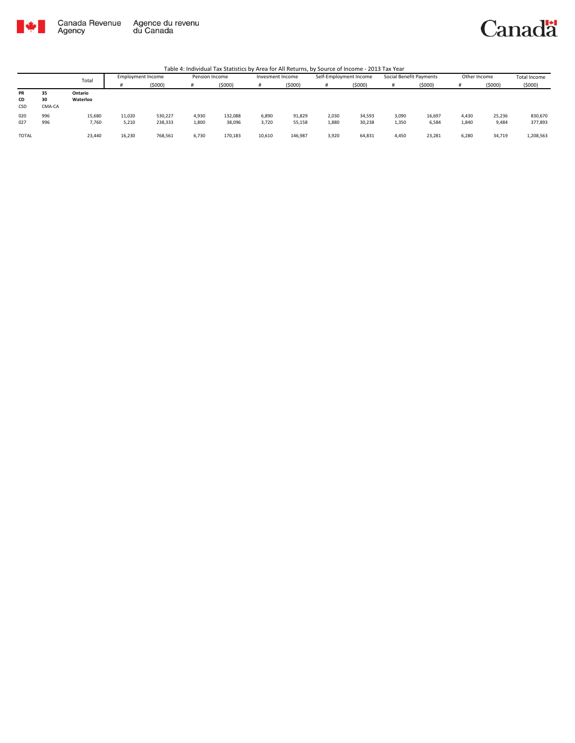Canada Revenue Agency | Agence du revenu du Canada

Table 4: Individual Tax Statistics by Area for All Returns, by Source of Income - 2013 Tax Year

| | | Total | Employment Income | | Pension Income | | Invesment Income | | Self-Employment Income | | Social Benefit Payments | | Other Income | | Total Income |
|---|---|---|---|---|---|---|---|---|---|---|---|---|---|---|---|
| | | | # | ($000) | # | ($000) | # | ($000) | # | ($000) | # | ($000) | # | ($000) | ($000) |
| **PR** | **35** | **Ontario** | | | | | | | | | | | | | |
| **CD** | **30** | **Waterloo** | | | | | | | | | | | | | |
| CSD | CMA-CA | | | | | | | | | | | | | | |
| 020 | 996 | 15,680 | 11,020 | 530,227 | 4,930 | 132,088 | 6,890 | 91,829 | 2,030 | 34,593 | 3,090 | 16,697 | 4,430 | 25,236 | 830,670 |
| 027 | 996 | 7,760 | 5,210 | 238,333 | 1,800 | 38,096 | 3,720 | 55,158 | 1,880 | 30,238 | 1,350 | 6,584 | 1,840 | 9,484 | 377,893 |
| TOTAL | | 23,440 | 16,230 | 768,561 | 6,730 | 170,183 | 10,610 | 146,987 | 3,920 | 64,831 | 4,450 | 23,281 | 6,280 | 34,719 | 1,208,563 |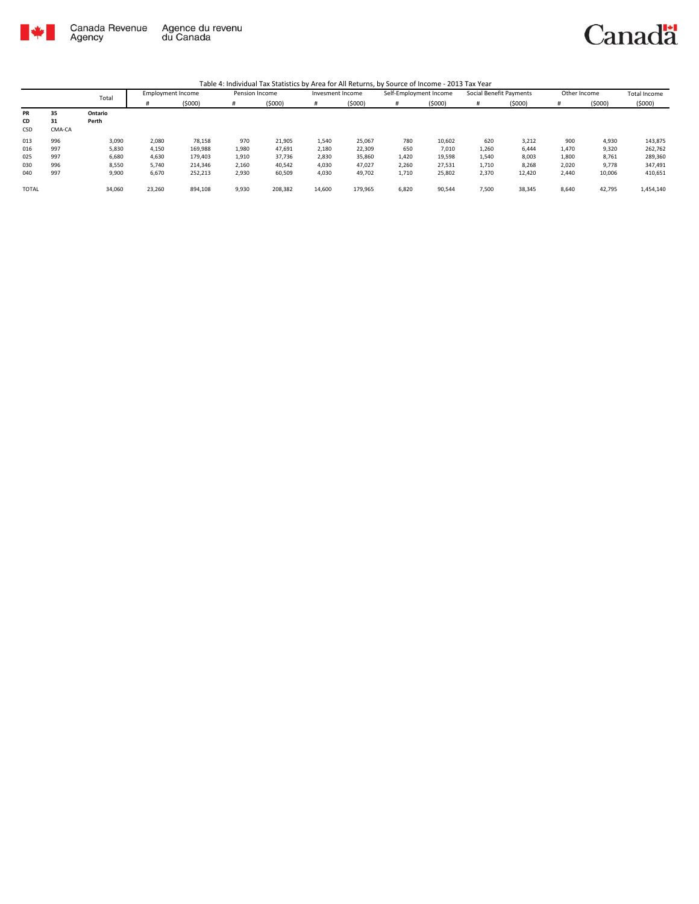Canada Revenue Agency | Agence du revenu du Canada

Canada

Table 4: Individual Tax Statistics by Area for All Returns, by Source of Income - 2013 Tax Year

| | | Total | Employment Income | | Pension Income | | Invesment Income | | Self-Employment Income | | Social Benefit Payments | | Other Income | | Total Income |
|---|---|---|---|---|---|---|---|---|---|---|---|---|---|---|---|
| | | | # | ($000) | # | ($000) | # | ($000) | # | ($000) | # | ($000) | # | ($000) | ($000) |
| **PR** | **35** | **Ontario** | | | | | | | | | | | | | |
| **CD** | **31** | **Perth** | | | | | | | | | | | | | |
| CSD | CMA-CA | | | | | | | | | | | | | | |
| 013 | 996 | 3,090 | 2,080 | 78,158 | 970 | 21,905 | 1,540 | 25,067 | 780 | 10,602 | 620 | 3,212 | 900 | 4,930 | 143,875 |
| 016 | 997 | 5,830 | 4,150 | 169,988 | 1,980 | 47,691 | 2,180 | 22,309 | 650 | 7,010 | 1,260 | 6,444 | 1,470 | 9,320 | 262,762 |
| 025 | 997 | 6,680 | 4,630 | 179,403 | 1,910 | 37,736 | 2,830 | 35,860 | 1,420 | 19,598 | 1,540 | 8,003 | 1,800 | 8,761 | 289,360 |
| 030 | 996 | 8,550 | 5,740 | 214,346 | 2,160 | 40,542 | 4,030 | 47,027 | 2,260 | 27,531 | 1,710 | 8,268 | 2,020 | 9,778 | 347,491 |
| 040 | 997 | 9,900 | 6,670 | 252,213 | 2,930 | 60,509 | 4,030 | 49,702 | 1,710 | 25,802 | 2,370 | 12,420 | 2,440 | 10,006 | 410,651 |
| TOTAL | | 34,060 | 23,260 | 894,108 | 9,930 | 208,382 | 14,600 | 179,965 | 6,820 | 90,544 | 7,500 | 38,345 | 8,640 | 42,795 | 1,454,140 |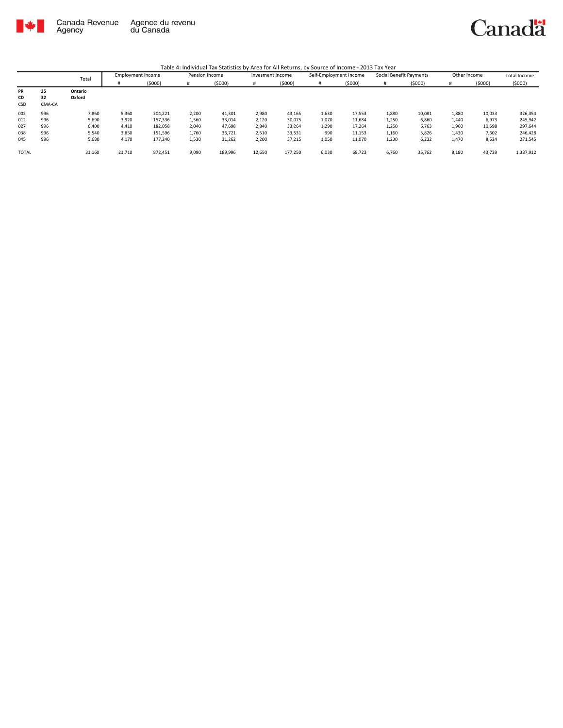Canada Revenue Agency | Agence du revenu du Canada

Table 4: Individual Tax Statistics by Area for All Returns, by Source of Income - 2013 Tax Year

| | | Total | Employment Income | | Pension Income | | Invesment Income | | Self-Employment Income | | Social Benefit Payments | | Other Income | | Total Income |
|---|---|---|---|---|---|---|---|---|---|---|---|---|---|---|---|
| | | | # | ($000) | # | ($000) | # | ($000) | # | ($000) | # | ($000) | # | ($000) | ($000) |
| **PR** | **35** | **Ontario** | | | | | | | | | | | | | |
| **CD** | **32** | **Oxford** | | | | | | | | | | | | | |
| CSD | CMA-CA | | | | | | | | | | | | | | |
| 002 | 996 | 7,860 | 5,360 | 204,221 | 2,200 | 41,301 | 2,980 | 43,165 | 1,630 | 17,553 | 1,880 | 10,081 | 1,880 | 10,033 | 326,354 |
| 012 | 996 | 5,690 | 3,920 | 157,336 | 1,560 | 33,014 | 2,120 | 30,075 | 1,070 | 11,684 | 1,250 | 6,860 | 1,440 | 6,973 | 245,942 |
| 027 | 996 | 6,400 | 4,410 | 182,058 | 2,040 | 47,698 | 2,840 | 33,264 | 1,290 | 17,264 | 1,250 | 6,763 | 1,960 | 10,598 | 297,644 |
| 038 | 996 | 5,540 | 3,850 | 151,596 | 1,760 | 36,721 | 2,510 | 33,531 | 990 | 11,153 | 1,160 | 5,826 | 1,430 | 7,602 | 246,428 |
| 045 | 996 | 5,680 | 4,170 | 177,240 | 1,530 | 31,262 | 2,200 | 37,215 | 1,050 | 11,070 | 1,230 | 6,232 | 1,470 | 8,524 | 271,545 |
| TOTAL | | 31,160 | 21,710 | 872,451 | 9,090 | 189,996 | 12,650 | 177,250 | 6,030 | 68,723 | 6,760 | 35,762 | 8,180 | 43,729 | 1,387,912 |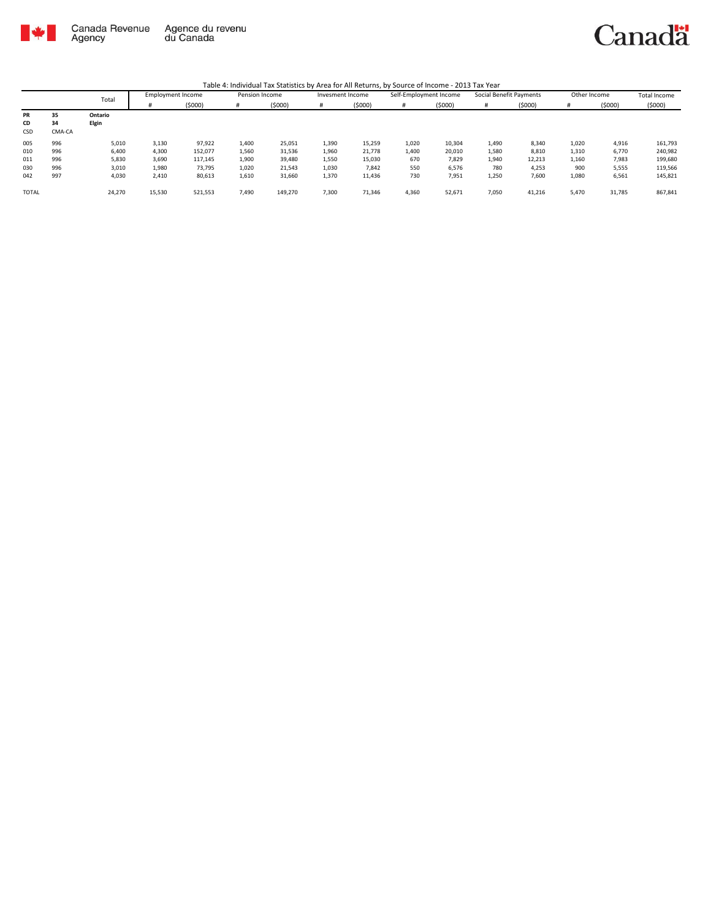Canada Revenue Agency | Agence du revenu du Canada

Canada

Table 4: Individual Tax Statistics by Area for All Returns, by Source of Income - 2013 Tax Year

| | | Total | Employment Income | | Pension Income | | Invesment Income | | Self-Employment Income | | Social Benefit Payments | | Other Income | | Total Income |
|---|---|---|---|---|---|---|---|---|---|---|---|---|---|---|---|
| | | | # | ($000) | # | ($000) | # | ($000) | # | ($000) | # | ($000) | # | ($000) | ($000) |
| **PR** | **35** | **Ontario** | | | | | | | | | | | | | |
| **CD** | **34** | **Elgin** | | | | | | | | | | | | | |
| CSD | CMA-CA | | | | | | | | | | | | | | |
| 005 | 996 | 5,010 | 3,130 | 97,922 | 1,400 | 25,051 | 1,390 | 15,259 | 1,020 | 10,304 | 1,490 | 8,340 | 1,020 | 4,916 | 161,793 |
| 010 | 996 | 6,400 | 4,300 | 152,077 | 1,560 | 31,536 | 1,960 | 21,778 | 1,400 | 20,010 | 1,580 | 8,810 | 1,310 | 6,770 | 240,982 |
| 011 | 996 | 5,830 | 3,690 | 117,145 | 1,900 | 39,480 | 1,550 | 15,030 | 670 | 7,829 | 1,940 | 12,213 | 1,160 | 7,983 | 199,680 |
| 030 | 996 | 3,010 | 1,980 | 73,795 | 1,020 | 21,543 | 1,030 | 7,842 | 550 | 6,576 | 780 | 4,253 | 900 | 5,555 | 119,566 |
| 042 | 997 | 4,030 | 2,410 | 80,613 | 1,610 | 31,660 | 1,370 | 11,436 | 730 | 7,951 | 1,250 | 7,600 | 1,080 | 6,561 | 145,821 |
| TOTAL | | 24,270 | 15,530 | 521,553 | 7,490 | 149,270 | 7,300 | 71,346 | 4,360 | 52,671 | 7,050 | 41,216 | 5,470 | 31,785 | 867,841 |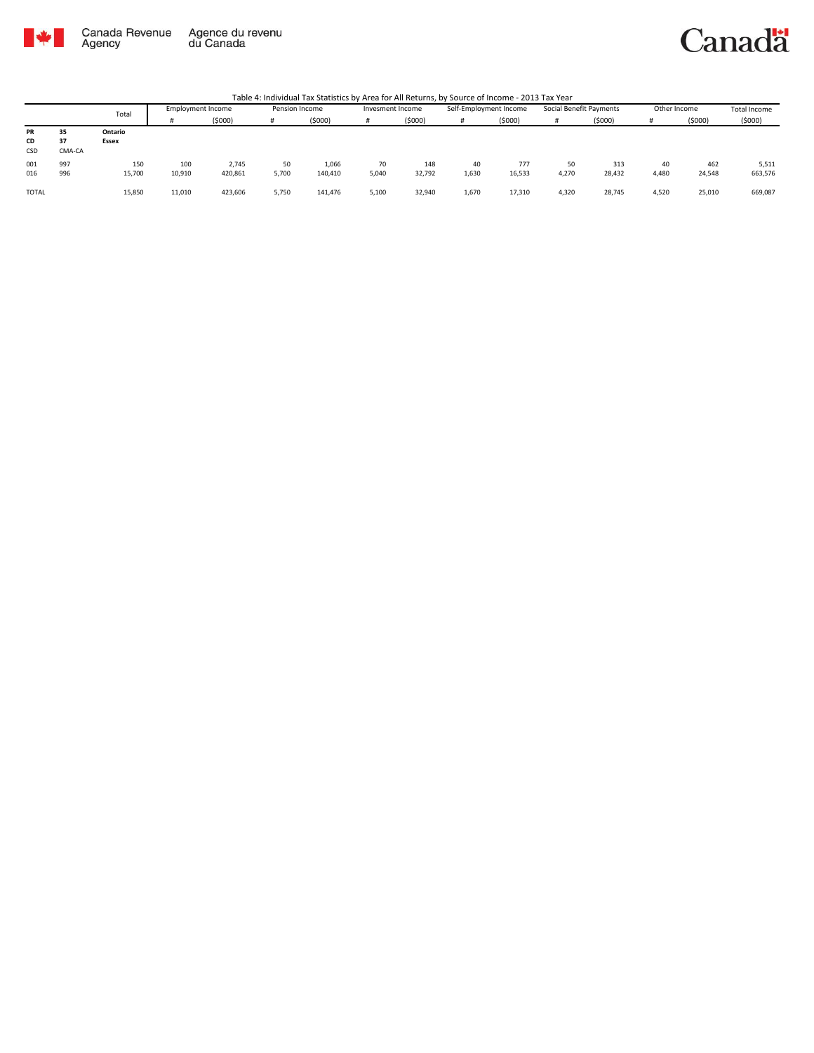Canada Revenue Agency | Agence du revenu du Canada

Table 4: Individual Tax Statistics by Area for All Returns, by Source of Income - 2013 Tax Year

| | | Total | Employment Income | | Pension Income | | Invesment Income | | Self-Employment Income | | Social Benefit Payments | | Other Income | | Total Income |
|---|---|---|---|---|---|---|---|---|---|---|---|---|---|---|---|
| | | | # | ($000) | # | ($000) | # | ($000) | # | ($000) | # | ($000) | # | ($000) | ($000) |
| **PR** | **35** | **Ontario** | | | | | | | | | | | | | |
| **CD** | **37** | **Essex** | | | | | | | | | | | | | |
| CSD | CMA-CA | | | | | | | | | | | | | | |
| 001 | 997 | 150 | 100 | 2,745 | 50 | 1,066 | 70 | 148 | 40 | 777 | 50 | 313 | 40 | 462 | 5,511 |
| 016 | 996 | 15,700 | 10,910 | 420,861 | 5,700 | 140,410 | 5,040 | 32,792 | 1,630 | 16,533 | 4,270 | 28,432 | 4,480 | 24,548 | 663,576 |
| TOTAL | | 15,850 | 11,010 | 423,606 | 5,750 | 141,476 | 5,100 | 32,940 | 1,670 | 17,310 | 4,320 | 28,745 | 4,520 | 25,010 | 669,087 |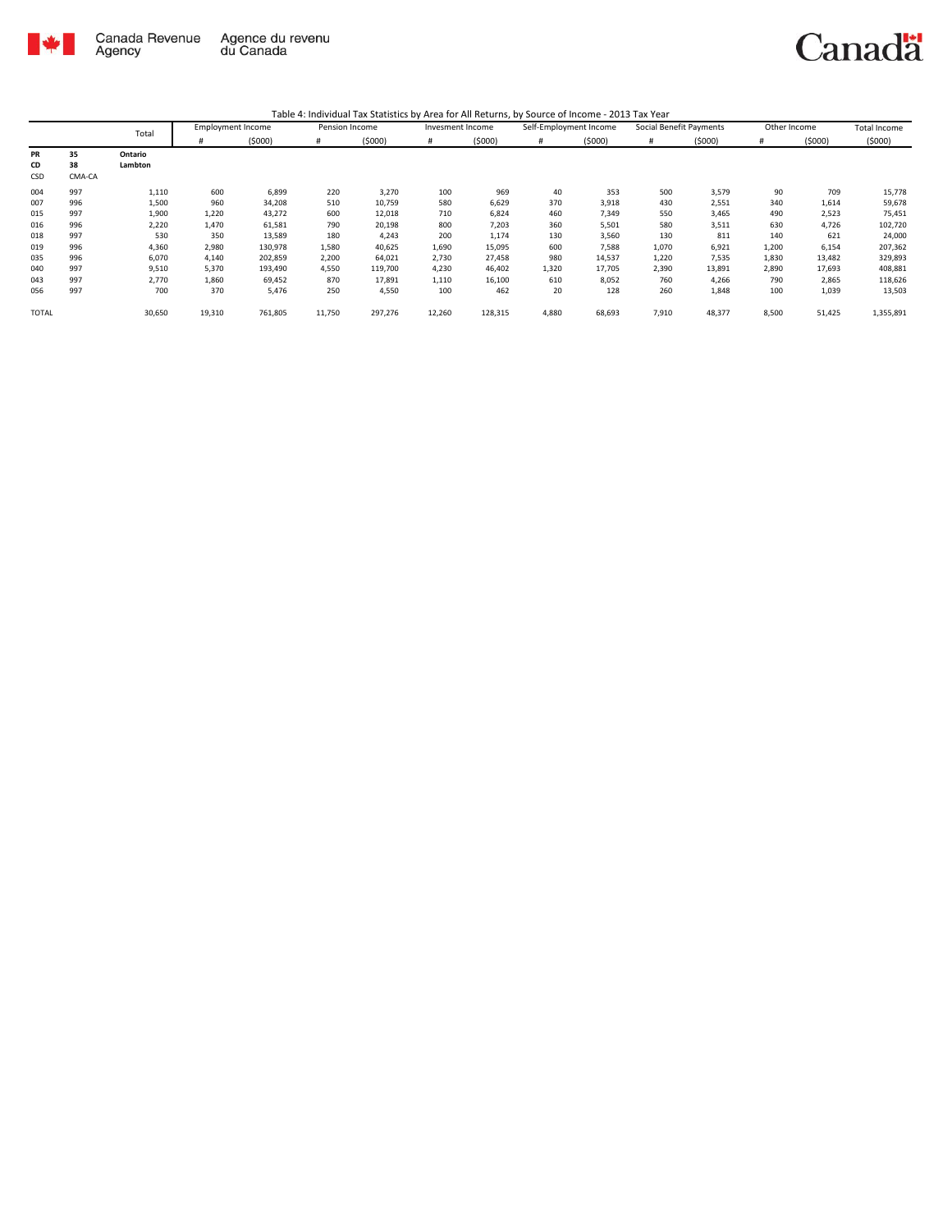Table 4: Individual Tax Statistics by Area for All Returns, by Source of Income - 2013 Tax Year

| | | Total | Employment Income | | Pension Income | | Invesment Income | | Self-Employment Income | | Social Benefit Payments | | Other Income | | Total Income |
|---|---|---|---|---|---|---|---|---|---|---|---|---|---|---|---|
| | | | # | ($000) | # | ($000) | # | ($000) | # | ($000) | # | ($000) | # | ($000) | ($000) |
| **PR** | **35** | **Ontario** | | | | | | | | | | | | | |
| **CD** | **38** | **Lambton** | | | | | | | | | | | | | |
| CSD | CMA-CA | | | | | | | | | | | | | | |
| 004 | 997 | 1,110 | 600 | 6,899 | 220 | 3,270 | 100 | 969 | 40 | 353 | 500 | 3,579 | 90 | 709 | 15,778 |
| 007 | 996 | 1,500 | 960 | 34,208 | 510 | 10,759 | 580 | 6,629 | 370 | 3,918 | 430 | 2,551 | 340 | 1,614 | 59,678 |
| 015 | 997 | 1,900 | 1,220 | 43,272 | 600 | 12,018 | 710 | 6,824 | 460 | 7,349 | 550 | 3,465 | 490 | 2,523 | 75,451 |
| 016 | 996 | 2,220 | 1,470 | 61,581 | 790 | 20,198 | 800 | 7,203 | 360 | 5,501 | 580 | 3,511 | 630 | 4,726 | 102,720 |
| 018 | 997 | 530 | 350 | 13,589 | 180 | 4,243 | 200 | 1,174 | 130 | 3,560 | 130 | 811 | 140 | 621 | 24,000 |
| 019 | 996 | 4,360 | 2,980 | 130,978 | 1,580 | 40,625 | 1,690 | 15,095 | 600 | 7,588 | 1,070 | 6,921 | 1,200 | 6,154 | 207,362 |
| 035 | 996 | 6,070 | 4,140 | 202,859 | 2,200 | 64,021 | 2,730 | 27,458 | 980 | 14,537 | 1,220 | 7,535 | 1,830 | 13,482 | 329,893 |
| 040 | 997 | 9,510 | 5,370 | 193,490 | 4,550 | 119,700 | 4,230 | 46,402 | 1,320 | 17,705 | 2,390 | 13,891 | 2,890 | 17,693 | 408,881 |
| 043 | 997 | 2,770 | 1,860 | 69,452 | 870 | 17,891 | 1,110 | 16,100 | 610 | 8,052 | 760 | 4,266 | 790 | 2,865 | 118,626 |
| 056 | 997 | 700 | 370 | 5,476 | 250 | 4,550 | 100 | 462 | 20 | 128 | 260 | 1,848 | 100 | 1,039 | 13,503 |
| TOTAL | | 30,650 | 19,310 | 761,805 | 11,750 | 297,276 | 12,260 | 128,315 | 4,880 | 68,693 | 7,910 | 48,377 | 8,500 | 51,425 | 1,355,891 |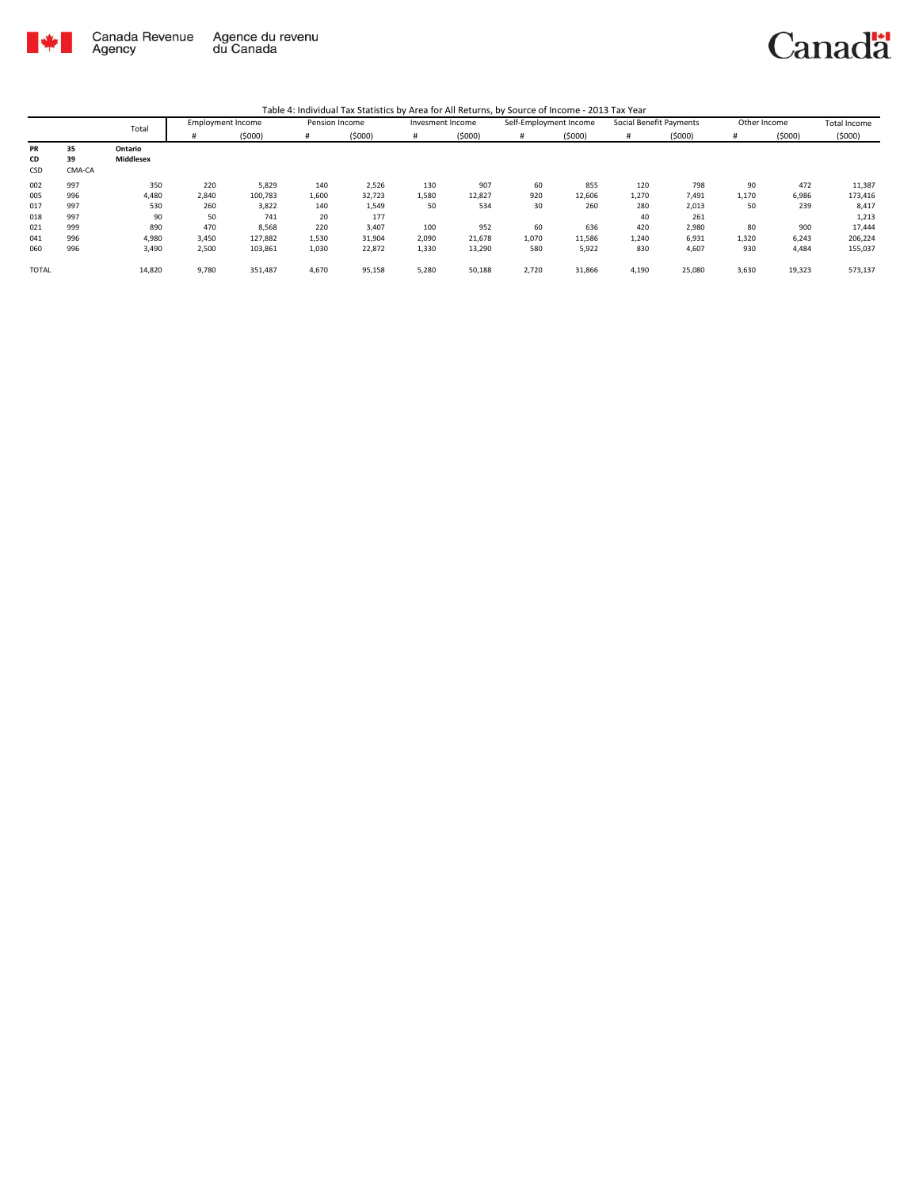Table 4: Individual Tax Statistics by Area for All Returns, by Source of Income - 2013 Tax Year

| | | Total | Employment Income | | Pension Income | | Invesment Income | | Self-Employment Income | | Social Benefit Payments | | Other Income | | Total Income |
|---|---|---|---|---|---|---|---|---|---|---|---|---|---|---|---|
| | | | # | ($000) | # | ($000) | # | ($000) | # | ($000) | # | ($000) | # | ($000) | ($000) |
| **PR** | **35** | **Ontario** | | | | | | | | | | | | | |
| **CD** | **39** | **Middlesex** | | | | | | | | | | | | | |
| CSD | CMA-CA | | | | | | | | | | | | | | |
| 002 | 997 | 350 | 220 | 5,829 | 140 | 2,526 | 130 | 907 | 60 | 855 | 120 | 798 | 90 | 472 | 11,387 |
| 005 | 996 | 4,480 | 2,840 | 100,783 | 1,600 | 32,723 | 1,580 | 12,827 | 920 | 12,606 | 1,270 | 7,491 | 1,170 | 6,986 | 173,416 |
| 017 | 997 | 530 | 260 | 3,822 | 140 | 1,549 | 50 | 534 | 30 | 260 | 280 | 2,013 | 50 | 239 | 8,417 |
| 018 | 997 | 90 | 50 | 741 | 20 | 177 | | | | | 40 | 261 | | | 1,213 |
| 021 | 999 | 890 | 470 | 8,568 | 220 | 3,407 | 100 | 952 | 60 | 636 | 420 | 2,980 | 80 | 900 | 17,444 |
| 041 | 996 | 4,980 | 3,450 | 127,882 | 1,530 | 31,904 | 2,090 | 21,678 | 1,070 | 11,586 | 1,240 | 6,931 | 1,320 | 6,243 | 206,224 |
| 060 | 996 | 3,490 | 2,500 | 103,861 | 1,030 | 22,872 | 1,330 | 13,290 | 580 | 5,922 | 830 | 4,607 | 930 | 4,484 | 155,037 |
| TOTAL | | 14,820 | 9,780 | 351,487 | 4,670 | 95,158 | 5,280 | 50,188 | 2,720 | 31,866 | 4,190 | 25,080 | 3,630 | 19,323 | 573,137 |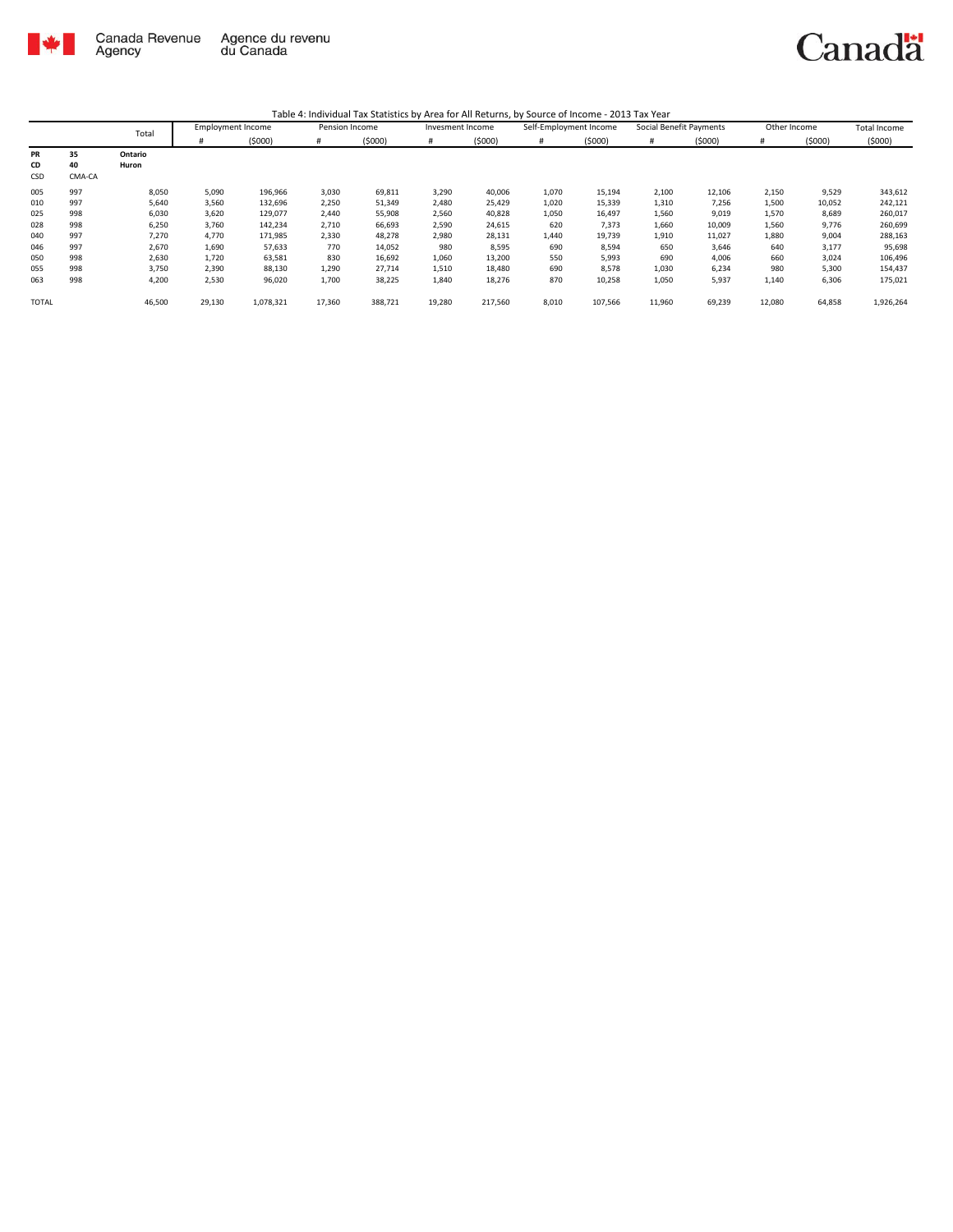Canada Revenue Agency | Agence du revenu du Canada

Table 4: Individual Tax Statistics by Area for All Returns, by Source of Income - 2013 Tax Year

| | | Total | Employment Income | | Pension Income | | Invesment Income | | Self-Employment Income | | Social Benefit Payments | | Other Income | | Total Income |
|---|---|---|---|---|---|---|---|---|---|---|---|---|---|---|---|
| | | | # | ($000) | # | ($000) | # | ($000) | # | ($000) | # | ($000) | # | ($000) | ($000) |
| **PR** | **35** | **Ontario** | | | | | | | | | | | | | |
| **CD** | **40** | **Huron** | | | | | | | | | | | | | |
| CSD | CMA-CA | | | | | | | | | | | | | | |
| 005 | 997 | 8,050 | 5,090 | 196,966 | 3,030 | 69,811 | 3,290 | 40,006 | 1,070 | 15,194 | 2,100 | 12,106 | 2,150 | 9,529 | 343,612 |
| 010 | 997 | 5,640 | 3,560 | 132,696 | 2,250 | 51,349 | 2,480 | 25,429 | 1,020 | 15,339 | 1,310 | 7,256 | 1,500 | 10,052 | 242,121 |
| 025 | 998 | 6,030 | 3,620 | 129,077 | 2,440 | 55,908 | 2,560 | 40,828 | 1,050 | 16,497 | 1,560 | 9,019 | 1,570 | 8,689 | 260,017 |
| 028 | 998 | 6,250 | 3,760 | 142,234 | 2,710 | 66,693 | 2,590 | 24,615 | 620 | 7,373 | 1,660 | 10,009 | 1,560 | 9,776 | 260,699 |
| 040 | 997 | 7,270 | 4,770 | 171,985 | 2,330 | 48,278 | 2,980 | 28,131 | 1,440 | 19,739 | 1,910 | 11,027 | 1,880 | 9,004 | 288,163 |
| 046 | 997 | 2,670 | 1,690 | 57,633 | 770 | 14,052 | 980 | 8,595 | 690 | 8,594 | 650 | 3,646 | 640 | 3,177 | 95,698 |
| 050 | 998 | 2,630 | 1,720 | 63,581 | 830 | 16,692 | 1,060 | 13,200 | 550 | 5,993 | 690 | 4,006 | 660 | 3,024 | 106,496 |
| 055 | 998 | 3,750 | 2,390 | 88,130 | 1,290 | 27,714 | 1,510 | 18,480 | 690 | 8,578 | 1,030 | 6,234 | 980 | 5,300 | 154,437 |
| 063 | 998 | 4,200 | 2,530 | 96,020 | 1,700 | 38,225 | 1,840 | 18,276 | 870 | 10,258 | 1,050 | 5,937 | 1,140 | 6,306 | 175,021 |
| TOTAL | | 46,500 | 29,130 | 1,078,321 | 17,360 | 388,721 | 19,280 | 217,560 | 8,010 | 107,566 | 11,960 | 69,239 | 12,080 | 64,858 | 1,926,264 |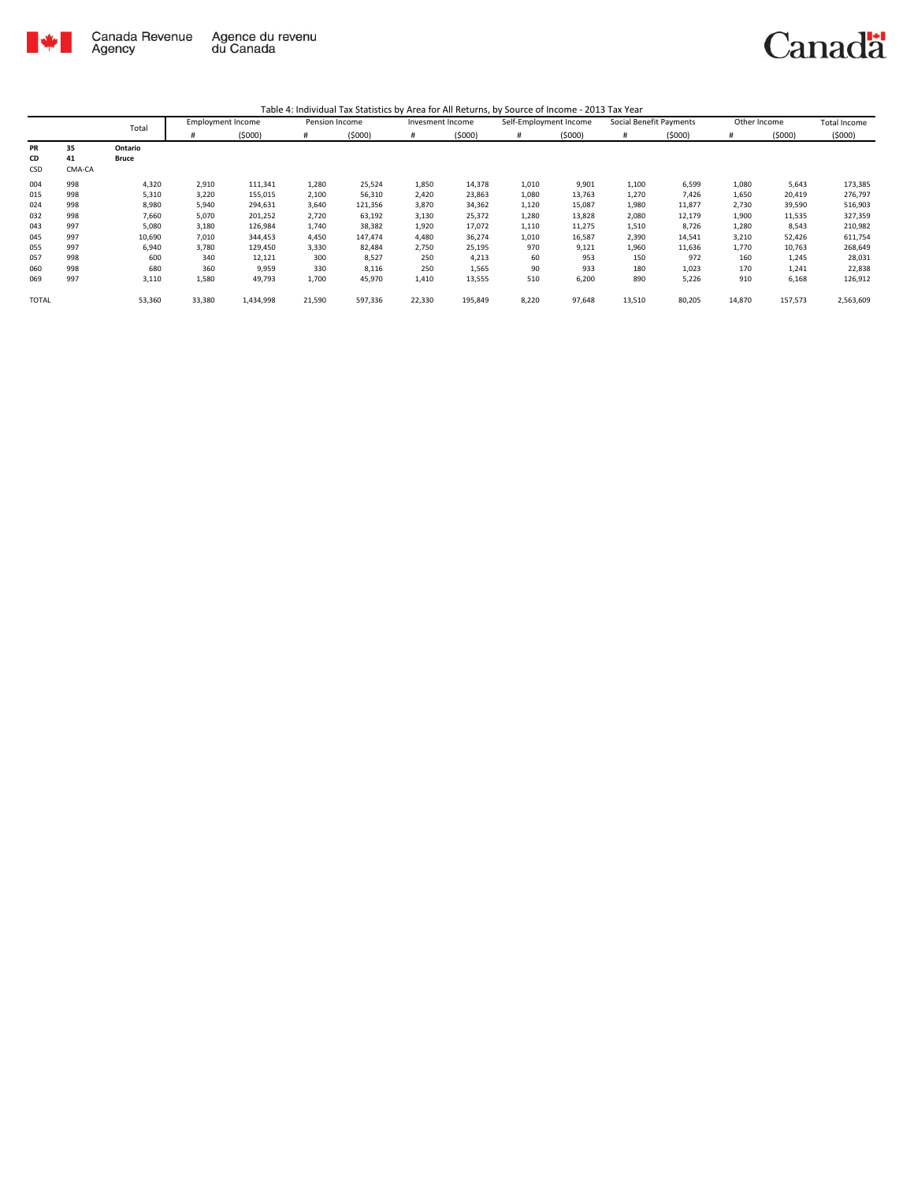Canada Revenue Agency / Agence du revenu du Canada

Table 4: Individual Tax Statistics by Area for All Returns, by Source of Income - 2013 Tax Year

| | | Total | Employment Income | | Pension Income | | Invesment Income | | Self-Employment Income | | Social Benefit Payments | | Other Income | | Total Income |
|---|---|---|---|---|---|---|---|---|---|---|---|---|---|---|---|
| | | | # | ($000) | # | ($000) | # | ($000) | # | ($000) | # | ($000) | # | ($000) | ($000) |
| **PR** | **35** | **Ontario** | | | | | | | | | | | | | |
| **CD** | **41** | **Bruce** | | | | | | | | | | | | | |
| CSD | CMA-CA | | | | | | | | | | | | | | |
| 004 | 998 | 4,320 | 2,910 | 111,341 | 1,280 | 25,524 | 1,850 | 14,378 | 1,010 | 9,901 | 1,100 | 6,599 | 1,080 | 5,643 | 173,385 |
| 015 | 998 | 5,310 | 3,220 | 155,015 | 2,100 | 56,310 | 2,420 | 23,863 | 1,080 | 13,763 | 1,270 | 7,426 | 1,650 | 20,419 | 276,797 |
| 024 | 998 | 8,980 | 5,940 | 294,631 | 3,640 | 121,356 | 3,870 | 34,362 | 1,120 | 15,087 | 1,980 | 11,877 | 2,730 | 39,590 | 516,903 |
| 032 | 998 | 7,660 | 5,070 | 201,252 | 2,720 | 63,192 | 3,130 | 25,372 | 1,280 | 13,828 | 2,080 | 12,179 | 1,900 | 11,535 | 327,359 |
| 043 | 997 | 5,080 | 3,180 | 126,984 | 1,740 | 38,382 | 1,920 | 17,072 | 1,110 | 11,275 | 1,510 | 8,726 | 1,280 | 8,543 | 210,982 |
| 045 | 997 | 10,690 | 7,010 | 344,453 | 4,450 | 147,474 | 4,480 | 36,274 | 1,010 | 16,587 | 2,390 | 14,541 | 3,210 | 52,426 | 611,754 |
| 055 | 997 | 6,940 | 3,780 | 129,450 | 3,330 | 82,484 | 2,750 | 25,195 | 970 | 9,121 | 1,960 | 11,636 | 1,770 | 10,763 | 268,649 |
| 057 | 998 | 600 | 340 | 12,121 | 300 | 8,527 | 250 | 4,213 | 60 | 953 | 150 | 972 | 160 | 1,245 | 28,031 |
| 060 | 998 | 680 | 360 | 9,959 | 330 | 8,116 | 250 | 1,565 | 90 | 933 | 180 | 1,023 | 170 | 1,241 | 22,838 |
| 069 | 997 | 3,110 | 1,580 | 49,793 | 1,700 | 45,970 | 1,410 | 13,555 | 510 | 6,200 | 890 | 5,226 | 910 | 6,168 | 126,912 |
| TOTAL | | 53,360 | 33,380 | 1,434,998 | 21,590 | 597,336 | 22,330 | 195,849 | 8,220 | 97,648 | 13,510 | 80,205 | 14,870 | 157,573 | 2,563,609 |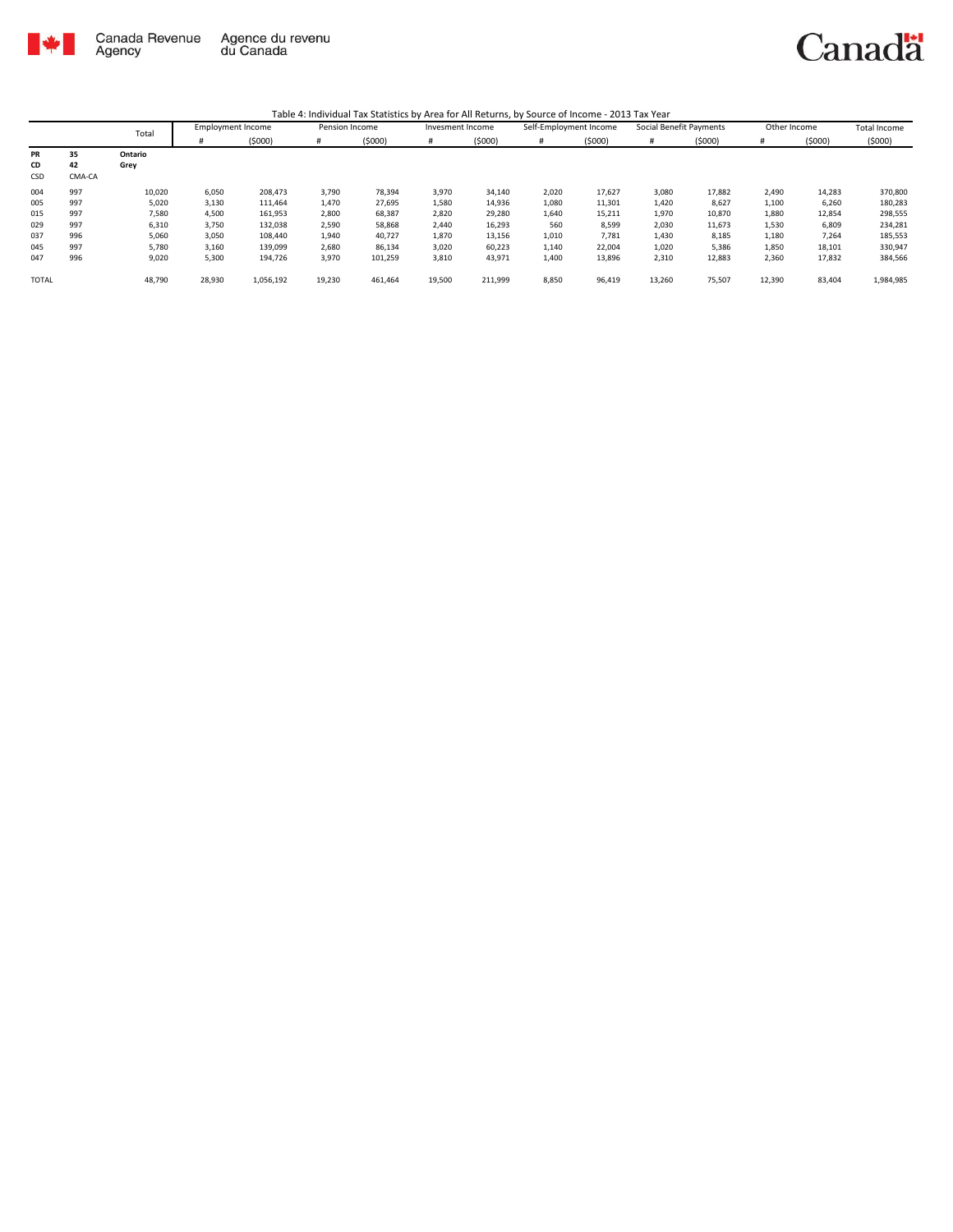Canada Revenue Agency | Agence du revenu du Canada

Canada

Table 4: Individual Tax Statistics by Area for All Returns, by Source of Income - 2013 Tax Year

| | | Total | Employment Income | | Pension Income | | Invesment Income | | Self-Employment Income | | Social Benefit Payments | | Other Income | | Total Income |
|---|---|---|---|---|---|---|---|---|---|---|---|---|---|---|---|
| | | | # | ($000) | # | ($000) | # | ($000) | # | ($000) | # | ($000) | # | ($000) | ($000) |
| **PR** | **35** | **Ontario** | | | | | | | | | | | | | |
| **CD** | **42** | **Grey** | | | | | | | | | | | | | |
| CSD | CMA-CA | | | | | | | | | | | | | | |
| 004 | 997 | 10,020 | 6,050 | 208,473 | 3,790 | 78,394 | 3,970 | 34,140 | 2,020 | 17,627 | 3,080 | 17,882 | 2,490 | 14,283 | 370,800 |
| 005 | 997 | 5,020 | 3,130 | 111,464 | 1,470 | 27,695 | 1,580 | 14,936 | 1,080 | 11,301 | 1,420 | 8,627 | 1,100 | 6,260 | 180,283 |
| 015 | 997 | 7,580 | 4,500 | 161,953 | 2,800 | 68,387 | 2,820 | 29,280 | 1,640 | 15,211 | 1,970 | 10,870 | 1,880 | 12,854 | 298,555 |
| 029 | 997 | 6,310 | 3,750 | 132,038 | 2,590 | 58,868 | 2,440 | 16,293 | 560 | 8,599 | 2,030 | 11,673 | 1,530 | 6,809 | 234,281 |
| 037 | 996 | 5,060 | 3,050 | 108,440 | 1,940 | 40,727 | 1,870 | 13,156 | 1,010 | 7,781 | 1,430 | 8,185 | 1,180 | 7,264 | 185,553 |
| 045 | 997 | 5,780 | 3,160 | 139,099 | 2,680 | 86,134 | 3,020 | 60,223 | 1,140 | 22,004 | 1,020 | 5,386 | 1,850 | 18,101 | 330,947 |
| 047 | 996 | 9,020 | 5,300 | 194,726 | 3,970 | 101,259 | 3,810 | 43,971 | 1,400 | 13,896 | 2,310 | 12,883 | 2,360 | 17,832 | 384,566 |
| TOTAL | | 48,790 | 28,930 | 1,056,192 | 19,230 | 461,464 | 19,500 | 211,999 | 8,850 | 96,419 | 13,260 | 75,507 | 12,390 | 83,404 | 1,984,985 |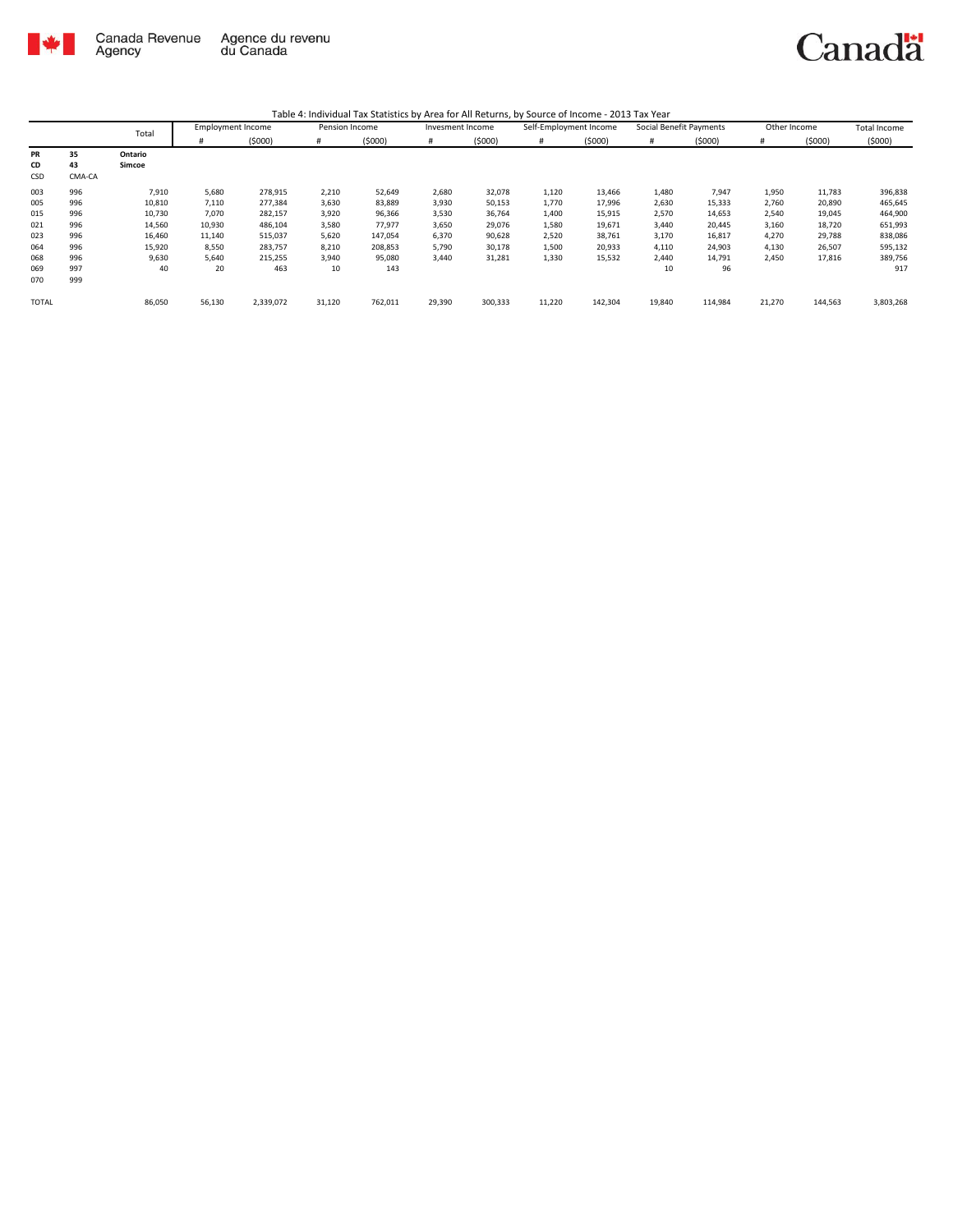Canada Revenue Agency | Agence du revenu du Canada

Canada

Table 4: Individual Tax Statistics by Area for All Returns, by Source of Income - 2013 Tax Year

| | | Total | Employment Income | | Pension Income | | Invesment Income | | Self-Employment Income | | Social Benefit Payments | | Other Income | | Total Income |
|---|---|---|---|---|---|---|---|---|---|---|---|---|---|---|---|
| | | | # | ($000) | # | ($000) | # | ($000) | # | ($000) | # | ($000) | # | ($000) | ($000) |
| **PR** | **35** | **Ontario** | | | | | | | | | | | | | |
| **CD** | **43** | **Simcoe** | | | | | | | | | | | | | |
| CSD | CMA-CA | | | | | | | | | | | | | | |
| 003 | 996 | 7,910 | 5,680 | 278,915 | 2,210 | 52,649 | 2,680 | 32,078 | 1,120 | 13,466 | 1,480 | 7,947 | 1,950 | 11,783 | 396,838 |
| 005 | 996 | 10,810 | 7,110 | 277,384 | 3,630 | 83,889 | 3,930 | 50,153 | 1,770 | 17,996 | 2,630 | 15,333 | 2,760 | 20,890 | 465,645 |
| 015 | 996 | 10,730 | 7,070 | 282,157 | 3,920 | 96,366 | 3,530 | 36,764 | 1,400 | 15,915 | 2,570 | 14,653 | 2,540 | 19,045 | 464,900 |
| 021 | 996 | 14,560 | 10,930 | 486,104 | 3,580 | 77,977 | 3,650 | 29,076 | 1,580 | 19,671 | 3,440 | 20,445 | 3,160 | 18,720 | 651,993 |
| 023 | 996 | 16,460 | 11,140 | 515,037 | 5,620 | 147,054 | 6,370 | 90,628 | 2,520 | 38,761 | 3,170 | 16,817 | 4,270 | 29,788 | 838,086 |
| 064 | 996 | 15,920 | 8,550 | 283,757 | 8,210 | 208,853 | 5,790 | 30,178 | 1,500 | 20,933 | 4,110 | 24,903 | 4,130 | 26,507 | 595,132 |
| 068 | 996 | 9,630 | 5,640 | 215,255 | 3,940 | 95,080 | 3,440 | 31,281 | 1,330 | 15,532 | 2,440 | 14,791 | 2,450 | 17,816 | 389,756 |
| 069 | 997 | 40 | 20 | 463 | 10 | 143 | | | | | 10 | 96 | | | 917 |
| 070 | 999 | | | | | | | | | | | | | | |
| TOTAL | | 86,050 | 56,130 | 2,339,072 | 31,120 | 762,011 | 29,390 | 300,333 | 11,220 | 142,304 | 19,840 | 114,984 | 21,270 | 144,563 | 3,803,268 |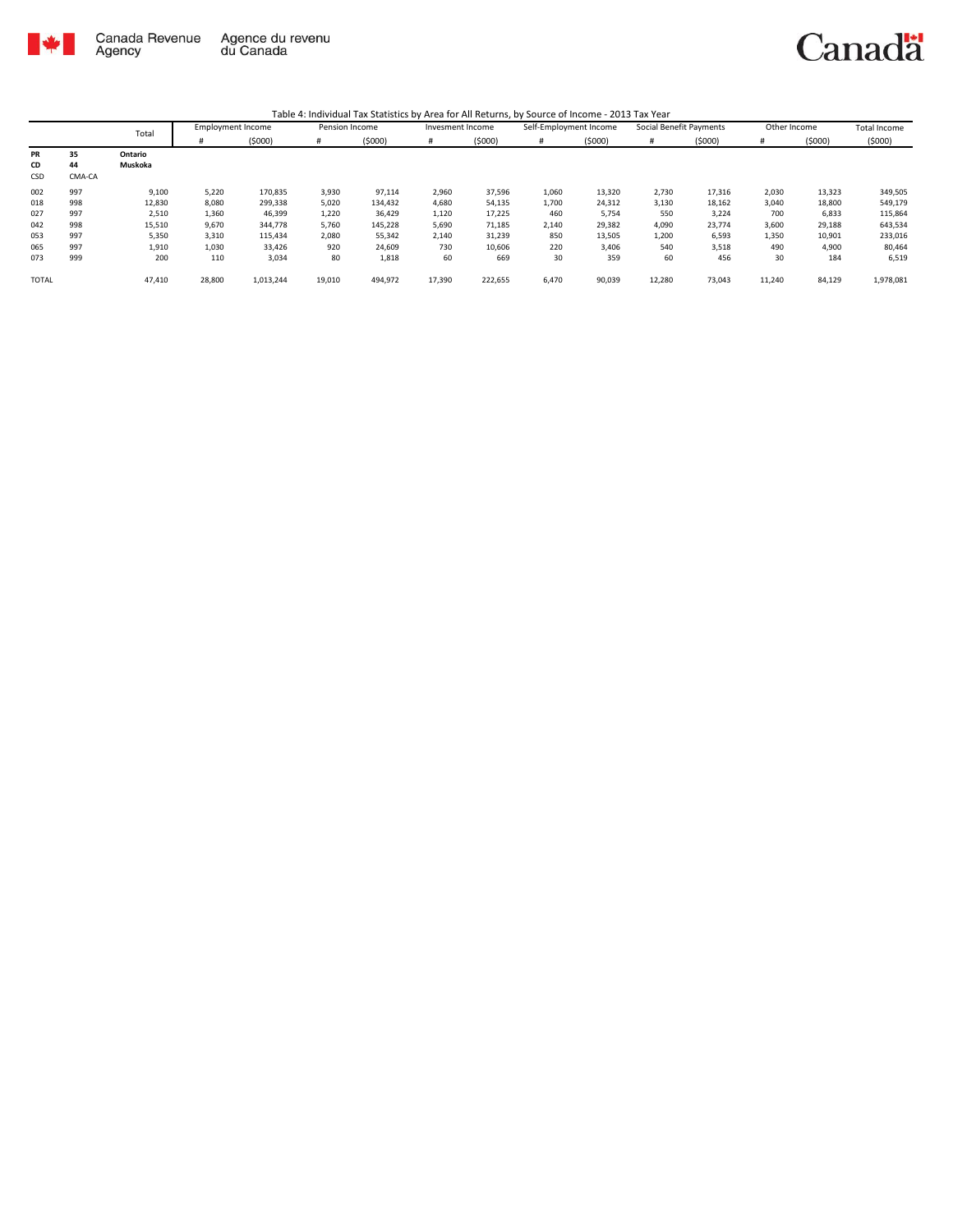Canada Revenue Agency / Agence du revenu du Canada

Canada

Table 4: Individual Tax Statistics by Area for All Returns, by Source of Income - 2013 Tax Year

| | | Total | Employment Income | | Pension Income | | Invesment Income | | Self-Employment Income | | Social Benefit Payments | | Other Income | | Total Income |
|---|---|---|---|---|---|---|---|---|---|---|---|---|---|---|---|
| | | | # | ($000) | # | ($000) | # | ($000) | # | ($000) | # | ($000) | # | ($000) | ($000) |
| **PR** | **35** | **Ontario** | | | | | | | | | | | | | |
| **CD** | **44** | **Muskoka** | | | | | | | | | | | | | |
| CSD | CMA-CA | | | | | | | | | | | | | | |
| 002 | 997 | 9,100 | 5,220 | 170,835 | 3,930 | 97,114 | 2,960 | 37,596 | 1,060 | 13,320 | 2,730 | 17,316 | 2,030 | 13,323 | 349,505 |
| 018 | 998 | 12,830 | 8,080 | 299,338 | 5,020 | 134,432 | 4,680 | 54,135 | 1,700 | 24,312 | 3,130 | 18,162 | 3,040 | 18,800 | 549,179 |
| 027 | 997 | 2,510 | 1,360 | 46,399 | 1,220 | 36,429 | 1,120 | 17,225 | 460 | 5,754 | 550 | 3,224 | 700 | 6,833 | 115,864 |
| 042 | 998 | 15,510 | 9,670 | 344,778 | 5,760 | 145,228 | 5,690 | 71,185 | 2,140 | 29,382 | 4,090 | 23,774 | 3,600 | 29,188 | 643,534 |
| 053 | 997 | 5,350 | 3,310 | 115,434 | 2,080 | 55,342 | 2,140 | 31,239 | 850 | 13,505 | 1,200 | 6,593 | 1,350 | 10,901 | 233,016 |
| 065 | 997 | 1,910 | 1,030 | 33,426 | 920 | 24,609 | 730 | 10,606 | 220 | 3,406 | 540 | 3,518 | 490 | 4,900 | 80,464 |
| 073 | 999 | 200 | 110 | 3,034 | 80 | 1,818 | 60 | 669 | 30 | 359 | 60 | 456 | 30 | 184 | 6,519 |
| TOTAL | | 47,410 | 28,800 | 1,013,244 | 19,010 | 494,972 | 17,390 | 222,655 | 6,470 | 90,039 | 12,280 | 73,043 | 11,240 | 84,129 | 1,978,081 |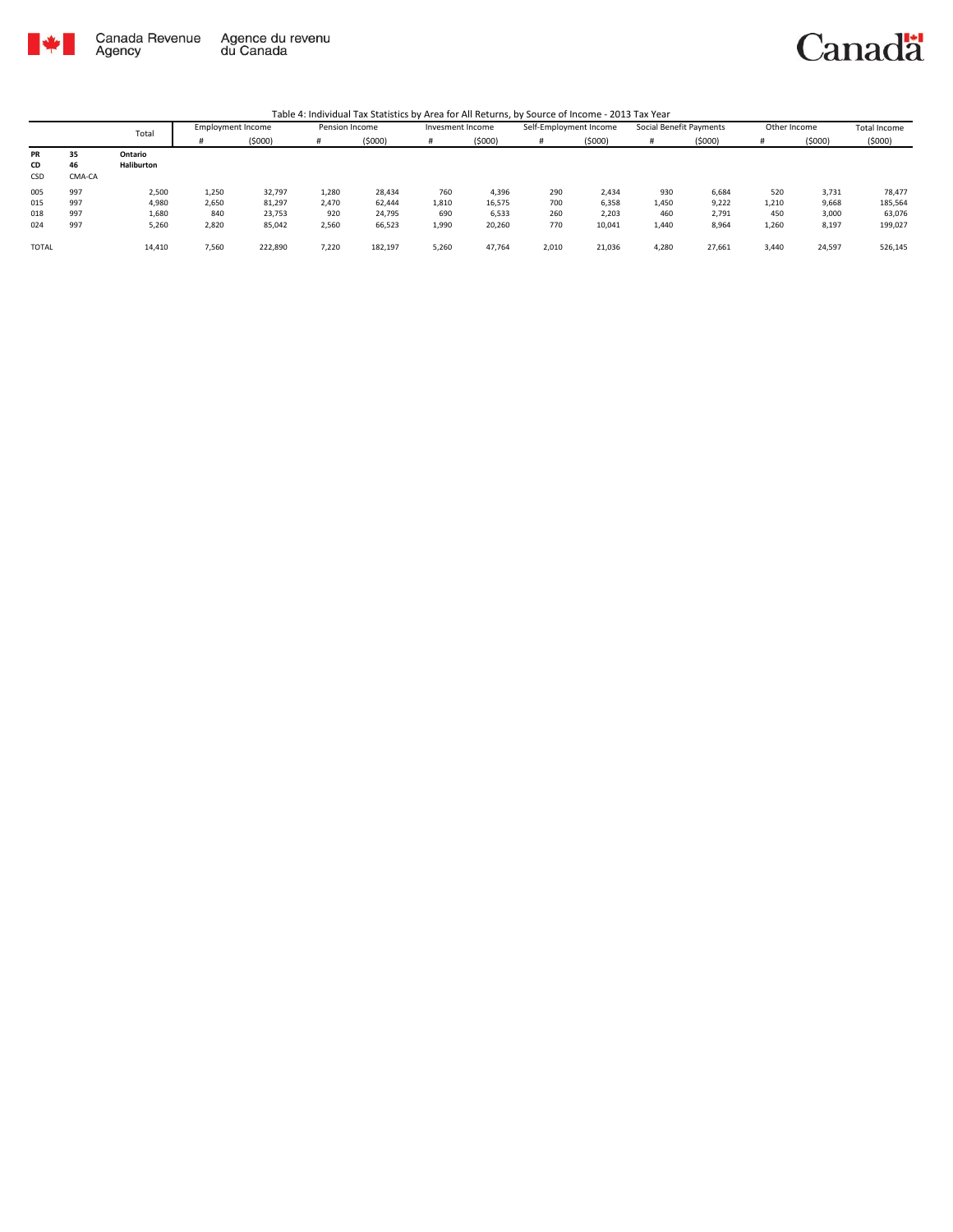Canada Revenue Agency | Agence du revenu du Canada

Table 4: Individual Tax Statistics by Area for All Returns, by Source of Income - 2013 Tax Year

| | | Total | Employment Income | | Pension Income | | Invesment Income | | Self-Employment Income | | Social Benefit Payments | | Other Income | | Total Income |
|---|---|---|---|---|---|---|---|---|---|---|---|---|---|---|---|
| | | | # | ($000) | # | ($000) | # | ($000) | # | ($000) | # | ($000) | # | ($000) | ($000) |
| **PR** | **35** | **Ontario** | | | | | | | | | | | | | |
| **CD** | **46** | **Haliburton** | | | | | | | | | | | | | |
| CSD | CMA-CA | | | | | | | | | | | | | | |
| 005 | 997 | 2,500 | 1,250 | 32,797 | 1,280 | 28,434 | 760 | 4,396 | 290 | 2,434 | 930 | 6,684 | 520 | 3,731 | 78,477 |
| 015 | 997 | 4,980 | 2,650 | 81,297 | 2,470 | 62,444 | 1,810 | 16,575 | 700 | 6,358 | 1,450 | 9,222 | 1,210 | 9,668 | 185,564 |
| 018 | 997 | 1,680 | 840 | 23,753 | 920 | 24,795 | 690 | 6,533 | 260 | 2,203 | 460 | 2,791 | 450 | 3,000 | 63,076 |
| 024 | 997 | 5,260 | 2,820 | 85,042 | 2,560 | 66,523 | 1,990 | 20,260 | 770 | 10,041 | 1,440 | 8,964 | 1,260 | 8,197 | 199,027 |
| TOTAL | | 14,410 | 7,560 | 222,890 | 7,220 | 182,197 | 5,260 | 47,764 | 2,010 | 21,036 | 4,280 | 27,661 | 3,440 | 24,597 | 526,145 |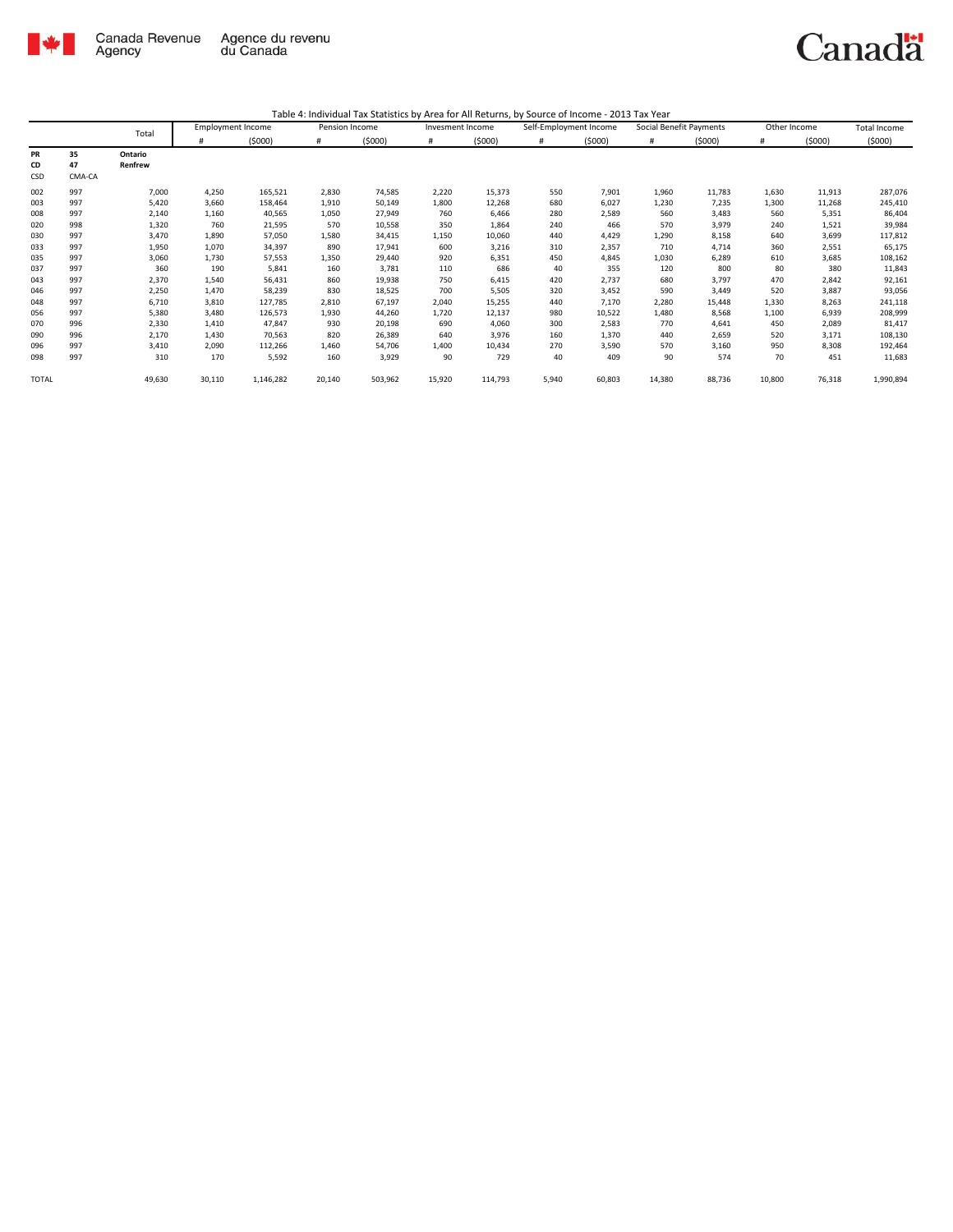Canada Revenue Agency | Agence du revenu du Canada

Table 4: Individual Tax Statistics by Area for All Returns, by Source of Income - 2013 Tax Year

| | | Total | Employment Income | | Pension Income | | Invesment Income | | Self-Employment Income | | Social Benefit Payments | | Other Income | | Total Income |
|---|---|---|---|---|---|---|---|---|---|---|---|---|---|---|---|
| | | | # | ($000) | # | ($000) | # | ($000) | # | ($000) | # | ($000) | # | ($000) | ($000) |
| **PR** | **35** | **Ontario** | | | | | | | | | | | | | |
| **CD** | **47** | **Renfrew** | | | | | | | | | | | | | |
| CSD | CMA-CA | | | | | | | | | | | | | | |
| 002 | 997 | 7,000 | 4,250 | 165,521 | 2,830 | 74,585 | 2,220 | 15,373 | 550 | 7,901 | 1,960 | 11,783 | 1,630 | 11,913 | 287,076 |
| 003 | 997 | 5,420 | 3,660 | 158,464 | 1,910 | 50,149 | 1,800 | 12,268 | 680 | 6,027 | 1,230 | 7,235 | 1,300 | 11,268 | 245,410 |
| 008 | 997 | 2,140 | 1,160 | 40,565 | 1,050 | 27,949 | 760 | 6,466 | 280 | 2,589 | 560 | 3,483 | 560 | 5,351 | 86,404 |
| 020 | 998 | 1,320 | 760 | 21,595 | 570 | 10,558 | 350 | 1,864 | 240 | 466 | 570 | 3,979 | 240 | 1,521 | 39,984 |
| 030 | 997 | 3,470 | 1,890 | 57,050 | 1,580 | 34,415 | 1,150 | 10,060 | 440 | 4,429 | 1,290 | 8,158 | 640 | 3,699 | 117,812 |
| 033 | 997 | 1,950 | 1,070 | 34,397 | 890 | 17,941 | 600 | 3,216 | 310 | 2,357 | 710 | 4,714 | 360 | 2,551 | 65,175 |
| 035 | 997 | 3,060 | 1,730 | 57,553 | 1,350 | 29,440 | 920 | 6,351 | 450 | 4,845 | 1,030 | 6,289 | 610 | 3,685 | 108,162 |
| 037 | 997 | 360 | 190 | 5,841 | 160 | 3,781 | 110 | 686 | 40 | 355 | 120 | 800 | 80 | 380 | 11,843 |
| 043 | 997 | 2,370 | 1,540 | 56,431 | 860 | 19,938 | 750 | 6,415 | 420 | 2,737 | 680 | 3,797 | 470 | 2,842 | 92,161 |
| 046 | 997 | 2,250 | 1,470 | 58,239 | 830 | 18,525 | 700 | 5,505 | 320 | 3,452 | 590 | 3,449 | 520 | 3,887 | 93,056 |
| 048 | 997 | 6,710 | 3,810 | 127,785 | 2,810 | 67,197 | 2,040 | 15,255 | 440 | 7,170 | 2,280 | 15,448 | 1,330 | 8,263 | 241,118 |
| 056 | 997 | 5,380 | 3,480 | 126,573 | 1,930 | 44,260 | 1,720 | 12,137 | 980 | 10,522 | 1,480 | 8,568 | 1,100 | 6,939 | 208,999 |
| 070 | 996 | 2,330 | 1,410 | 47,847 | 930 | 20,198 | 690 | 4,060 | 300 | 2,583 | 770 | 4,641 | 450 | 2,089 | 81,417 |
| 090 | 996 | 2,170 | 1,430 | 70,563 | 820 | 26,389 | 640 | 3,976 | 160 | 1,370 | 440 | 2,659 | 520 | 3,171 | 108,130 |
| 096 | 997 | 3,410 | 2,090 | 112,266 | 1,460 | 54,706 | 1,400 | 10,434 | 270 | 3,590 | 570 | 3,160 | 950 | 8,308 | 192,464 |
| 098 | 997 | 310 | 170 | 5,592 | 160 | 3,929 | 90 | 729 | 40 | 409 | 90 | 574 | 70 | 451 | 11,683 |
| TOTAL | | 49,630 | 30,110 | 1,146,282 | 20,140 | 503,962 | 15,920 | 114,793 | 5,940 | 60,803 | 14,380 | 88,736 | 10,800 | 76,318 | 1,990,894 |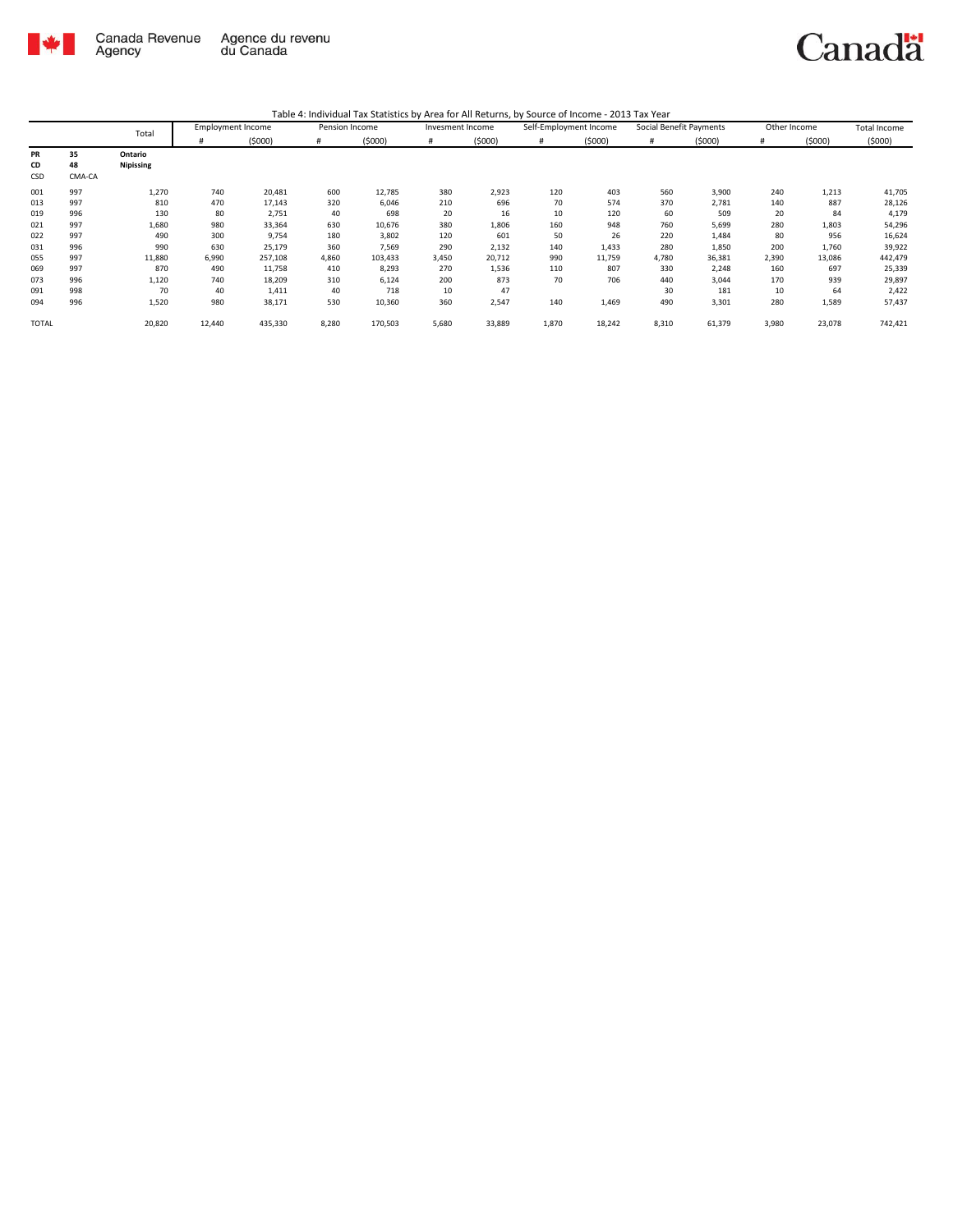Canada Revenue Agency / Agence du revenu du Canada

Table 4: Individual Tax Statistics by Area for All Returns, by Source of Income - 2013 Tax Year

| | | Total | Employment Income | | Pension Income | | Invesment Income | | Self-Employment Income | | Social Benefit Payments | | Other Income | | Total Income |
|---|---|---|---|---|---|---|---|---|---|---|---|---|---|---|---|
| | | | # | ($000) | # | ($000) | # | ($000) | # | ($000) | # | ($000) | # | ($000) | ($000) |
| **PR** | **35** | **Ontario** | | | | | | | | | | | | | |
| **CD** | **48** | **Nipissing** | | | | | | | | | | | | | |
| CSD | CMA-CA | | | | | | | | | | | | | | |
| 001 | 997 | 1,270 | 740 | 20,481 | 600 | 12,785 | 380 | 2,923 | 120 | 403 | 560 | 3,900 | 240 | 1,213 | 41,705 |
| 013 | 997 | 810 | 470 | 17,143 | 320 | 6,046 | 210 | 696 | 70 | 574 | 370 | 2,781 | 140 | 887 | 28,126 |
| 019 | 996 | 130 | 80 | 2,751 | 40 | 698 | 20 | 16 | 10 | 120 | 60 | 509 | 20 | 84 | 4,179 |
| 021 | 997 | 1,680 | 980 | 33,364 | 630 | 10,676 | 380 | 1,806 | 160 | 948 | 760 | 5,699 | 280 | 1,803 | 54,296 |
| 022 | 997 | 490 | 300 | 9,754 | 180 | 3,802 | 120 | 601 | 50 | 26 | 220 | 1,484 | 80 | 956 | 16,624 |
| 031 | 996 | 990 | 630 | 25,179 | 360 | 7,569 | 290 | 2,132 | 140 | 1,433 | 280 | 1,850 | 200 | 1,760 | 39,922 |
| 055 | 997 | 11,880 | 6,990 | 257,108 | 4,860 | 103,433 | 3,450 | 20,712 | 990 | 11,759 | 4,780 | 36,381 | 2,390 | 13,086 | 442,479 |
| 069 | 997 | 870 | 490 | 11,758 | 410 | 8,293 | 270 | 1,536 | 110 | 807 | 330 | 2,248 | 160 | 697 | 25,339 |
| 073 | 996 | 1,120 | 740 | 18,209 | 310 | 6,124 | 200 | 873 | 70 | 706 | 440 | 3,044 | 170 | 939 | 29,897 |
| 091 | 998 | 70 | 40 | 1,411 | 40 | 718 | 10 | 47 | | | 30 | 181 | 10 | 64 | 2,422 |
| 094 | 996 | 1,520 | 980 | 38,171 | 530 | 10,360 | 360 | 2,547 | 140 | 1,469 | 490 | 3,301 | 280 | 1,589 | 57,437 |
| TOTAL | | 20,820 | 12,440 | 435,330 | 8,280 | 170,503 | 5,680 | 33,889 | 1,870 | 18,242 | 8,310 | 61,379 | 3,980 | 23,078 | 742,421 |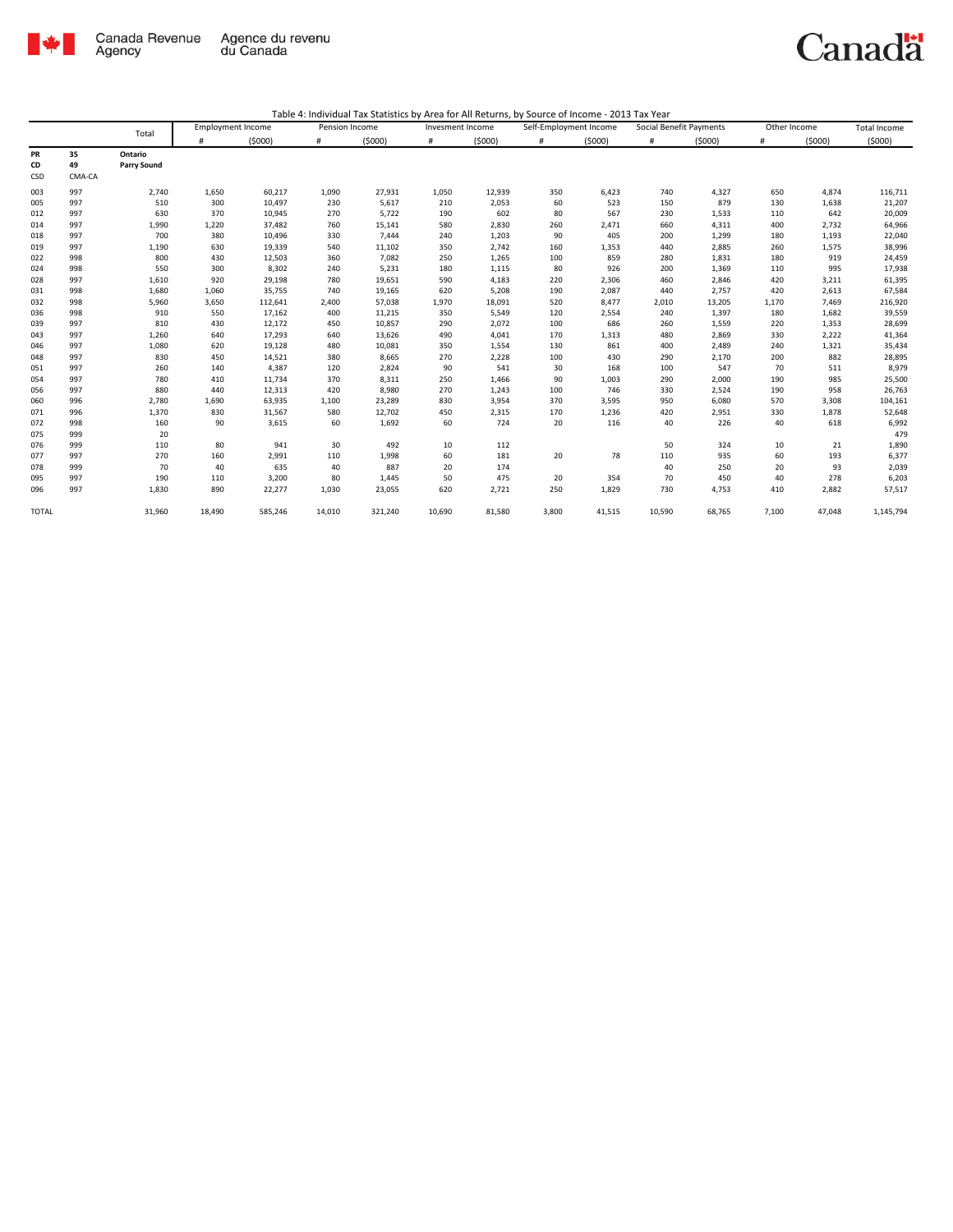Canada Revenue Agency | Agence du revenu du Canada

Table 4: Individual Tax Statistics by Area for All Returns, by Source of Income - 2013 Tax Year

| | | Total | Employment Income | | Pension Income | | Invesment Income | | Self-Employment Income | | Social Benefit Payments | | Other Income | | Total Income |
|---|---|---|---|---|---|---|---|---|---|---|---|---|---|---|---|
| | | | # | ($000) | # | ($000) | # | ($000) | # | ($000) | # | ($000) | # | ($000) | ($000) |
| PR | 35 | Ontario | | | | | | | | | | | | | |
| CD | 49 | Parry Sound | | | | | | | | | | | | | |
| CSD | CMA-CA | | | | | | | | | | | | | | |
| 003 | 997 | 2,740 | 1,650 | 60,217 | 1,090 | 27,931 | 1,050 | 12,939 | 350 | 6,423 | 740 | 4,327 | 650 | 4,874 | 116,711 |
| 005 | 997 | 510 | 300 | 10,497 | 230 | 5,617 | 210 | 2,053 | 60 | 523 | 150 | 879 | 130 | 1,638 | 21,207 |
| 012 | 997 | 630 | 370 | 10,945 | 270 | 5,722 | 190 | 602 | 80 | 567 | 230 | 1,533 | 110 | 642 | 20,009 |
| 014 | 997 | 1,990 | 1,220 | 37,482 | 760 | 15,141 | 580 | 2,830 | 260 | 2,471 | 660 | 4,311 | 400 | 2,732 | 64,966 |
| 018 | 997 | 700 | 380 | 10,496 | 330 | 7,444 | 240 | 1,203 | 90 | 405 | 200 | 1,299 | 180 | 1,193 | 22,040 |
| 019 | 997 | 1,190 | 630 | 19,339 | 540 | 11,102 | 350 | 2,742 | 160 | 1,353 | 440 | 2,885 | 260 | 1,575 | 38,996 |
| 022 | 998 | 800 | 430 | 12,503 | 360 | 7,082 | 250 | 1,265 | 100 | 859 | 280 | 1,831 | 180 | 919 | 24,459 |
| 024 | 998 | 550 | 300 | 8,302 | 240 | 5,231 | 180 | 1,115 | 80 | 926 | 200 | 1,369 | 110 | 995 | 17,938 |
| 028 | 997 | 1,610 | 920 | 29,198 | 780 | 19,651 | 590 | 4,183 | 220 | 2,306 | 460 | 2,846 | 420 | 3,211 | 61,395 |
| 031 | 998 | 1,680 | 1,060 | 35,755 | 740 | 19,165 | 620 | 5,208 | 190 | 2,087 | 440 | 2,757 | 420 | 2,613 | 67,584 |
| 032 | 998 | 5,960 | 3,650 | 112,641 | 2,400 | 57,038 | 1,970 | 18,091 | 520 | 8,477 | 2,010 | 13,205 | 1,170 | 7,469 | 216,920 |
| 036 | 998 | 910 | 550 | 17,162 | 400 | 11,215 | 350 | 5,549 | 120 | 2,554 | 240 | 1,397 | 180 | 1,682 | 39,559 |
| 039 | 997 | 810 | 430 | 12,172 | 450 | 10,857 | 290 | 2,072 | 100 | 686 | 260 | 1,559 | 220 | 1,353 | 28,699 |
| 043 | 997 | 1,260 | 640 | 17,293 | 640 | 13,626 | 490 | 4,041 | 170 | 1,313 | 480 | 2,869 | 330 | 2,222 | 41,364 |
| 046 | 997 | 1,080 | 620 | 19,128 | 480 | 10,081 | 350 | 1,554 | 130 | 861 | 400 | 2,489 | 240 | 1,321 | 35,434 |
| 048 | 997 | 830 | 450 | 14,521 | 380 | 8,665 | 270 | 2,228 | 100 | 430 | 290 | 2,170 | 200 | 882 | 28,895 |
| 051 | 997 | 260 | 140 | 4,387 | 120 | 2,824 | 90 | 541 | 30 | 168 | 100 | 547 | 70 | 511 | 8,979 |
| 054 | 997 | 780 | 410 | 11,734 | 370 | 8,311 | 250 | 1,466 | 90 | 1,003 | 290 | 2,000 | 190 | 985 | 25,500 |
| 056 | 997 | 880 | 440 | 12,313 | 420 | 8,980 | 270 | 1,243 | 100 | 746 | 330 | 2,524 | 190 | 958 | 26,763 |
| 060 | 996 | 2,780 | 1,690 | 63,935 | 1,100 | 23,289 | 830 | 3,954 | 370 | 3,595 | 950 | 6,080 | 570 | 3,308 | 104,161 |
| 071 | 996 | 1,370 | 830 | 31,567 | 580 | 12,702 | 450 | 2,315 | 170 | 1,236 | 420 | 2,951 | 330 | 1,878 | 52,648 |
| 072 | 998 | 160 | 90 | 3,615 | 60 | 1,692 | 60 | 724 | 20 | 116 | 40 | 226 | 40 | 618 | 6,992 |
| 075 | 999 | 20 | | | | | | | | | | | | | 479 |
| 076 | 999 | 110 | 80 | 941 | 30 | 492 | 10 | 112 | | | 50 | 324 | 10 | 21 | 1,890 |
| 077 | 997 | 270 | 160 | 2,991 | 110 | 1,998 | 60 | 181 | 20 | 78 | 110 | 935 | 60 | 193 | 6,377 |
| 078 | 999 | 70 | 40 | 635 | 40 | 887 | 20 | 174 | | | 40 | 250 | 20 | 93 | 2,039 |
| 095 | 997 | 190 | 110 | 3,200 | 80 | 1,445 | 50 | 475 | 20 | 354 | 70 | 450 | 40 | 278 | 6,203 |
| 096 | 997 | 1,830 | 890 | 22,277 | 1,030 | 23,055 | 620 | 2,721 | 250 | 1,829 | 730 | 4,753 | 410 | 2,882 | 57,517 |
| TOTAL | | 31,960 | 18,490 | 585,246 | 14,010 | 321,240 | 10,690 | 81,580 | 3,800 | 41,515 | 10,590 | 68,765 | 7,100 | 47,048 | 1,145,794 |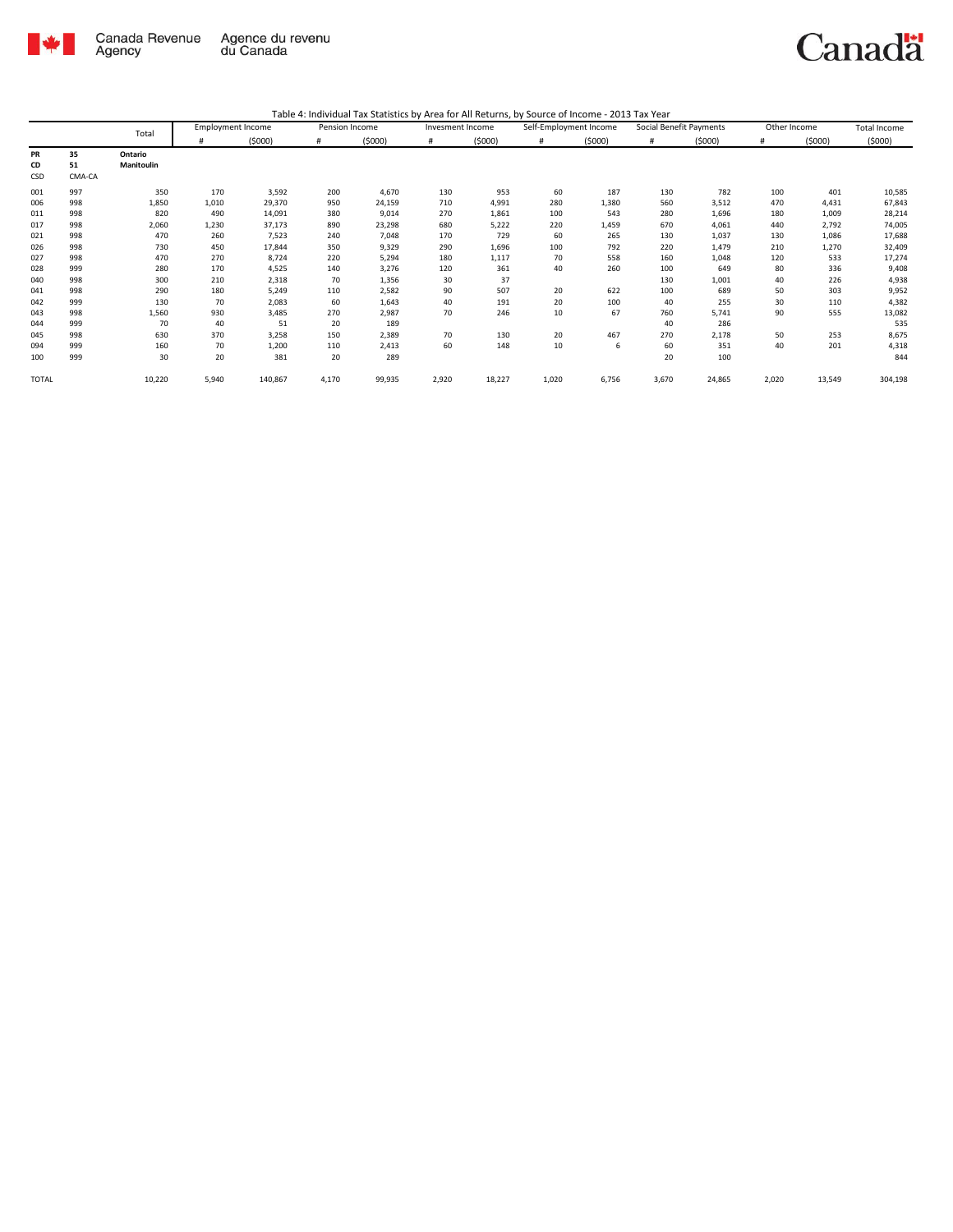Table 4: Individual Tax Statistics by Area for All Returns, by Source of Income - 2013 Tax Year

| | | Total | Employment Income | | Pension Income | | Invesment Income | | Self-Employment Income | | Social Benefit Payments | | Other Income | | Total Income |
|---|---|---|---|---|---|---|---|---|---|---|---|---|---|---|---|
| | | | # | ($000) | # | ($000) | # | ($000) | # | ($000) | # | ($000) | # | ($000) | ($000) |
| PR | 35 | Ontario | | | | | | | | | | | | | |
| CD | 51 | Manitoulin | | | | | | | | | | | | | |
| CSD | CMA-CA | | | | | | | | | | | | | | |
| 001 | 997 | 350 | 170 | 3,592 | 200 | 4,670 | 130 | 953 | 60 | 187 | 130 | 782 | 100 | 401 | 10,585 |
| 006 | 998 | 1,850 | 1,010 | 29,370 | 950 | 24,159 | 710 | 4,991 | 280 | 1,380 | 560 | 3,512 | 470 | 4,431 | 67,843 |
| 011 | 998 | 820 | 490 | 14,091 | 380 | 9,014 | 270 | 1,861 | 100 | 543 | 280 | 1,696 | 180 | 1,009 | 28,214 |
| 017 | 998 | 2,060 | 1,230 | 37,173 | 890 | 23,298 | 680 | 5,222 | 220 | 1,459 | 670 | 4,061 | 440 | 2,792 | 74,005 |
| 021 | 998 | 470 | 260 | 7,523 | 240 | 7,048 | 170 | 729 | 60 | 265 | 130 | 1,037 | 130 | 1,086 | 17,688 |
| 026 | 998 | 730 | 450 | 17,844 | 350 | 9,329 | 290 | 1,696 | 100 | 792 | 220 | 1,479 | 210 | 1,270 | 32,409 |
| 027 | 998 | 470 | 270 | 8,724 | 220 | 5,294 | 180 | 1,117 | 70 | 558 | 160 | 1,048 | 120 | 533 | 17,274 |
| 028 | 999 | 280 | 170 | 4,525 | 140 | 3,276 | 120 | 361 | 40 | 260 | 100 | 649 | 80 | 336 | 9,408 |
| 040 | 998 | 300 | 210 | 2,318 | 70 | 1,356 | 30 | 37 | | | 130 | 1,001 | 40 | 226 | 4,938 |
| 041 | 998 | 290 | 180 | 5,249 | 110 | 2,582 | 90 | 507 | 20 | 622 | 100 | 689 | 50 | 303 | 9,952 |
| 042 | 999 | 130 | 70 | 2,083 | 60 | 1,643 | 40 | 191 | 20 | 100 | 40 | 255 | 30 | 110 | 4,382 |
| 043 | 998 | 1,560 | 930 | 3,485 | 270 | 2,987 | 70 | 246 | 10 | 67 | 760 | 5,741 | 90 | 555 | 13,082 |
| 044 | 999 | 70 | 40 | 51 | 20 | 189 | | | | | 40 | 286 | | | 535 |
| 045 | 998 | 630 | 370 | 3,258 | 150 | 2,389 | 70 | 130 | 20 | 467 | 270 | 2,178 | 50 | 253 | 8,675 |
| 094 | 999 | 160 | 70 | 1,200 | 110 | 2,413 | 60 | 148 | 10 | 6 | 60 | 351 | 40 | 201 | 4,318 |
| 100 | 999 | 30 | 20 | 381 | 20 | 289 | | | | | 20 | 100 | | | 844 |
| TOTAL | | 10,220 | 5,940 | 140,867 | 4,170 | 99,935 | 2,920 | 18,227 | 1,020 | 6,756 | 3,670 | 24,865 | 2,020 | 13,549 | 304,198 |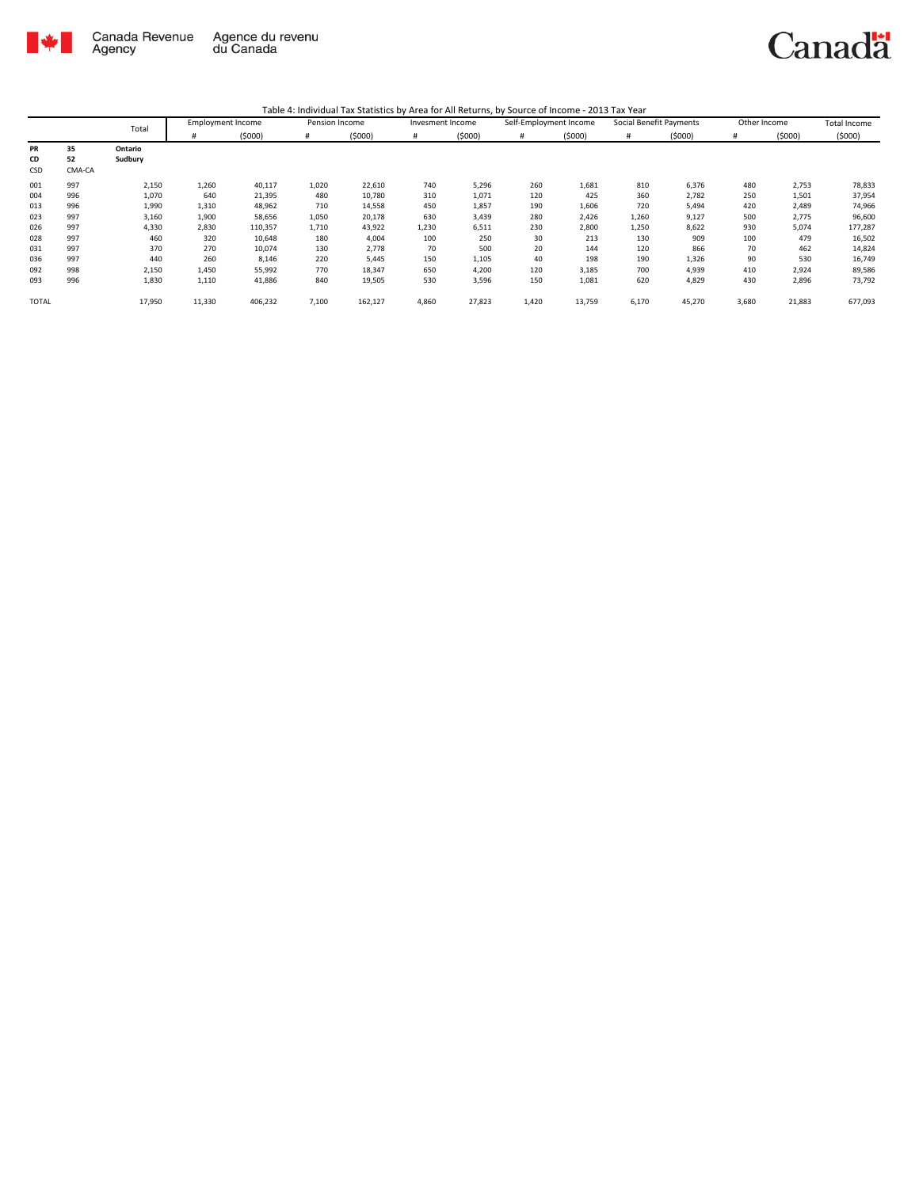Canada Revenue Agency | Agence du revenu du Canada

Table 4: Individual Tax Statistics by Area for All Returns, by Source of Income - 2013 Tax Year

| | | Total | Employment Income | | Pension Income | | Invesment Income | | Self-Employment Income | | Social Benefit Payments | | Other Income | | Total Income |
|---|---|---|---|---|---|---|---|---|---|---|---|---|---|---|---|
| | | | # | ($000) | # | ($000) | # | ($000) | # | ($000) | # | ($000) | # | ($000) | ($000) |
| **PR** | **35** | **Ontario** | | | | | | | | | | | | | |
| **CD** | **52** | **Sudbury** | | | | | | | | | | | | | |
| CSD | CMA-CA | | | | | | | | | | | | | | |
| 001 | 997 | 2,150 | 1,260 | 40,117 | 1,020 | 22,610 | 740 | 5,296 | 260 | 1,681 | 810 | 6,376 | 480 | 2,753 | 78,833 |
| 004 | 996 | 1,070 | 640 | 21,395 | 480 | 10,780 | 310 | 1,071 | 120 | 425 | 360 | 2,782 | 250 | 1,501 | 37,954 |
| 013 | 996 | 1,990 | 1,310 | 48,962 | 710 | 14,558 | 450 | 1,857 | 190 | 1,606 | 720 | 5,494 | 420 | 2,489 | 74,966 |
| 023 | 997 | 3,160 | 1,900 | 58,656 | 1,050 | 20,178 | 630 | 3,439 | 280 | 2,426 | 1,260 | 9,127 | 500 | 2,775 | 96,600 |
| 026 | 997 | 4,330 | 2,830 | 110,357 | 1,710 | 43,922 | 1,230 | 6,511 | 230 | 2,800 | 1,250 | 8,622 | 930 | 5,074 | 177,287 |
| 028 | 997 | 460 | 320 | 10,648 | 180 | 4,004 | 100 | 250 | 30 | 213 | 130 | 909 | 100 | 479 | 16,502 |
| 031 | 997 | 370 | 270 | 10,074 | 130 | 2,778 | 70 | 500 | 20 | 144 | 120 | 866 | 70 | 462 | 14,824 |
| 036 | 997 | 440 | 260 | 8,146 | 220 | 5,445 | 150 | 1,105 | 40 | 198 | 190 | 1,326 | 90 | 530 | 16,749 |
| 092 | 998 | 2,150 | 1,450 | 55,992 | 770 | 18,347 | 650 | 4,200 | 120 | 3,185 | 700 | 4,939 | 410 | 2,924 | 89,586 |
| 093 | 996 | 1,830 | 1,110 | 41,886 | 840 | 19,505 | 530 | 3,596 | 150 | 1,081 | 620 | 4,829 | 430 | 2,896 | 73,792 |
| TOTAL | | 17,950 | 11,330 | 406,232 | 7,100 | 162,127 | 4,860 | 27,823 | 1,420 | 13,759 | 6,170 | 45,270 | 3,680 | 21,883 | 677,093 |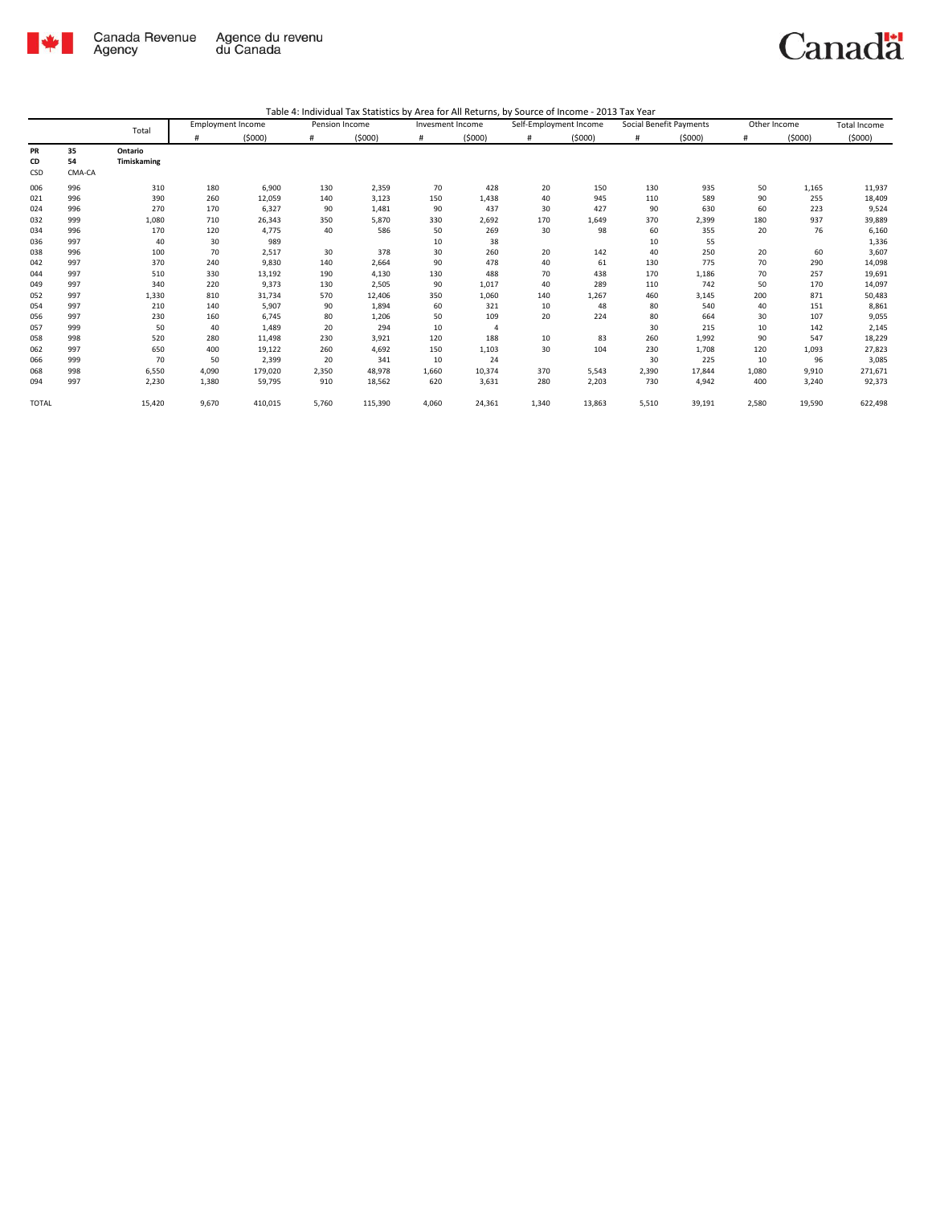Table 4: Individual Tax Statistics by Area for All Returns, by Source of Income - 2013 Tax Year

| | | Total | Employment Income | | Pension Income | | Invesment Income | | Self-Employment Income | | Social Benefit Payments | | Other Income | | Total Income |
|---|---|---|---|---|---|---|---|---|---|---|---|---|---|---|---|
| | | | # | ($000) | # | ($000) | # | ($000) | # | ($000) | # | ($000) | # | ($000) | ($000) |
| **PR** | **35** | **Ontario** | | | | | | | | | | | | | |
| **CD** | **54** | **Timiskaming** | | | | | | | | | | | | | |
| CSD | CMA-CA | | | | | | | | | | | | | | |
| 006 | 996 | 310 | 180 | 6,900 | 130 | 2,359 | 70 | 428 | 20 | 150 | 130 | 935 | 50 | 1,165 | 11,937 |
| 021 | 996 | 390 | 260 | 12,059 | 140 | 3,123 | 150 | 1,438 | 40 | 945 | 110 | 589 | 90 | 255 | 18,409 |
| 024 | 996 | 270 | 170 | 6,327 | 90 | 1,481 | 90 | 437 | 30 | 427 | 90 | 630 | 60 | 223 | 9,524 |
| 032 | 999 | 1,080 | 710 | 26,343 | 350 | 5,870 | 330 | 2,692 | 170 | 1,649 | 370 | 2,399 | 180 | 937 | 39,889 |
| 034 | 996 | 170 | 120 | 4,775 | 40 | 586 | 50 | 269 | 30 | 98 | 60 | 355 | 20 | 76 | 6,160 |
| 036 | 997 | 40 | 30 | 989 | | | 10 | 38 | | | 10 | 55 | | | 1,336 |
| 038 | 996 | 100 | 70 | 2,517 | 30 | 378 | 30 | 260 | 20 | 142 | 40 | 250 | 20 | 60 | 3,607 |
| 042 | 997 | 370 | 240 | 9,830 | 140 | 2,664 | 90 | 478 | 40 | 61 | 130 | 775 | 70 | 290 | 14,098 |
| 044 | 997 | 510 | 330 | 13,192 | 190 | 4,130 | 130 | 488 | 70 | 438 | 170 | 1,186 | 70 | 257 | 19,691 |
| 049 | 997 | 340 | 220 | 9,373 | 130 | 2,505 | 90 | 1,017 | 40 | 289 | 110 | 742 | 50 | 170 | 14,097 |
| 052 | 997 | 1,330 | 810 | 31,734 | 570 | 12,406 | 350 | 1,060 | 140 | 1,267 | 460 | 3,145 | 200 | 871 | 50,483 |
| 054 | 997 | 210 | 140 | 5,907 | 90 | 1,894 | 60 | 321 | 10 | 48 | 80 | 540 | 40 | 151 | 8,861 |
| 056 | 997 | 230 | 160 | 6,745 | 80 | 1,206 | 50 | 109 | 20 | 224 | 80 | 664 | 30 | 107 | 9,055 |
| 057 | 999 | 50 | 40 | 1,489 | 20 | 294 | 10 | 4 | | | 30 | 215 | 10 | 142 | 2,145 |
| 058 | 998 | 520 | 280 | 11,498 | 230 | 3,921 | 120 | 188 | 10 | 83 | 260 | 1,992 | 90 | 547 | 18,229 |
| 062 | 997 | 650 | 400 | 19,122 | 260 | 4,692 | 150 | 1,103 | 30 | 104 | 230 | 1,708 | 120 | 1,093 | 27,823 |
| 066 | 999 | 70 | 50 | 2,399 | 20 | 341 | 10 | 24 | | | 30 | 225 | 10 | 96 | 3,085 |
| 068 | 998 | 6,550 | 4,090 | 179,020 | 2,350 | 48,978 | 1,660 | 10,374 | 370 | 5,543 | 2,390 | 17,844 | 1,080 | 9,910 | 271,671 |
| 094 | 997 | 2,230 | 1,380 | 59,795 | 910 | 18,562 | 620 | 3,631 | 280 | 2,203 | 730 | 4,942 | 400 | 3,240 | 92,373 |
| TOTAL | | 15,420 | 9,670 | 410,015 | 5,760 | 115,390 | 4,060 | 24,361 | 1,340 | 13,863 | 5,510 | 39,191 | 2,580 | 19,590 | 622,498 |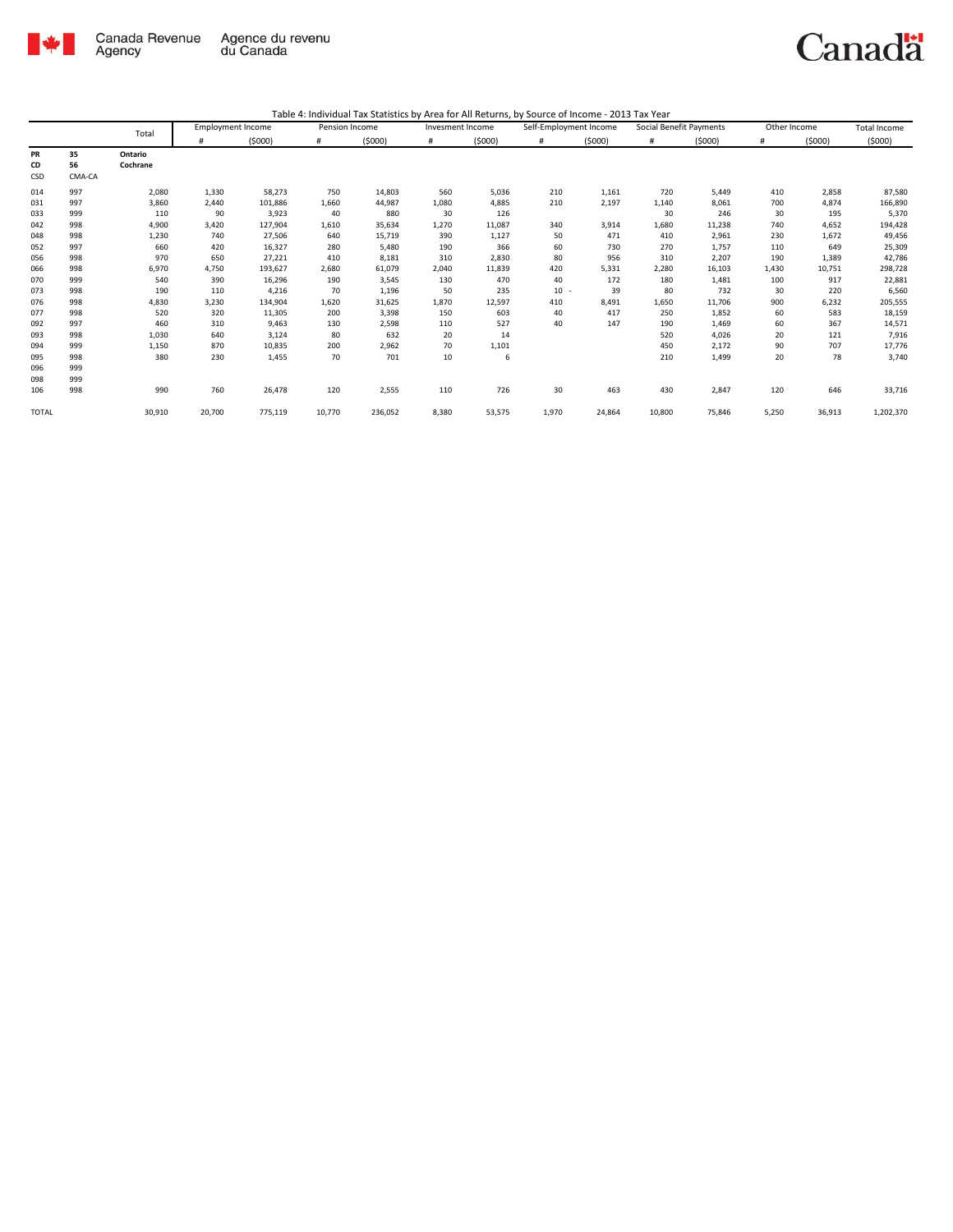Canada Revenue Agency / Agence du revenu du Canada

Table 4: Individual Tax Statistics by Area for All Returns, by Source of Income - 2013 Tax Year

| | | Total | Employment Income | | Pension Income | | Invesment Income | | Self-Employment Income | | Social Benefit Payments | | Other Income | | Total Income |
|---|---|---|---|---|---|---|---|---|---|---|---|---|---|---|---|
| | | | # | ($000) | # | ($000) | # | ($000) | # | ($000) | # | ($000) | # | ($000) | ($000) |
| **PR** | **35** | **Ontario** | | | | | | | | | | | | | |
| **CD** | **56** | **Cochrane** | | | | | | | | | | | | | |
| CSD | CMA-CA | | | | | | | | | | | | | | |
| 014 | 997 | 2,080 | 1,330 | 58,273 | 750 | 14,803 | 560 | 5,036 | 210 | 1,161 | 720 | 5,449 | 410 | 2,858 | 87,580 |
| 031 | 997 | 3,860 | 2,440 | 101,886 | 1,660 | 44,987 | 1,080 | 4,885 | 210 | 2,197 | 1,140 | 8,061 | 700 | 4,874 | 166,890 |
| 033 | 999 | 110 | 90 | 3,923 | 40 | 880 | 30 | 126 | | | 30 | 246 | 30 | 195 | 5,370 |
| 042 | 998 | 4,900 | 3,420 | 127,904 | 1,610 | 35,634 | 1,270 | 11,087 | 340 | 3,914 | 1,680 | 11,238 | 740 | 4,652 | 194,428 |
| 048 | 998 | 1,230 | 740 | 27,506 | 640 | 15,719 | 390 | 1,127 | 50 | 471 | 410 | 2,961 | 230 | 1,672 | 49,456 |
| 052 | 997 | 660 | 420 | 16,327 | 280 | 5,480 | 190 | 366 | 60 | 730 | 270 | 1,757 | 110 | 649 | 25,309 |
| 056 | 998 | 970 | 650 | 27,221 | 410 | 8,181 | 310 | 2,830 | 80 | 956 | 310 | 2,207 | 190 | 1,389 | 42,786 |
| 066 | 998 | 6,970 | 4,750 | 193,627 | 2,680 | 61,079 | 2,040 | 11,839 | 420 | 5,331 | 2,280 | 16,103 | 1,430 | 10,751 | 298,728 |
| 070 | 999 | 540 | 390 | 16,296 | 190 | 3,545 | 130 | 470 | 40 | 172 | 180 | 1,481 | 100 | 917 | 22,881 |
| 073 | 998 | 190 | 110 | 4,216 | 70 | 1,196 | 50 | 235 | 10 - | 39 | 80 | 732 | 30 | 220 | 6,560 |
| 076 | 998 | 4,830 | 3,230 | 134,904 | 1,620 | 31,625 | 1,870 | 12,597 | 410 | 8,491 | 1,650 | 11,706 | 900 | 6,232 | 205,555 |
| 077 | 998 | 520 | 320 | 11,305 | 200 | 3,398 | 150 | 603 | 40 | 417 | 250 | 1,852 | 60 | 583 | 18,159 |
| 092 | 997 | 460 | 310 | 9,463 | 130 | 2,598 | 110 | 527 | 40 | 147 | 190 | 1,469 | 60 | 367 | 14,571 |
| 093 | 998 | 1,030 | 640 | 3,124 | 80 | 632 | 20 | 14 | | | 520 | 4,026 | 20 | 121 | 7,916 |
| 094 | 999 | 1,150 | 870 | 10,835 | 200 | 2,962 | 70 | 1,101 | | | 450 | 2,172 | 90 | 707 | 17,776 |
| 095 | 998 | 380 | 230 | 1,455 | 70 | 701 | 10 | 6 | | | 210 | 1,499 | 20 | 78 | 3,740 |
| 096 | 999 | | | | | | | | | | | | | | |
| 098 | 999 | | | | | | | | | | | | | | |
| 106 | 998 | 990 | 760 | 26,478 | 120 | 2,555 | 110 | 726 | 30 | 463 | 430 | 2,847 | 120 | 646 | 33,716 |
| TOTAL | | 30,910 | 20,700 | 775,119 | 10,770 | 236,052 | 8,380 | 53,575 | 1,970 | 24,864 | 10,800 | 75,846 | 5,250 | 36,913 | 1,202,370 |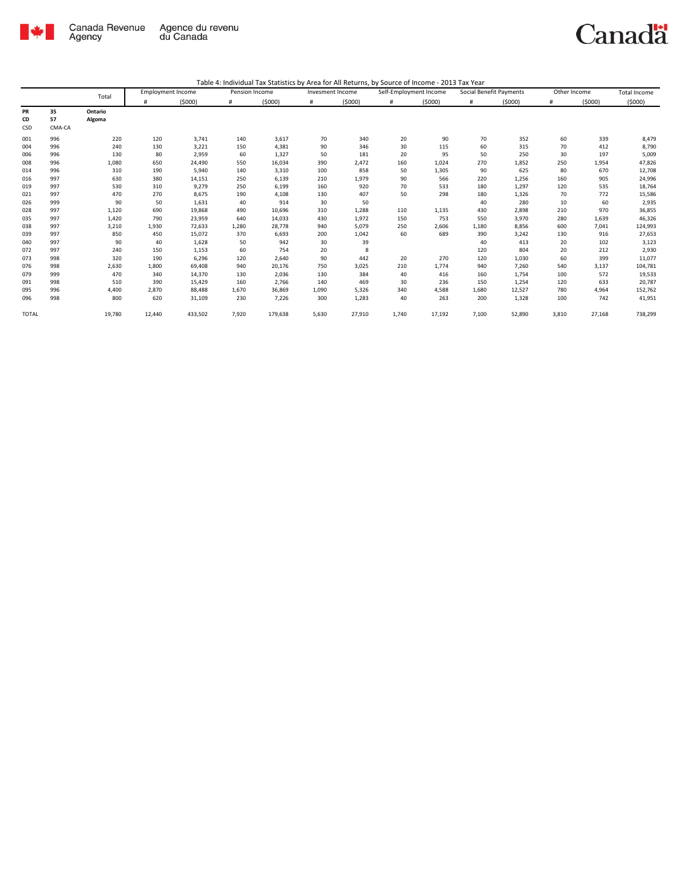Canada Revenue Agency | Agence du revenu du Canada

Table 4: Individual Tax Statistics by Area for All Returns, by Source of Income - 2013 Tax Year

| | | Total | Employment Income | | Pension Income | | Invesment Income | | Self-Employment Income | | Social Benefit Payments | | Other Income | | Total Income |
|---|---|---|---|---|---|---|---|---|---|---|---|---|---|---|---|
| | | | # | ($000) | # | ($000) | # | ($000) | # | ($000) | # | ($000) | # | ($000) | ($000) |
| **PR** | **35** | **Ontario** | | | | | | | | | | | | | |
| **CD** | **57** | **Algoma** | | | | | | | | | | | | | |
| CSD | CMA-CA | | | | | | | | | | | | | | |
| 001 | 996 | 220 | 120 | 3,741 | 140 | 3,617 | 70 | 340 | 20 | 90 | 70 | 352 | 60 | 339 | 8,479 |
| 004 | 996 | 240 | 130 | 3,221 | 150 | 4,381 | 90 | 346 | 30 | 115 | 60 | 315 | 70 | 412 | 8,790 |
| 006 | 996 | 130 | 80 | 2,959 | 60 | 1,327 | 50 | 181 | 20 | 95 | 50 | 250 | 30 | 197 | 5,009 |
| 008 | 996 | 1,080 | 650 | 24,490 | 550 | 16,034 | 390 | 2,472 | 160 | 1,024 | 270 | 1,852 | 250 | 1,954 | 47,826 |
| 014 | 996 | 310 | 190 | 5,940 | 140 | 3,310 | 100 | 858 | 50 | 1,305 | 90 | 625 | 80 | 670 | 12,708 |
| 016 | 997 | 630 | 380 | 14,151 | 250 | 6,139 | 210 | 1,979 | 90 | 566 | 220 | 1,256 | 160 | 905 | 24,996 |
| 019 | 997 | 530 | 310 | 9,279 | 250 | 6,199 | 160 | 920 | 70 | 533 | 180 | 1,297 | 120 | 535 | 18,764 |
| 021 | 997 | 470 | 270 | 8,675 | 190 | 4,108 | 130 | 407 | 50 | 298 | 180 | 1,326 | 70 | 772 | 15,586 |
| 026 | 999 | 90 | 50 | 1,631 | 40 | 914 | 30 | 50 | | | 40 | 280 | 10 | 60 | 2,935 |
| 028 | 997 | 1,120 | 690 | 19,868 | 490 | 10,696 | 310 | 1,288 | 110 | 1,135 | 430 | 2,898 | 210 | 970 | 36,855 |
| 035 | 997 | 1,420 | 790 | 23,959 | 640 | 14,033 | 430 | 1,972 | 150 | 753 | 550 | 3,970 | 280 | 1,639 | 46,326 |
| 038 | 997 | 3,210 | 1,930 | 72,633 | 1,280 | 28,778 | 940 | 5,079 | 250 | 2,606 | 1,180 | 8,856 | 600 | 7,041 | 124,993 |
| 039 | 997 | 850 | 450 | 15,072 | 370 | 6,693 | 200 | 1,042 | 60 | 689 | 390 | 3,242 | 130 | 916 | 27,653 |
| 040 | 997 | 90 | 40 | 1,628 | 50 | 942 | 30 | 39 | | | 40 | 413 | 20 | 102 | 3,123 |
| 072 | 997 | 240 | 150 | 1,153 | 60 | 754 | 20 | 8 | | | 120 | 804 | 20 | 212 | 2,930 |
| 073 | 998 | 320 | 190 | 6,296 | 120 | 2,640 | 90 | 442 | 20 | 270 | 120 | 1,030 | 60 | 399 | 11,077 |
| 076 | 998 | 2,630 | 1,800 | 69,408 | 940 | 20,176 | 750 | 3,025 | 210 | 1,774 | 940 | 7,260 | 540 | 3,137 | 104,781 |
| 079 | 999 | 470 | 340 | 14,370 | 130 | 2,036 | 130 | 384 | 40 | 416 | 160 | 1,754 | 100 | 572 | 19,533 |
| 091 | 998 | 510 | 390 | 15,429 | 160 | 2,766 | 140 | 469 | 30 | 236 | 150 | 1,254 | 120 | 633 | 20,787 |
| 095 | 996 | 4,400 | 2,870 | 88,488 | 1,670 | 36,869 | 1,090 | 5,326 | 340 | 4,588 | 1,680 | 12,527 | 780 | 4,964 | 152,762 |
| 096 | 998 | 800 | 620 | 31,109 | 230 | 7,226 | 300 | 1,283 | 40 | 263 | 200 | 1,328 | 100 | 742 | 41,951 |
| TOTAL | | 19,780 | 12,440 | 433,502 | 7,920 | 179,638 | 5,630 | 27,910 | 1,740 | 17,192 | 7,100 | 52,890 | 3,810 | 27,168 | 738,299 |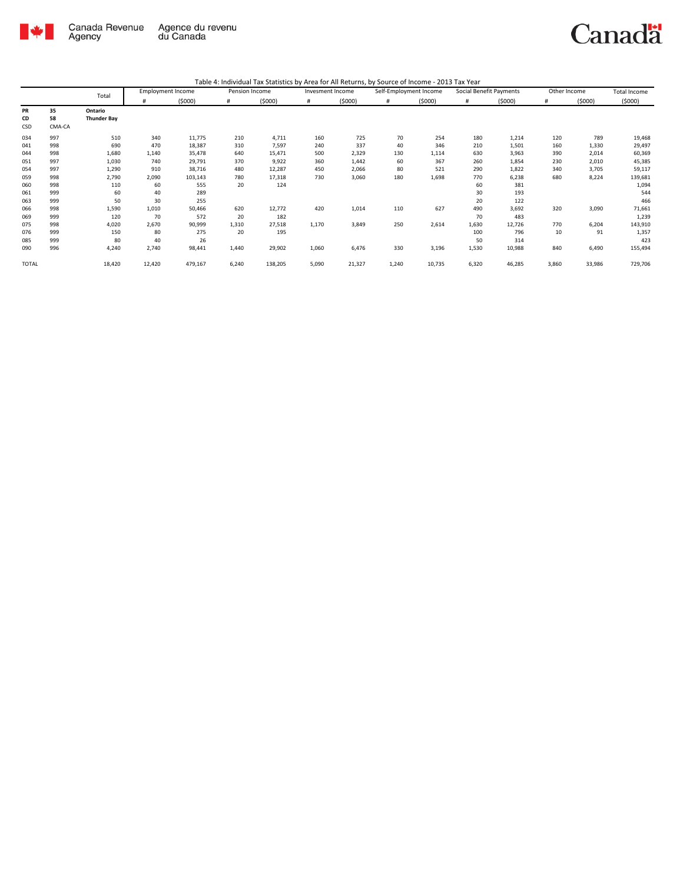Canada Revenue Agency | Agence du revenu du Canada

Canada

Table 4: Individual Tax Statistics by Area for All Returns, by Source of Income - 2013 Tax Year

| | | Total | Employment Income | | Pension Income | | Invesment Income | | Self-Employment Income | | Social Benefit Payments | | Other Income | | Total Income |
|---|---|---|---|---|---|---|---|---|---|---|---|---|---|---|---|
| | | | # | ($000) | # | ($000) | # | ($000) | # | ($000) | # | ($000) | # | ($000) | ($000) |
| PR | 35 | Ontario | | | | | | | | | | | | | |
| CD | 58 | Thunder Bay | | | | | | | | | | | | | |
| CSD | CMA-CA | | | | | | | | | | | | | | |
| 034 | 997 | 510 | 340 | 11,775 | 210 | 4,711 | 160 | 725 | 70 | 254 | 180 | 1,214 | 120 | 789 | 19,468 |
| 041 | 998 | 690 | 470 | 18,387 | 310 | 7,597 | 240 | 337 | 40 | 346 | 210 | 1,501 | 160 | 1,330 | 29,497 |
| 044 | 998 | 1,680 | 1,140 | 35,478 | 640 | 15,471 | 500 | 2,329 | 130 | 1,114 | 630 | 3,963 | 390 | 2,014 | 60,369 |
| 051 | 997 | 1,030 | 740 | 29,791 | 370 | 9,922 | 360 | 1,442 | 60 | 367 | 260 | 1,854 | 230 | 2,010 | 45,385 |
| 054 | 997 | 1,290 | 910 | 38,716 | 480 | 12,287 | 450 | 2,066 | 80 | 521 | 290 | 1,822 | 340 | 3,705 | 59,117 |
| 059 | 998 | 2,790 | 2,090 | 103,143 | 780 | 17,318 | 730 | 3,060 | 180 | 1,698 | 770 | 6,238 | 680 | 8,224 | 139,681 |
| 060 | 998 | 110 | 60 | 555 | 20 | 124 | | | | | 60 | 381 | | | 1,094 |
| 061 | 999 | 60 | 40 | 289 | | | | | | | 30 | 193 | | | 544 |
| 063 | 999 | 50 | 30 | 255 | | | | | | | 20 | 122 | | | 466 |
| 066 | 998 | 1,590 | 1,010 | 50,466 | 620 | 12,772 | 420 | 1,014 | 110 | 627 | 490 | 3,692 | 320 | 3,090 | 71,661 |
| 069 | 999 | 120 | 70 | 572 | 20 | 182 | | | | | 70 | 483 | | | 1,239 |
| 075 | 998 | 4,020 | 2,670 | 90,999 | 1,310 | 27,518 | 1,170 | 3,849 | 250 | 2,614 | 1,630 | 12,726 | 770 | 6,204 | 143,910 |
| 076 | 999 | 150 | 80 | 275 | 20 | 195 | | | | | 100 | 796 | 10 | 91 | 1,357 |
| 085 | 999 | 80 | 40 | 26 | | | | | | | 50 | 314 | | | 423 |
| 090 | 996 | 4,240 | 2,740 | 98,441 | 1,440 | 29,902 | 1,060 | 6,476 | 330 | 3,196 | 1,530 | 10,988 | 840 | 6,490 | 155,494 |
| TOTAL | | 18,420 | 12,420 | 479,167 | 6,240 | 138,205 | 5,090 | 21,327 | 1,240 | 10,735 | 6,320 | 46,285 | 3,860 | 33,986 | 729,706 |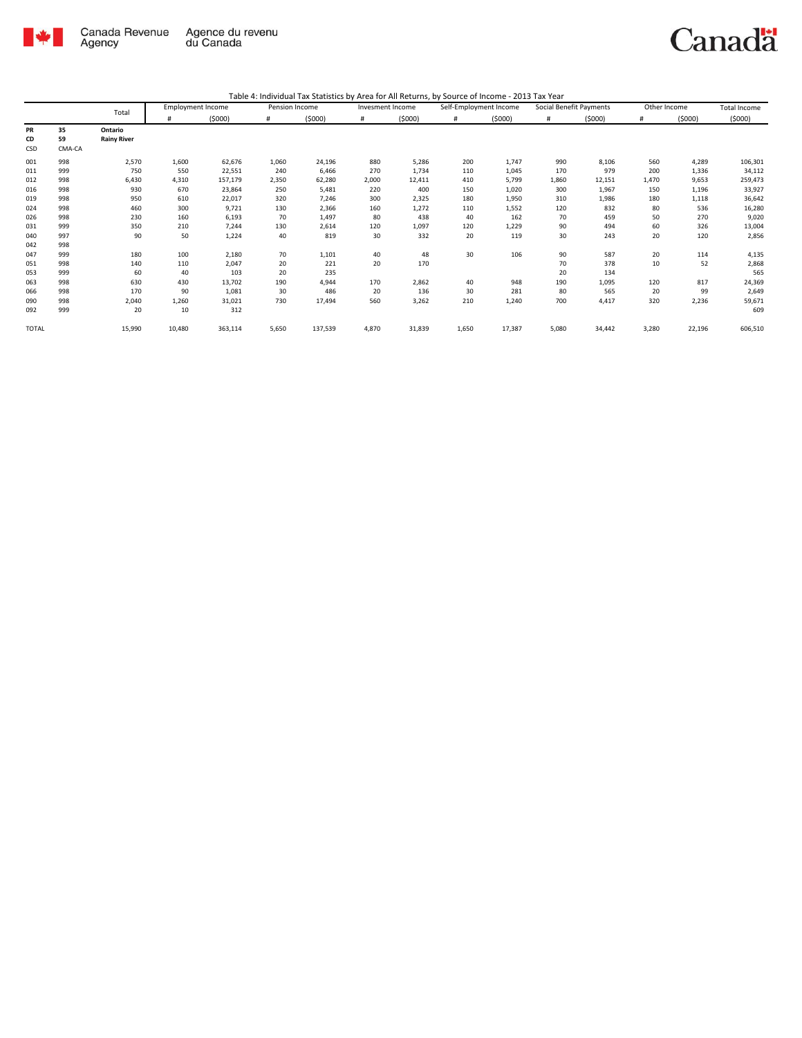Table 4: Individual Tax Statistics by Area for All Returns, by Source of Income - 2013 Tax Year

| | | Total | Employment Income | | Pension Income | | Invesment Income | | Self-Employment Income | | Social Benefit Payments | | Other Income | | Total Income |
|---|---|---|---|---|---|---|---|---|---|---|---|---|---|---|---|
| | | | # | ($000) | # | ($000) | # | ($000) | # | ($000) | # | ($000) | # | ($000) | ($000) |
| **PR** | **35** | **Ontario** | | | | | | | | | | | | | |
| **CD** | **59** | **Rainy River** | | | | | | | | | | | | | |
| CSD | CMA-CA | | | | | | | | | | | | | | |
| 001 | 998 | 2,570 | 1,600 | 62,676 | 1,060 | 24,196 | 880 | 5,286 | 200 | 1,747 | 990 | 8,106 | 560 | 4,289 | 106,301 |
| 011 | 999 | 750 | 550 | 22,551 | 240 | 6,466 | 270 | 1,734 | 110 | 1,045 | 170 | 979 | 200 | 1,336 | 34,112 |
| 012 | 998 | 6,430 | 4,310 | 157,179 | 2,350 | 62,280 | 2,000 | 12,411 | 410 | 5,799 | 1,860 | 12,151 | 1,470 | 9,653 | 259,473 |
| 016 | 998 | 930 | 670 | 23,864 | 250 | 5,481 | 220 | 400 | 150 | 1,020 | 300 | 1,967 | 150 | 1,196 | 33,927 |
| 019 | 998 | 950 | 610 | 22,017 | 320 | 7,246 | 300 | 2,325 | 180 | 1,950 | 310 | 1,986 | 180 | 1,118 | 36,642 |
| 024 | 998 | 460 | 300 | 9,721 | 130 | 2,366 | 160 | 1,272 | 110 | 1,552 | 120 | 832 | 80 | 536 | 16,280 |
| 026 | 998 | 230 | 160 | 6,193 | 70 | 1,497 | 80 | 438 | 40 | 162 | 70 | 459 | 50 | 270 | 9,020 |
| 031 | 999 | 350 | 210 | 7,244 | 130 | 2,614 | 120 | 1,097 | 120 | 1,229 | 90 | 494 | 60 | 326 | 13,004 |
| 040 | 997 | 90 | 50 | 1,224 | 40 | 819 | 30 | 332 | 20 | 119 | 30 | 243 | 20 | 120 | 2,856 |
| 042 | 998 | | | | | | | | | | | | | | |
| 047 | 999 | 180 | 100 | 2,180 | 70 | 1,101 | 40 | 48 | 30 | 106 | 90 | 587 | 20 | 114 | 4,135 |
| 051 | 998 | 140 | 110 | 2,047 | 20 | 221 | 20 | 170 | | | 70 | 378 | 10 | 52 | 2,868 |
| 053 | 999 | 60 | 40 | 103 | 20 | 235 | | | | | 20 | 134 | | | 565 |
| 063 | 998 | 630 | 430 | 13,702 | 190 | 4,944 | 170 | 2,862 | 40 | 948 | 190 | 1,095 | 120 | 817 | 24,369 |
| 066 | 998 | 170 | 90 | 1,081 | 30 | 486 | 20 | 136 | 30 | 281 | 80 | 565 | 20 | 99 | 2,649 |
| 090 | 998 | 2,040 | 1,260 | 31,021 | 730 | 17,494 | 560 | 3,262 | 210 | 1,240 | 700 | 4,417 | 320 | 2,236 | 59,671 |
| 092 | 999 | 20 | 10 | 312 | | | | | | | | | | | 609 |
| TOTAL | | 15,990 | 10,480 | 363,114 | 5,650 | 137,539 | 4,870 | 31,839 | 1,650 | 17,387 | 5,080 | 34,442 | 3,280 | 22,196 | 606,510 |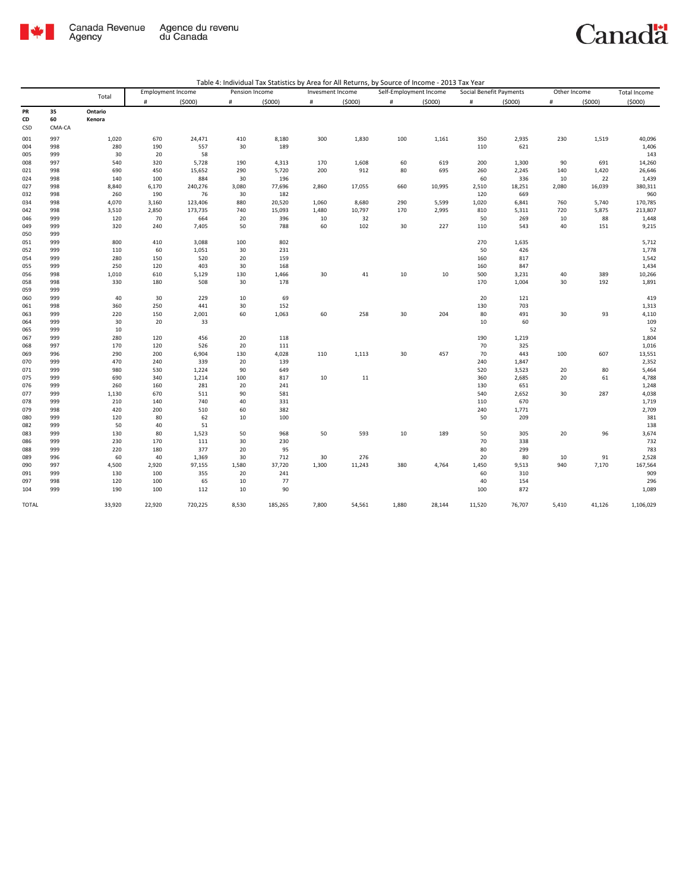Canada Revenue Agency / Agence du revenu du Canada

Table 4: Individual Tax Statistics by Area for All Returns, by Source of Income - 2013 Tax Year

| | | Total | Employment Income | | Pension Income | | Invesment Income | | Self-Employment Income | | Social Benefit Payments | | Other Income | | Total Income |
|---|---|---|---|---|---|---|---|---|---|---|---|---|---|---|---|
| | | | # | ($000) | # | ($000) | # | ($000) | # | ($000) | # | ($000) | # | ($000) | ($000) |
| PR | 35 | Ontario | | | | | | | | | | | | | |
| CD | 60 | Kenora | | | | | | | | | | | | | |
| CSD | CMA-CA | | | | | | | | | | | | | | |
| 001 | 997 | 1,020 | 670 | 24,471 | 410 | 8,180 | 300 | 1,830 | 100 | 1,161 | 350 | 2,935 | 230 | 1,519 | 40,096 |
| 004 | 998 | 280 | 190 | 557 | 30 | 189 | | | | | 110 | 621 | | | 1,406 |
| 005 | 999 | 30 | 20 | 58 | | | | | | | | | | | 143 |
| 008 | 997 | 540 | 320 | 5,728 | 190 | 4,313 | 170 | 1,608 | 60 | 619 | 200 | 1,300 | 90 | 691 | 14,260 |
| 021 | 998 | 690 | 450 | 15,652 | 290 | 5,720 | 200 | 912 | 80 | 695 | 260 | 2,245 | 140 | 1,420 | 26,646 |
| 024 | 998 | 140 | 100 | 884 | 30 | 196 | | | | | 60 | 336 | 10 | 22 | 1,439 |
| 027 | 998 | 8,840 | 6,170 | 240,276 | 3,080 | 77,696 | 2,860 | 17,055 | 660 | 10,995 | 2,510 | 18,251 | 2,080 | 16,039 | 380,311 |
| 032 | 998 | 260 | 190 | 76 | 30 | 182 | | | | | 120 | 669 | | | 960 |
| 034 | 998 | 4,070 | 3,160 | 123,406 | 880 | 20,520 | 1,060 | 8,680 | 290 | 5,599 | 1,020 | 6,841 | 760 | 5,740 | 170,785 |
| 042 | 998 | 3,510 | 2,850 | 173,735 | 740 | 15,093 | 1,480 | 10,797 | 170 | 2,995 | 810 | 5,311 | 720 | 5,875 | 213,807 |
| 046 | 999 | 120 | 70 | 664 | 20 | 396 | 10 | 32 | | | 50 | 269 | 10 | 88 | 1,448 |
| 049 | 999 | 320 | 240 | 7,405 | 50 | 788 | 60 | 102 | 30 | 227 | 110 | 543 | 40 | 151 | 9,215 |
| 050 | 999 | | | | | | | | | | | | | | |
| 051 | 999 | 800 | 410 | 3,088 | 100 | 802 | | | | | 270 | 1,635 | | | 5,712 |
| 052 | 999 | 110 | 60 | 1,051 | 30 | 231 | | | | | 50 | 426 | | | 1,778 |
| 054 | 999 | 280 | 150 | 520 | 20 | 159 | | | | | 160 | 817 | | | 1,542 |
| 055 | 999 | 250 | 120 | 403 | 30 | 168 | | | | | 160 | 847 | | | 1,434 |
| 056 | 998 | 1,010 | 610 | 5,129 | 130 | 1,466 | 30 | 41 | 10 | 10 | 500 | 3,231 | 40 | 389 | 10,266 |
| 058 | 998 | 330 | 180 | 508 | 30 | 178 | | | | | 170 | 1,004 | 30 | 192 | 1,891 |
| 059 | 999 | | | | | | | | | | | | | | |
| 060 | 999 | 40 | 30 | 229 | 10 | 69 | | | | | 20 | 121 | | | 419 |
| 061 | 998 | 360 | 250 | 441 | 30 | 152 | | | | | 130 | 703 | | | 1,313 |
| 063 | 999 | 220 | 150 | 2,001 | 60 | 1,063 | 60 | 258 | 30 | 204 | 80 | 491 | 30 | 93 | 4,110 |
| 064 | 999 | 30 | 20 | 33 | | | | | | | 10 | 60 | | | 109 |
| 065 | 999 | 10 | | | | | | | | | | | | | 52 |
| 067 | 999 | 280 | 120 | 456 | 20 | 118 | | | | | 190 | 1,219 | | | 1,804 |
| 068 | 997 | 170 | 120 | 526 | 20 | 111 | | | | | 70 | 325 | | | 1,016 |
| 069 | 996 | 290 | 200 | 6,904 | 130 | 4,028 | 110 | 1,113 | 30 | 457 | 70 | 443 | 100 | 607 | 13,551 |
| 070 | 999 | 470 | 240 | 339 | 20 | 139 | | | | | 240 | 1,847 | | | 2,352 |
| 071 | 999 | 980 | 530 | 1,224 | 90 | 649 | | | | | 520 | 3,523 | 20 | 80 | 5,464 |
| 075 | 999 | 690 | 340 | 1,214 | 100 | 817 | 10 | 11 | | | 360 | 2,685 | 20 | 61 | 4,788 |
| 076 | 999 | 260 | 160 | 281 | 20 | 241 | | | | | 130 | 651 | | | 1,248 |
| 077 | 999 | 1,130 | 670 | 511 | 90 | 581 | | | | | 540 | 2,652 | 30 | 287 | 4,038 |
| 078 | 999 | 210 | 140 | 740 | 40 | 331 | | | | | 110 | 670 | | | 1,719 |
| 079 | 998 | 420 | 200 | 510 | 60 | 382 | | | | | 240 | 1,771 | | | 2,709 |
| 080 | 999 | 120 | 80 | 62 | 10 | 100 | | | | | 50 | 209 | | | 381 |
| 082 | 999 | 50 | 40 | 51 | | | | | | | | | | | 138 |
| 083 | 999 | 130 | 80 | 1,523 | 50 | 968 | 50 | 593 | 10 | 189 | 50 | 305 | 20 | 96 | 3,674 |
| 086 | 999 | 230 | 170 | 111 | 30 | 230 | | | | | 70 | 338 | | | 732 |
| 088 | 999 | 220 | 180 | 377 | 20 | 95 | | | | | 80 | 299 | | | 783 |
| 089 | 996 | 60 | 40 | 1,369 | 30 | 712 | 30 | 276 | | | 20 | 80 | 10 | 91 | 2,528 |
| 090 | 997 | 4,500 | 2,920 | 97,155 | 1,580 | 37,720 | 1,300 | 11,243 | 380 | 4,764 | 1,450 | 9,513 | 940 | 7,170 | 167,564 |
| 091 | 999 | 130 | 100 | 355 | 20 | 241 | | | | | 60 | 310 | | | 909 |
| 097 | 998 | 120 | 100 | 65 | 10 | 77 | | | | | 40 | 154 | | | 296 |
| 104 | 999 | 190 | 100 | 112 | 10 | 90 | | | | | 100 | 872 | | | 1,089 |
| TOTAL | | 33,920 | 22,920 | 720,225 | 8,530 | 185,265 | 7,800 | 54,561 | 1,880 | 28,144 | 11,520 | 76,707 | 5,410 | 41,126 | 1,106,029 |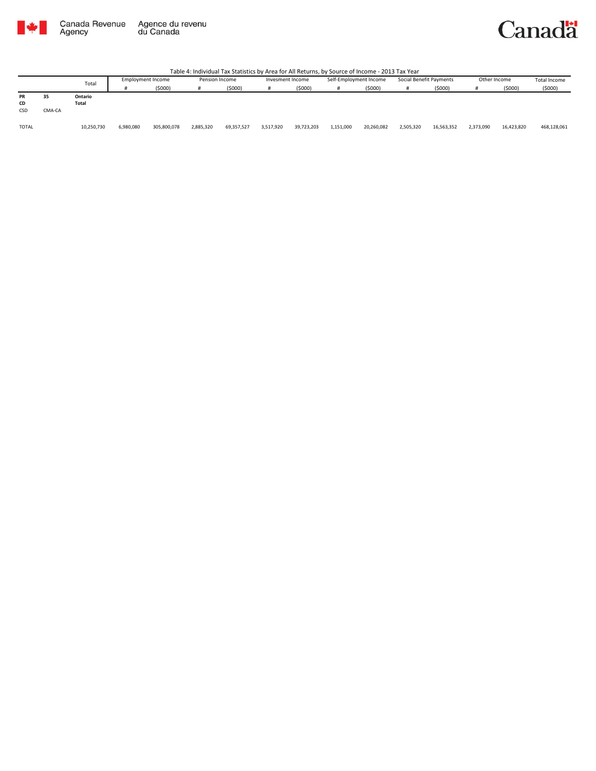Canada Revenue Agency | Agence du revenu du Canada

Canada

Table 4: Individual Tax Statistics by Area for All Returns, by Source of Income - 2013 Tax Year

| | | Total | Employment Income | | Pension Income | | Invesment Income | | Self-Employment Income | | Social Benefit Payments | | Other Income | | Total Income |
|---|---|---|---|---|---|---|---|---|---|---|---|---|---|---|---|
| | | | # | ($000) | # | ($000) | # | ($000) | # | ($000) | # | ($000) | # | ($000) | ($000) |
| **PR** | **35** | **Ontario** | | | | | | | | | | | | | |
| **CD** | | **Total** | | | | | | | | | | | | | |
| CSD | CMA-CA | | | | | | | | | | | | | | |
| TOTAL | | 10,250,730 | 6,980,080 | 305,800,078 | 2,885,320 | 69,357,527 | 3,517,920 | 39,723,203 | 1,151,000 | 20,260,082 | 2,505,320 | 16,563,352 | 2,373,090 | 16,423,820 | 468,128,061 |